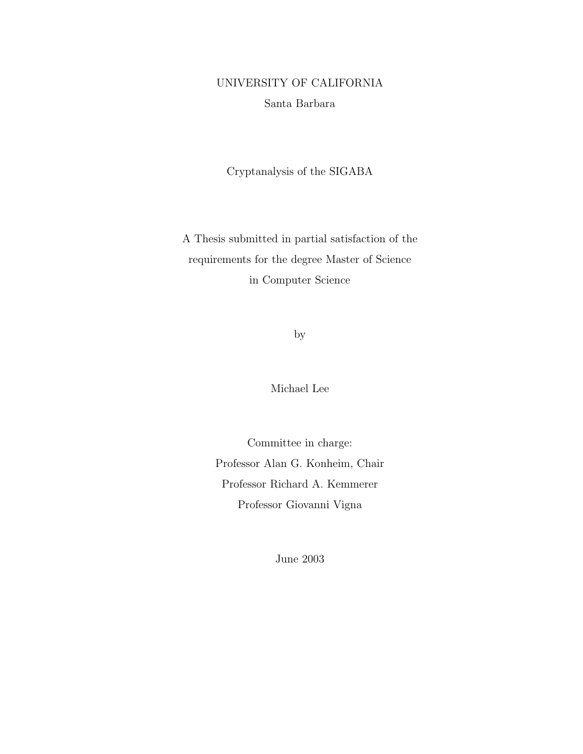UNIVERSITY OF CALIFORNIA

Santa Barbara

# Cryptanalysis of the SIGABA

A Thesis submitted in partial satisfaction of the requirements for the degree Master of Science in Computer Science

by

Michael Lee

Committee in charge:

Professor Alan G. Konheim, Chair

Professor Richard A. Kemmerer

Professor Giovanni Vigna

June 2003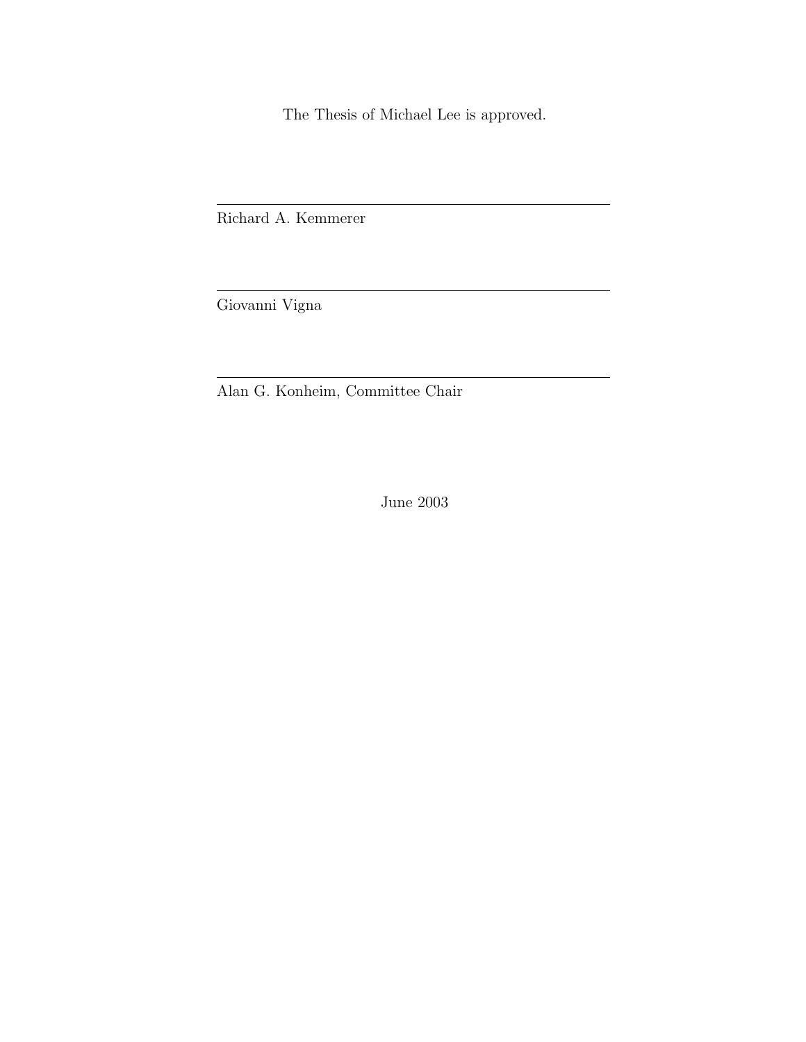The Thesis of Michael Lee is approved.

---

Richard A. Kemmerer

---

Giovanni Vigna

---

Alan G. Konheim, Committee Chair

June 2003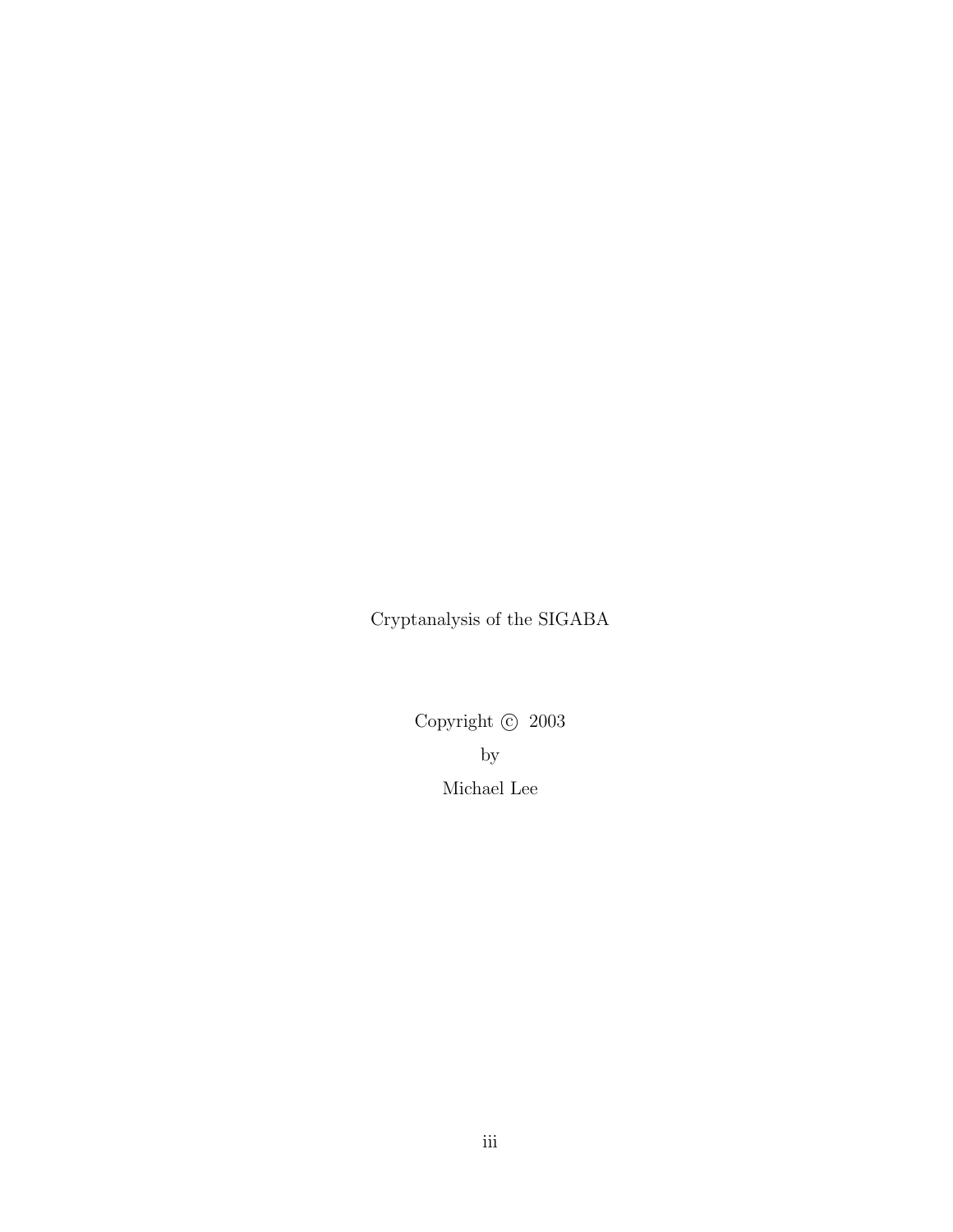Cryptanalysis of the SIGABA

Copyright © 2003

by

Michael Lee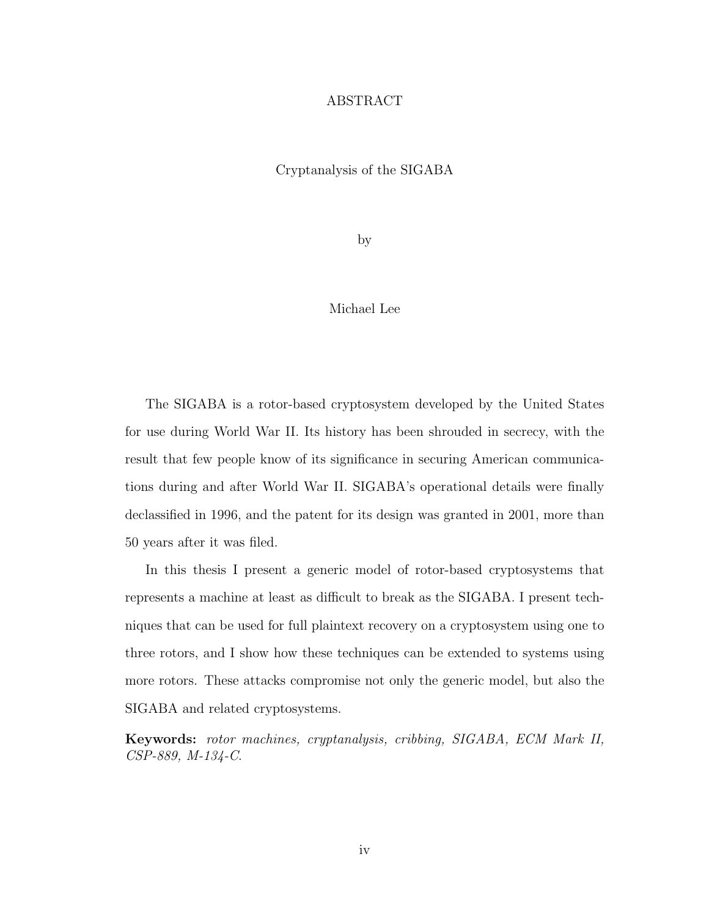# ABSTRACT

## Cryptanalysis of the SIGABA

by

Michael Lee

The SIGABA is a rotor-based cryptosystem developed by the United States for use during World War II. Its history has been shrouded in secrecy, with the result that few people know of its significance in securing American communications during and after World War II. SIGABA's operational details were finally declassified in 1996, and the patent for its design was granted in 2001, more than 50 years after it was filed.

In this thesis I present a generic model of rotor-based cryptosystems that represents a machine at least as difficult to break as the SIGABA. I present techniques that can be used for full plaintext recovery on a cryptosystem using one to three rotors, and I show how these techniques can be extended to systems using more rotors. These attacks compromise not only the generic model, but also the SIGABA and related cryptosystems.

**Keywords:** *rotor machines, cryptanalysis, cribbing, SIGABA, ECM Mark II, CSP-889, M-134-C.*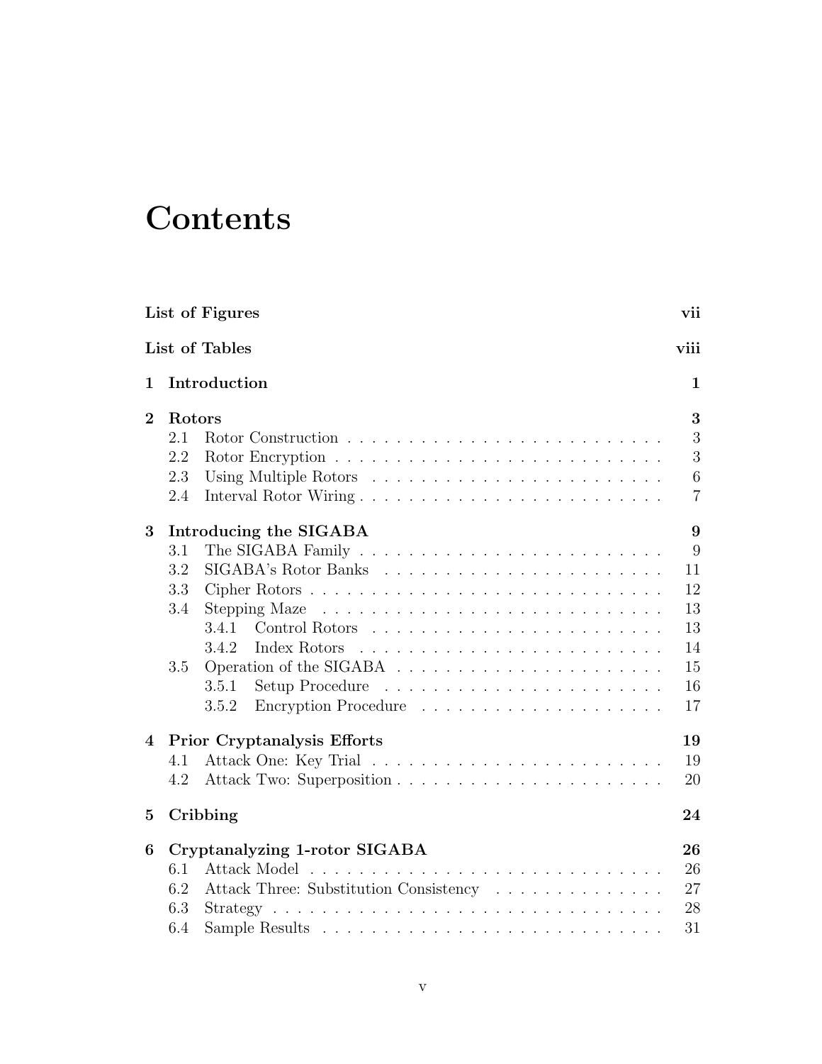# Contents

**List of Figures** **vii**

**List of Tables** **viii**

**1 Introduction** **1**

**2 Rotors** **3**
- 2.1 Rotor Construction . . . . . . . . . . . . . . . . . . . . . . . . . . 3
- 2.2 Rotor Encryption . . . . . . . . . . . . . . . . . . . . . . . . . . . 3
- 2.3 Using Multiple Rotors . . . . . . . . . . . . . . . . . . . . . . . . 6
- 2.4 Interval Rotor Wiring . . . . . . . . . . . . . . . . . . . . . . . . . 7

**3 Introducing the SIGABA** **9**
- 3.1 The SIGABA Family . . . . . . . . . . . . . . . . . . . . . . . . . 9
- 3.2 SIGABA's Rotor Banks . . . . . . . . . . . . . . . . . . . . . . . 11
- 3.3 Cipher Rotors . . . . . . . . . . . . . . . . . . . . . . . . . . . . . 12
- 3.4 Stepping Maze . . . . . . . . . . . . . . . . . . . . . . . . . . . . 13
  - 3.4.1 Control Rotors . . . . . . . . . . . . . . . . . . . . . . . . 13
  - 3.4.2 Index Rotors . . . . . . . . . . . . . . . . . . . . . . . . . 14
- 3.5 Operation of the SIGABA . . . . . . . . . . . . . . . . . . . . . . 15
  - 3.5.1 Setup Procedure . . . . . . . . . . . . . . . . . . . . . . . 16
  - 3.5.2 Encryption Procedure . . . . . . . . . . . . . . . . . . . . 17

**4 Prior Cryptanalysis Efforts** **19**
- 4.1 Attack One: Key Trial . . . . . . . . . . . . . . . . . . . . . . . . 19
- 4.2 Attack Two: Superposition . . . . . . . . . . . . . . . . . . . . . . 20

**5 Cribbing** **24**

**6 Cryptanalyzing 1-rotor SIGABA** **26**
- 6.1 Attack Model . . . . . . . . . . . . . . . . . . . . . . . . . . . . . 26
- 6.2 Attack Three: Substitution Consistency . . . . . . . . . . . . . . . 27
- 6.3 Strategy . . . . . . . . . . . . . . . . . . . . . . . . . . . . . . . . 28
- 6.4 Sample Results . . . . . . . . . . . . . . . . . . . . . . . . . . . . 31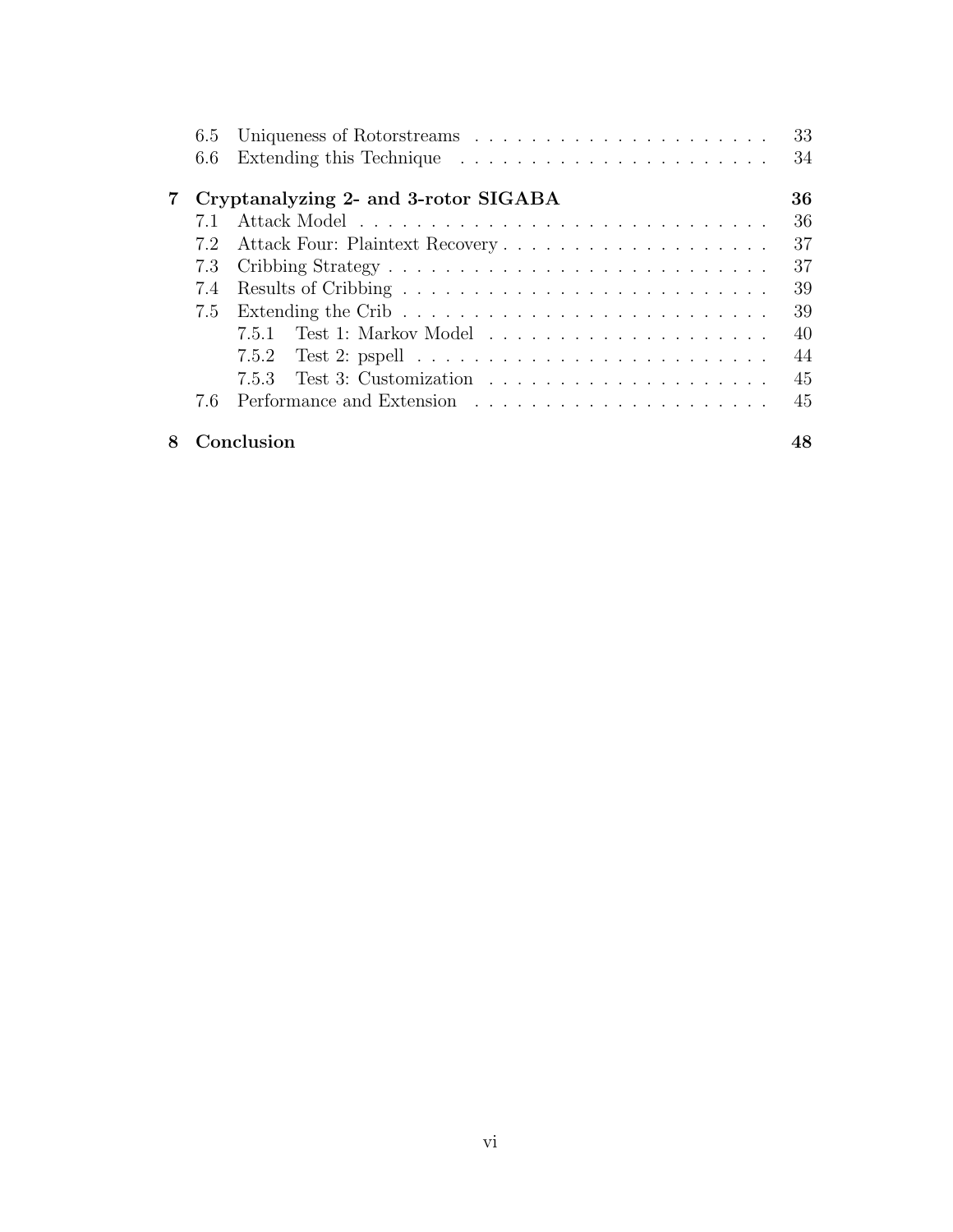- 6.5 Uniqueness of Rotorstreams . . . . . . . . . . . . . . . . . . . . . . 33
- 6.6 Extending this Technique . . . . . . . . . . . . . . . . . . . . . . 34

**7 Cryptanalyzing 2- and 3-rotor SIGABA** **36**

- 7.1 Attack Model . . . . . . . . . . . . . . . . . . . . . . . . . . . . . 36
- 7.2 Attack Four: Plaintext Recovery . . . . . . . . . . . . . . . . . . . 37
- 7.3 Cribbing Strategy . . . . . . . . . . . . . . . . . . . . . . . . . . . 37
- 7.4 Results of Cribbing . . . . . . . . . . . . . . . . . . . . . . . . . . 39
- 7.5 Extending the Crib . . . . . . . . . . . . . . . . . . . . . . . . . . 39
  - 7.5.1 Test 1: Markov Model . . . . . . . . . . . . . . . . . . . . 40
  - 7.5.2 Test 2: pspell . . . . . . . . . . . . . . . . . . . . . . . . . 44
  - 7.5.3 Test 3: Customization . . . . . . . . . . . . . . . . . . . . 45
- 7.6 Performance and Extension . . . . . . . . . . . . . . . . . . . . . 45

**8 Conclusion** **48**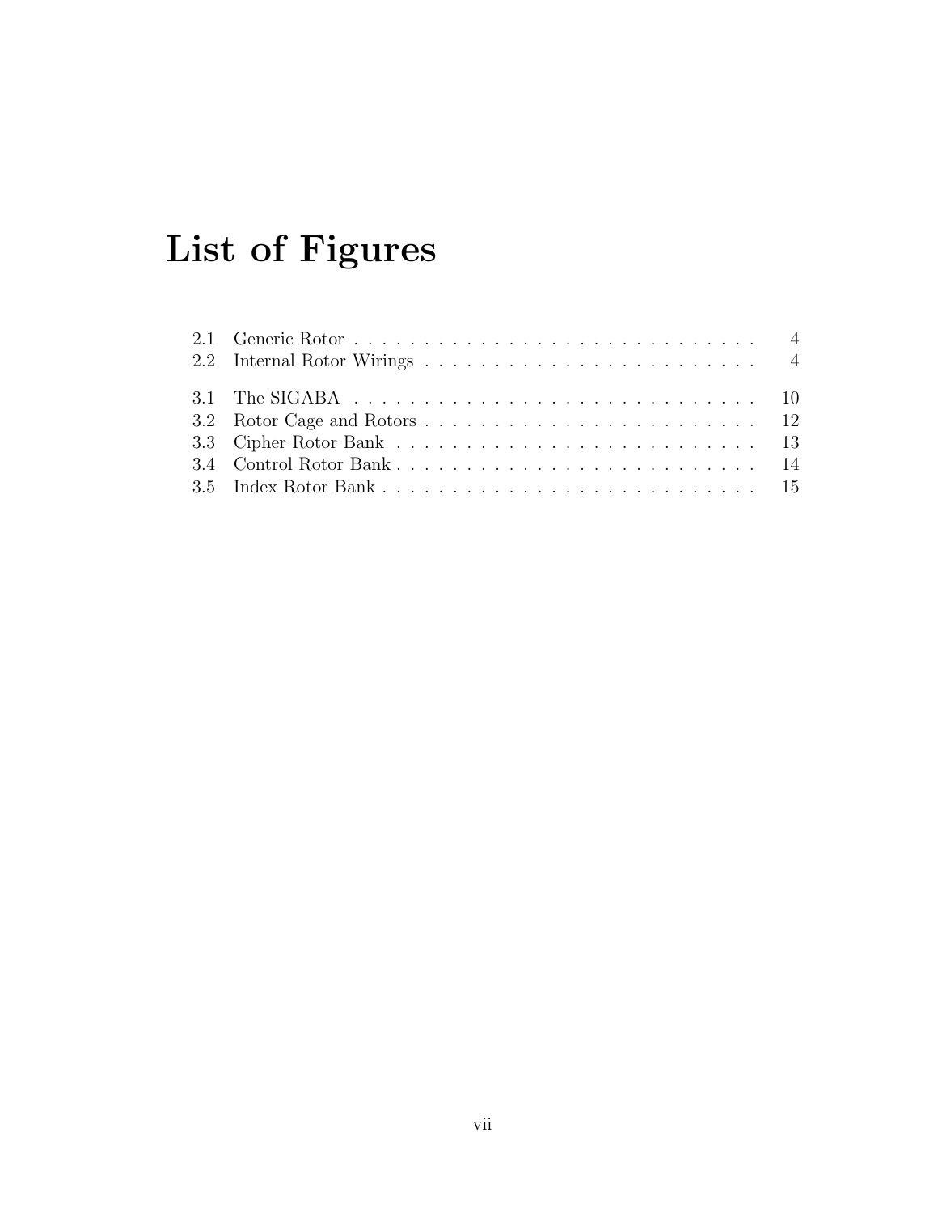# List of Figures

2.1 Generic Rotor . . . . . . . . . . . . . . . . . . . . . . . . . . . . . 4
2.2 Internal Rotor Wirings . . . . . . . . . . . . . . . . . . . . . . . . . 4

3.1 The SIGABA . . . . . . . . . . . . . . . . . . . . . . . . . . . . . 10
3.2 Rotor Cage and Rotors . . . . . . . . . . . . . . . . . . . . . . . . 12
3.3 Cipher Rotor Bank . . . . . . . . . . . . . . . . . . . . . . . . . . 13
3.4 Control Rotor Bank . . . . . . . . . . . . . . . . . . . . . . . . . . 14
3.5 Index Rotor Bank . . . . . . . . . . . . . . . . . . . . . . . . . . . 15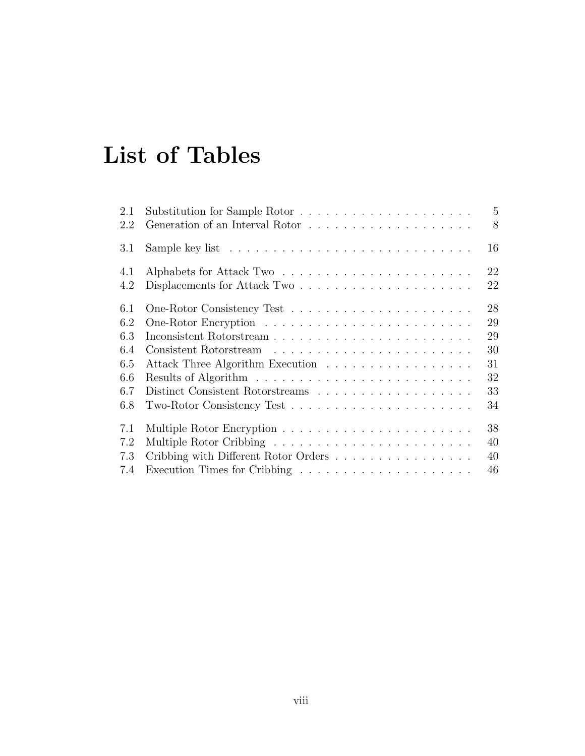# List of Tables

2.1 Substitution for Sample Rotor . . . . . . . . . . . . . . . . . . . . 5
2.2 Generation of an Interval Rotor . . . . . . . . . . . . . . . . . . . . 8

3.1 Sample key list . . . . . . . . . . . . . . . . . . . . . . . . . . . . 16

4.1 Alphabets for Attack Two . . . . . . . . . . . . . . . . . . . . . . . 22
4.2 Displacements for Attack Two . . . . . . . . . . . . . . . . . . . . 22

6.1 One-Rotor Consistency Test . . . . . . . . . . . . . . . . . . . . . . 28
6.2 One-Rotor Encryption . . . . . . . . . . . . . . . . . . . . . . . . . 29
6.3 Inconsistent Rotorstream . . . . . . . . . . . . . . . . . . . . . . . . 29
6.4 Consistent Rotorstream . . . . . . . . . . . . . . . . . . . . . . . . 30
6.5 Attack Three Algorithm Execution . . . . . . . . . . . . . . . . . . 31
6.6 Results of Algorithm . . . . . . . . . . . . . . . . . . . . . . . . . . 32
6.7 Distinct Consistent Rotorstreams . . . . . . . . . . . . . . . . . . . 33
6.8 Two-Rotor Consistency Test . . . . . . . . . . . . . . . . . . . . . . 34

7.1 Multiple Rotor Encryption . . . . . . . . . . . . . . . . . . . . . . . 38
7.2 Multiple Rotor Cribbing . . . . . . . . . . . . . . . . . . . . . . . . 40
7.3 Cribbing with Different Rotor Orders . . . . . . . . . . . . . . . . . 40
7.4 Execution Times for Cribbing . . . . . . . . . . . . . . . . . . . . . 46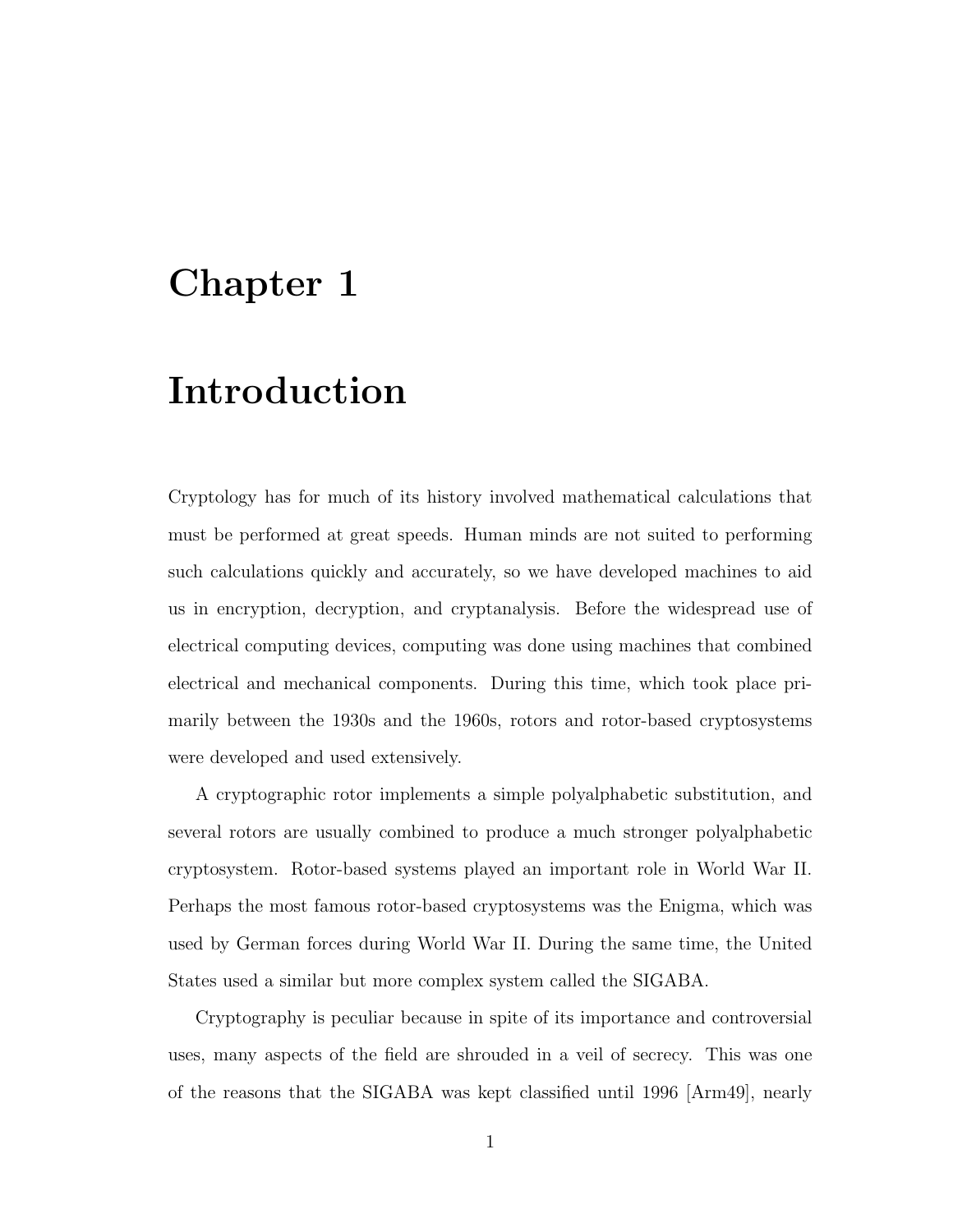# Chapter 1

# Introduction

Cryptology has for much of its history involved mathematical calculations that must be performed at great speeds. Human minds are not suited to performing such calculations quickly and accurately, so we have developed machines to aid us in encryption, decryption, and cryptanalysis. Before the widespread use of electrical computing devices, computing was done using machines that combined electrical and mechanical components. During this time, which took place primarily between the 1930s and the 1960s, rotors and rotor-based cryptosystems were developed and used extensively.

A cryptographic rotor implements a simple polyalphabetic substitution, and several rotors are usually combined to produce a much stronger polyalphabetic cryptosystem. Rotor-based systems played an important role in World War II. Perhaps the most famous rotor-based cryptosystems was the Enigma, which was used by German forces during World War II. During the same time, the United States used a similar but more complex system called the SIGABA.

Cryptography is peculiar because in spite of its importance and controversial uses, many aspects of the field are shrouded in a veil of secrecy. This was one of the reasons that the SIGABA was kept classified until 1996 [Arm49], nearly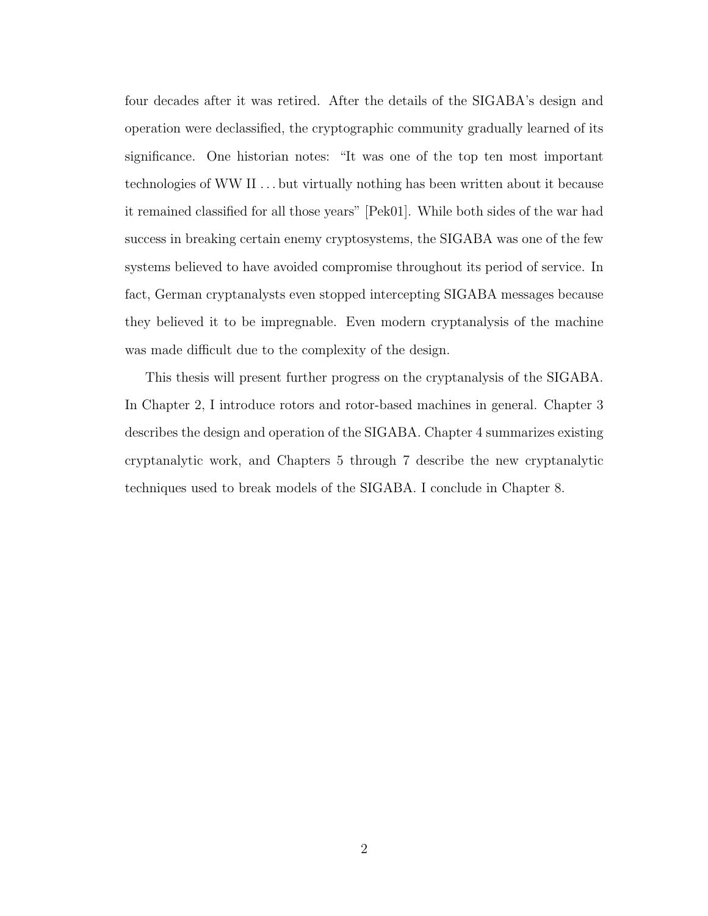four decades after it was retired. After the details of the SIGABA's design and operation were declassified, the cryptographic community gradually learned of its significance. One historian notes: "It was one of the top ten most important technologies of WW II . . . but virtually nothing has been written about it because it remained classified for all those years" [Pek01]. While both sides of the war had success in breaking certain enemy cryptosystems, the SIGABA was one of the few systems believed to have avoided compromise throughout its period of service. In fact, German cryptanalysts even stopped intercepting SIGABA messages because they believed it to be impregnable. Even modern cryptanalysis of the machine was made difficult due to the complexity of the design.

This thesis will present further progress on the cryptanalysis of the SIGABA. In Chapter 2, I introduce rotors and rotor-based machines in general. Chapter 3 describes the design and operation of the SIGABA. Chapter 4 summarizes existing cryptanalytic work, and Chapters 5 through 7 describe the new cryptanalytic techniques used to break models of the SIGABA. I conclude in Chapter 8.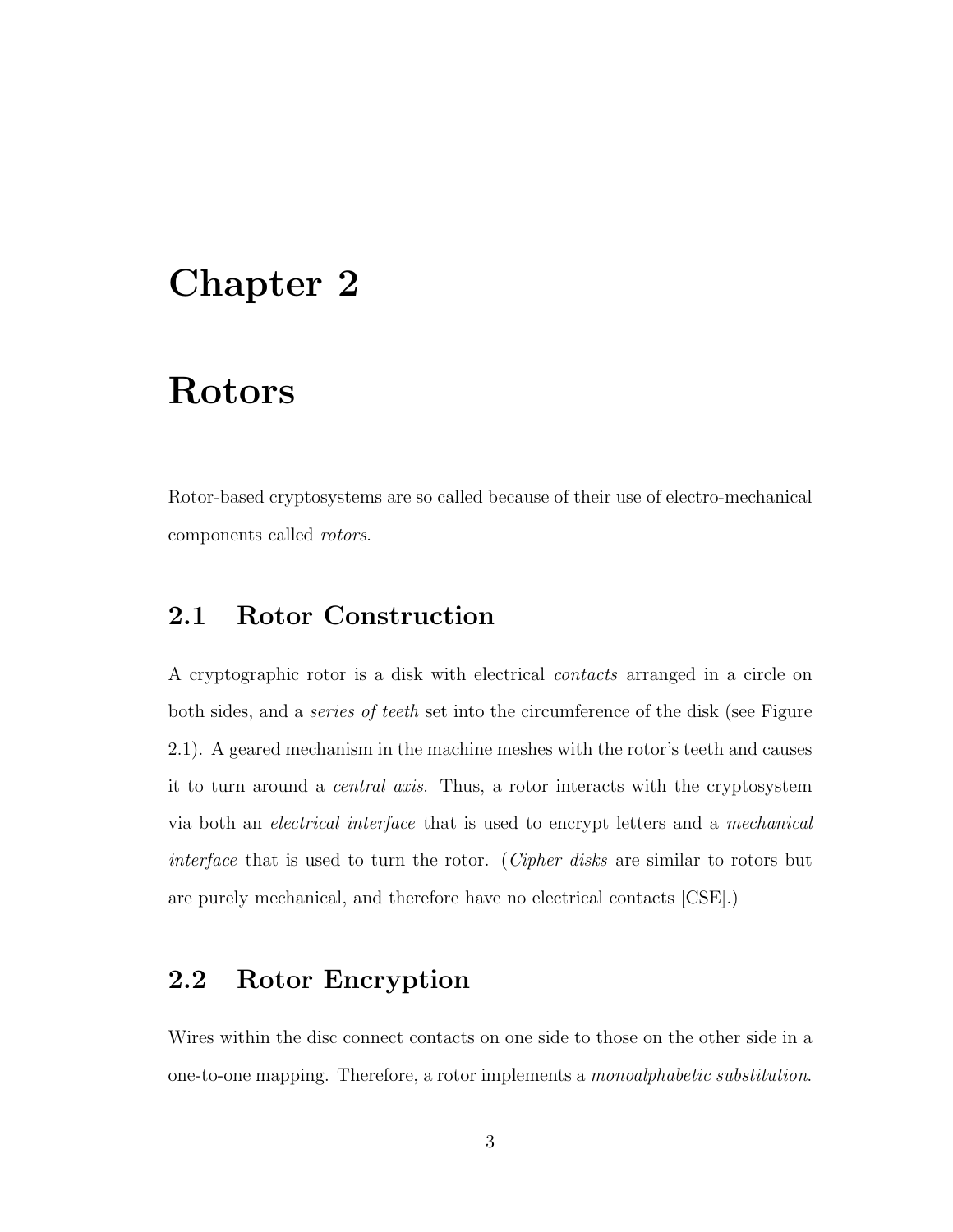# Chapter 2

# Rotors

Rotor-based cryptosystems are so called because of their use of electro-mechanical components called *rotors*.

## 2.1 Rotor Construction

A cryptographic rotor is a disk with electrical *contacts* arranged in a circle on both sides, and a *series of teeth* set into the circumference of the disk (see Figure 2.1). A geared mechanism in the machine meshes with the rotor's teeth and causes it to turn around a *central axis*. Thus, a rotor interacts with the cryptosystem via both an *electrical interface* that is used to encrypt letters and a *mechanical interface* that is used to turn the rotor. (*Cipher disks* are similar to rotors but are purely mechanical, and therefore have no electrical contacts [CSE].)

## 2.2 Rotor Encryption

Wires within the disc connect contacts on one side to those on the other side in a one-to-one mapping. Therefore, a rotor implements a *monoalphabetic substitution*.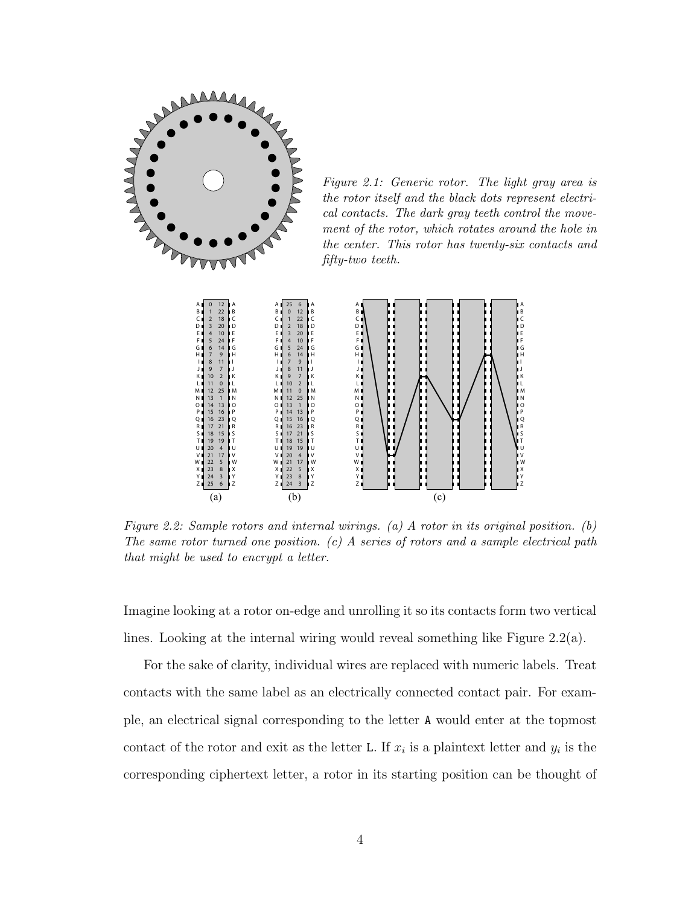*Figure 2.1: Generic rotor. The light gray area is the rotor itself and the black dots represent electrical contacts. The dark gray teeth control the movement of the rotor, which rotates around the hole in the center. This rotor has twenty-six contacts and fifty-two teeth.*

*Figure 2.2: Sample rotors and internal wirings. (a) A rotor in its original position. (b) The same rotor turned one position. (c) A series of rotors and a sample electrical path that might be used to encrypt a letter.*

Imagine looking at a rotor on-edge and unrolling it so its contacts form two vertical lines. Looking at the internal wiring would reveal something like Figure 2.2(a).

For the sake of clarity, individual wires are replaced with numeric labels. Treat contacts with the same label as an electrically connected contact pair. For example, an electrical signal corresponding to the letter `A` would enter at the topmost contact of the rotor and exit as the letter `L`. If $x_i$ is a plaintext letter and $y_i$ is the corresponding ciphertext letter, a rotor in its starting position can be thought of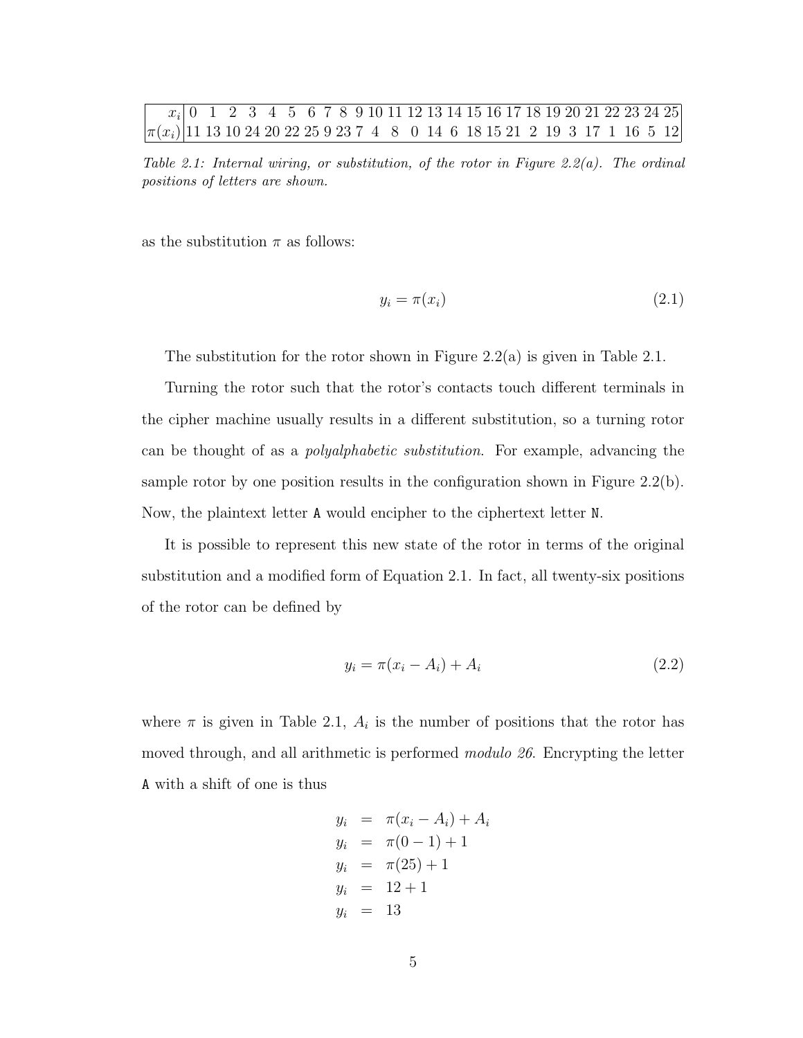| $x_i$ | 0 | 1 | 2 | 3 | 4 | 5 | 6 | 7 | 8 | 9 | 10 | 11 | 12 | 13 | 14 | 15 | 16 | 17 | 18 | 19 | 20 | 21 | 22 | 23 | 24 | 25 |
|---|---|---|---|---|---|---|---|---|---|---|---|---|---|---|---|---|---|---|---|---|---|---|---|---|---|---|
| $\pi(x_i)$ | 11 | 13 | 10 | 24 | 20 | 22 | 25 | 9 | 23 | 7 | 4 | 8 | 0 | 14 | 6 | 18 | 15 | 21 | 2 | 19 | 3 | 17 | 1 | 16 | 5 | 12 |

*Table 2.1: Internal wiring, or substitution, of the rotor in Figure 2.2(a). The ordinal positions of letters are shown.*

as the substitution $\pi$ as follows:

$$y_i = \pi(x_i) \tag{2.1}$$

The substitution for the rotor shown in Figure 2.2(a) is given in Table 2.1.

Turning the rotor such that the rotor's contacts touch different terminals in the cipher machine usually results in a different substitution, so a turning rotor can be thought of as a *polyalphabetic substitution*. For example, advancing the sample rotor by one position results in the configuration shown in Figure 2.2(b). Now, the plaintext letter `A` would encipher to the ciphertext letter `N`.

It is possible to represent this new state of the rotor in terms of the original substitution and a modified form of Equation 2.1. In fact, all twenty-six positions of the rotor can be defined by

$$y_i = \pi(x_i - A_i) + A_i \tag{2.2}$$

where $\pi$ is given in Table 2.1, $A_i$ is the number of positions that the rotor has moved through, and all arithmetic is performed *modulo 26*. Encrypting the letter `A` with a shift of one is thus

$$\begin{aligned}
y_i &= \pi(x_i - A_i) + A_i \\
y_i &= \pi(0 - 1) + 1 \\
y_i &= \pi(25) + 1 \\
y_i &= 12 + 1 \\
y_i &= 13
\end{aligned}$$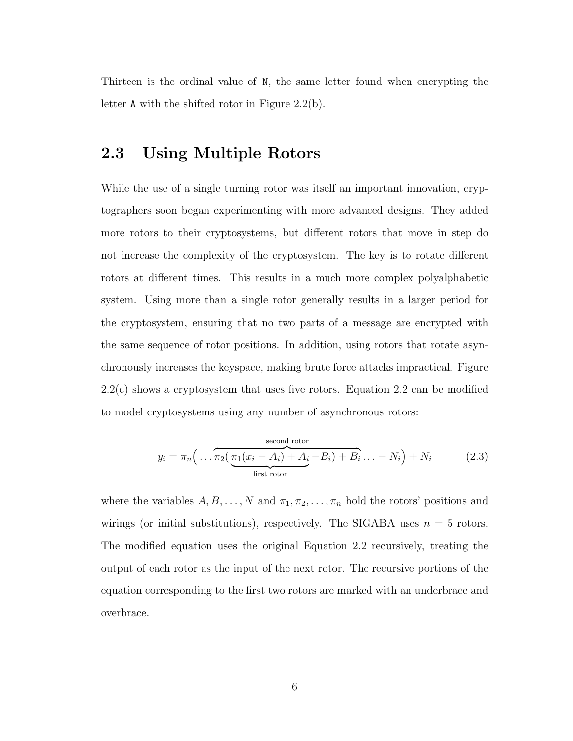Thirteen is the ordinal value of N, the same letter found when encrypting the letter A with the shifted rotor in Figure 2.2(b).

## 2.3 Using Multiple Rotors

While the use of a single turning rotor was itself an important innovation, cryptographers soon began experimenting with more advanced designs. They added more rotors to their cryptosystems, but different rotors that move in step do not increase the complexity of the cryptosystem. The key is to rotate different rotors at different times. This results in a much more complex polyalphabetic system. Using more than a single rotor generally results in a larger period for the cryptosystem, ensuring that no two parts of a message are encrypted with the same sequence of rotor positions. In addition, using rotors that rotate asynchronously increases the keyspace, making brute force attacks impractical. Figure 2.2(c) shows a cryptosystem that uses five rotors. Equation 2.2 can be modified to model cryptosystems using any number of asynchronous rotors:

$$y_i = \pi_n\Big(\ldots \overbrace{\pi_2(\underbrace{\pi_1(x_i - A_i) + A_i}_{\text{first rotor}} - B_i) + B_i}^{\text{second rotor}} \ldots - N_i\Big) + N_i \tag{2.3}$$

where the variables $A, B, \ldots, N$ and $\pi_1, \pi_2, \ldots, \pi_n$ hold the rotors' positions and wirings (or initial substitutions), respectively. The SIGABA uses $n = 5$ rotors. The modified equation uses the original Equation 2.2 recursively, treating the output of each rotor as the input of the next rotor. The recursive portions of the equation corresponding to the first two rotors are marked with an underbrace and overbrace.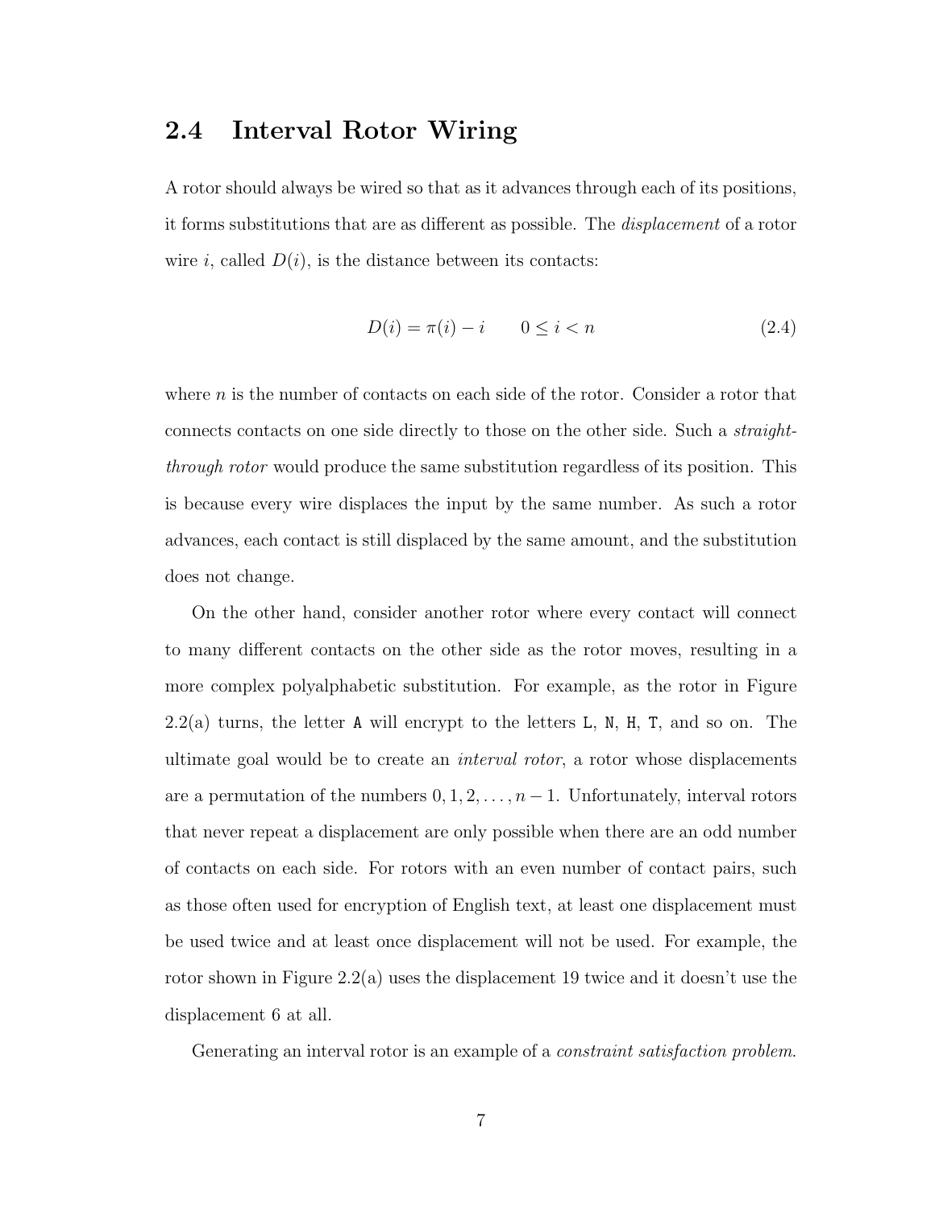## 2.4 Interval Rotor Wiring

A rotor should always be wired so that as it advances through each of its positions, it forms substitutions that are as different as possible. The *displacement* of a rotor wire $i$, called $D(i)$, is the distance between its contacts:

$$D(i) = \pi(i) - i \qquad 0 \leq i < n \tag{2.4}$$

where $n$ is the number of contacts on each side of the rotor. Consider a rotor that connects contacts on one side directly to those on the other side. Such a *straight-through rotor* would produce the same substitution regardless of its position. This is because every wire displaces the input by the same number. As such a rotor advances, each contact is still displaced by the same amount, and the substitution does not change.

On the other hand, consider another rotor where every contact will connect to many different contacts on the other side as the rotor moves, resulting in a more complex polyalphabetic substitution. For example, as the rotor in Figure 2.2(a) turns, the letter `A` will encrypt to the letters `L`, `N`, `H`, `T`, and so on. The ultimate goal would be to create an *interval rotor*, a rotor whose displacements are a permutation of the numbers $0, 1, 2, \ldots, n-1$. Unfortunately, interval rotors that never repeat a displacement are only possible when there are an odd number of contacts on each side. For rotors with an even number of contact pairs, such as those often used for encryption of English text, at least one displacement must be used twice and at least once displacement will not be used. For example, the rotor shown in Figure 2.2(a) uses the displacement 19 twice and it doesn't use the displacement 6 at all.

Generating an interval rotor is an example of a *constraint satisfaction problem*.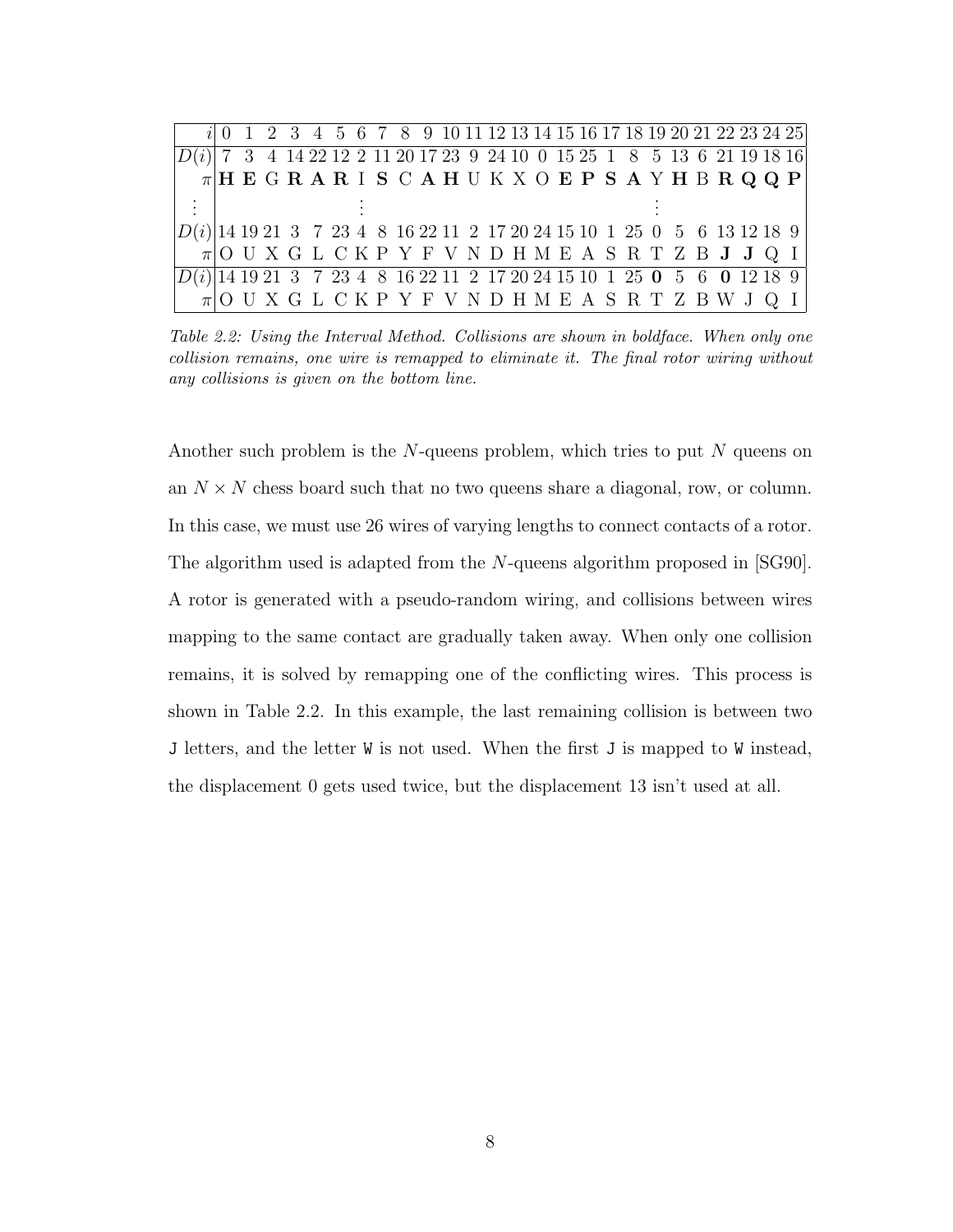| $i$ | 0 | 1 | 2 | 3 | 4 | 5 | 6 | 7 | 8 | 9 | 10 | 11 | 12 | 13 | 14 | 15 | 16 | 17 | 18 | 19 | 20 | 21 | 22 | 23 | 24 | 25 |
|---|---|---|---|---|---|---|---|---|---|---|---|---|---|---|---|---|---|---|---|---|---|---|---|---|---|---|
| $D(i)$ | 7 | 3 | 4 | 14 | 22 | 12 | 2 | 11 | 20 | 17 | 23 | 9 | 24 | 10 | 0 | 15 | 25 | 1 | 8 | 5 | 13 | 6 | 21 | 19 | 18 | 16 |
| $\pi$ | **H** | **E** | G | **R** | **A** | **R** | I | **S** | C | **A** | **H** | U | K | X | O | **E** | **P** | **S** | **A** | Y | **H** | B | **R** | **Q** | **Q** | **P** |
| ⋮ | | | | | | | | ⋮ | | | | | | | | | | | | ⋮ | | | | | | |
| $D(i)$ | 14 | 19 | 21 | 3 | 7 | 23 | 4 | 8 | 16 | 22 | 11 | 2 | 17 | 20 | 24 | 15 | 10 | 1 | 25 | 0 | 5 | 6 | 13 | 12 | 18 | 9 |
| $\pi$ | O | U | X | G | L | C | K | P | Y | F | V | N | D | H | M | E | A | S | R | T | Z | B | **J** | **J** | Q | I |
| $D(i)$ | 14 | 19 | 21 | 3 | 7 | 23 | 4 | 8 | 16 | 22 | 11 | 2 | 17 | 20 | 24 | 15 | 10 | 1 | 25 | **0** | 5 | 6 | **0** | 12 | 18 | 9 |
| $\pi$ | O | U | X | G | L | C | K | P | Y | F | V | N | D | H | M | E | A | S | R | T | Z | B | W | J | Q | I |

*Table 2.2: Using the Interval Method. Collisions are shown in boldface. When only one collision remains, one wire is remapped to eliminate it. The final rotor wiring without any collisions is given on the bottom line.*

Another such problem is the $N$-queens problem, which tries to put $N$ queens on an $N \times N$ chess board such that no two queens share a diagonal, row, or column. In this case, we must use 26 wires of varying lengths to connect contacts of a rotor. The algorithm used is adapted from the $N$-queens algorithm proposed in [SG90]. A rotor is generated with a pseudo-random wiring, and collisions between wires mapping to the same contact are gradually taken away. When only one collision remains, it is solved by remapping one of the conflicting wires. This process is shown in Table 2.2. In this example, the last remaining collision is between two `J` letters, and the letter `W` is not used. When the first `J` is mapped to `W` instead, the displacement 0 gets used twice, but the displacement 13 isn't used at all.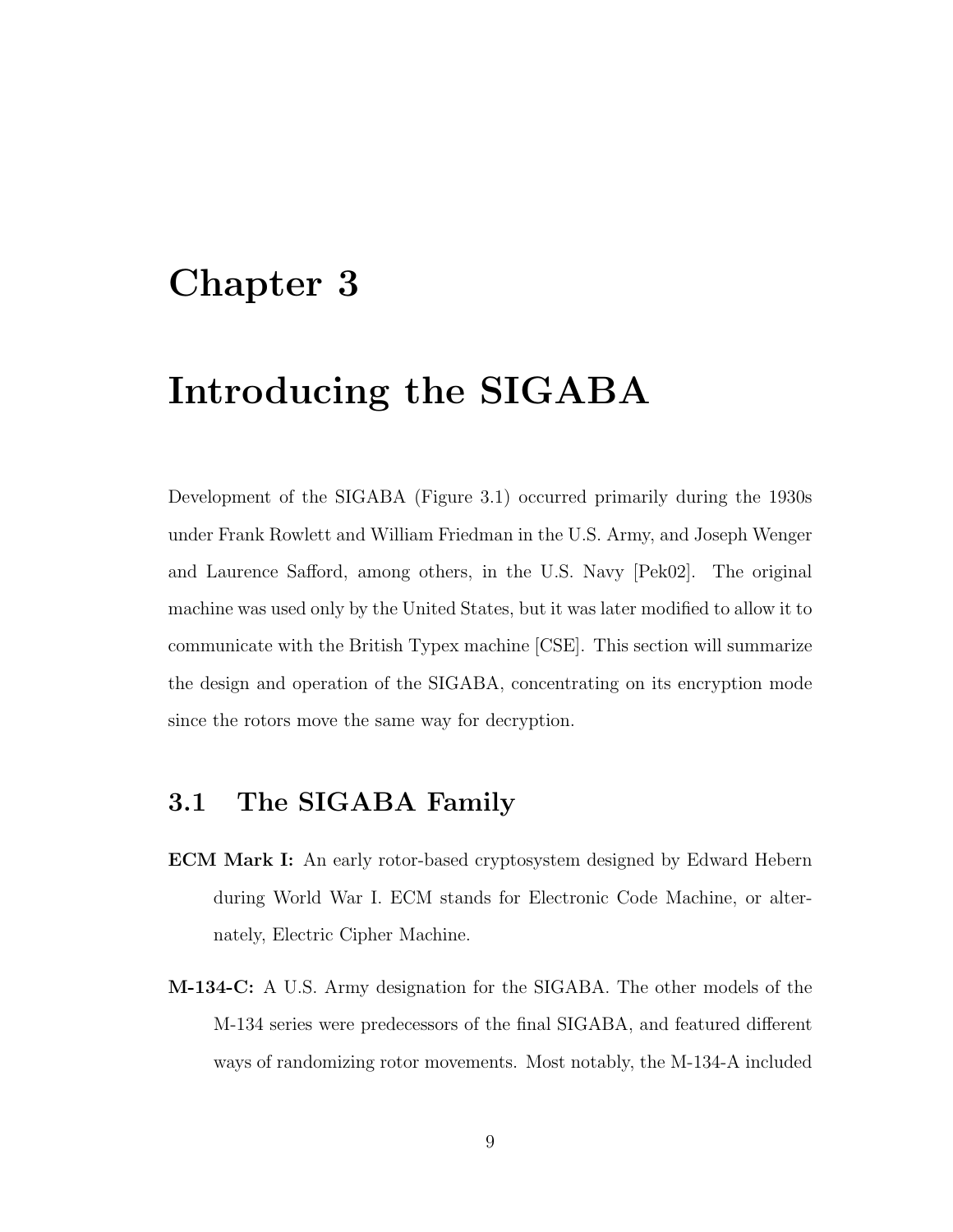# Chapter 3

# Introducing the SIGABA

Development of the SIGABA (Figure 3.1) occurred primarily during the 1930s under Frank Rowlett and William Friedman in the U.S. Army, and Joseph Wenger and Laurence Safford, among others, in the U.S. Navy [Pek02]. The original machine was used only by the United States, but it was later modified to allow it to communicate with the British Typex machine [CSE]. This section will summarize the design and operation of the SIGABA, concentrating on its encryption mode since the rotors move the same way for decryption.

## 3.1 The SIGABA Family

**ECM Mark I:** An early rotor-based cryptosystem designed by Edward Hebern during World War I. ECM stands for Electronic Code Machine, or alternately, Electric Cipher Machine.

**M-134-C:** A U.S. Army designation for the SIGABA. The other models of the M-134 series were predecessors of the final SIGABA, and featured different ways of randomizing rotor movements. Most notably, the M-134-A included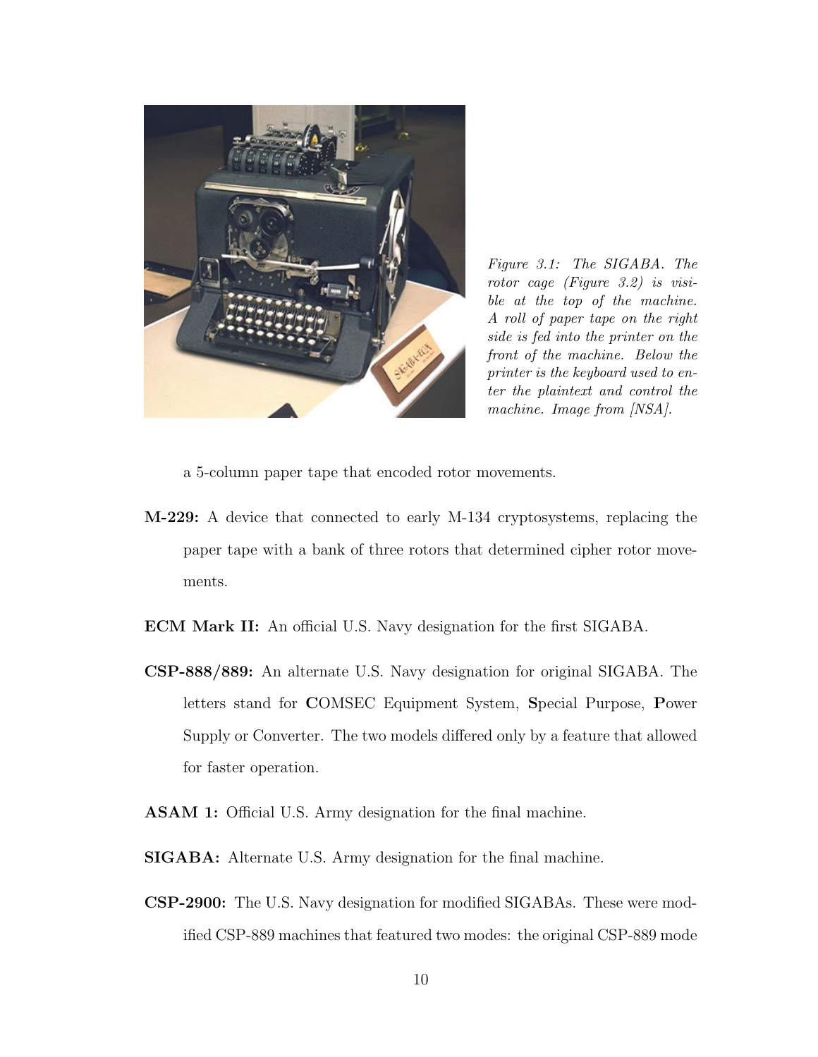*Figure 3.1: The SIGABA. The rotor cage (Figure 3.2) is visible at the top of the machine. A roll of paper tape on the right side is fed into the printer on the front of the machine. Below the printer is the keyboard used to enter the plaintext and control the machine. Image from [NSA].*

a 5-column paper tape that encoded rotor movements.

**M-229:** A device that connected to early M-134 cryptosystems, replacing the paper tape with a bank of three rotors that determined cipher rotor movements.

**ECM Mark II:** An official U.S. Navy designation for the first SIGABA.

**CSP-888/889:** An alternate U.S. Navy designation for original SIGABA. The letters stand for **C**OMSEC Equipment System, **S**pecial Purpose, **P**ower Supply or Converter. The two models differed only by a feature that allowed for faster operation.

**ASAM 1:** Official U.S. Army designation for the final machine.

**SIGABA:** Alternate U.S. Army designation for the final machine.

**CSP-2900:** The U.S. Navy designation for modified SIGABAs. These were modified CSP-889 machines that featured two modes: the original CSP-889 mode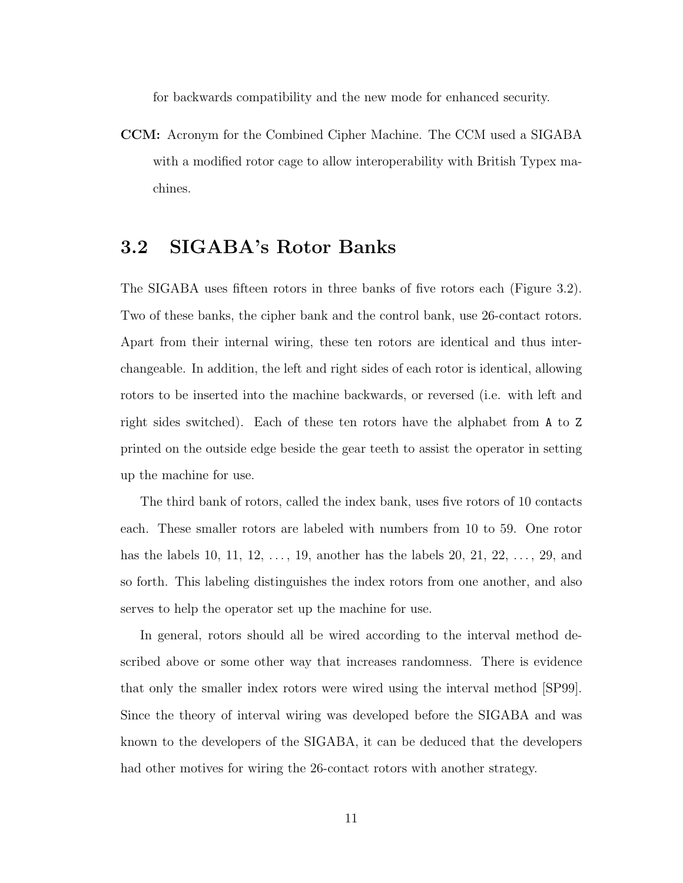for backwards compatibility and the new mode for enhanced security.

**CCM:** Acronym for the Combined Cipher Machine. The CCM used a SIGABA with a modified rotor cage to allow interoperability with British Typex machines.

## 3.2 SIGABA's Rotor Banks

The SIGABA uses fifteen rotors in three banks of five rotors each (Figure 3.2). Two of these banks, the cipher bank and the control bank, use 26-contact rotors. Apart from their internal wiring, these ten rotors are identical and thus interchangeable. In addition, the left and right sides of each rotor is identical, allowing rotors to be inserted into the machine backwards, or reversed (i.e. with left and right sides switched). Each of these ten rotors have the alphabet from `A` to `Z` printed on the outside edge beside the gear teeth to assist the operator in setting up the machine for use.

The third bank of rotors, called the index bank, uses five rotors of 10 contacts each. These smaller rotors are labeled with numbers from 10 to 59. One rotor has the labels 10, 11, 12, ..., 19, another has the labels 20, 21, 22, ..., 29, and so forth. This labeling distinguishes the index rotors from one another, and also serves to help the operator set up the machine for use.

In general, rotors should all be wired according to the interval method described above or some other way that increases randomness. There is evidence that only the smaller index rotors were wired using the interval method [SP99]. Since the theory of interval wiring was developed before the SIGABA and was known to the developers of the SIGABA, it can be deduced that the developers had other motives for wiring the 26-contact rotors with another strategy.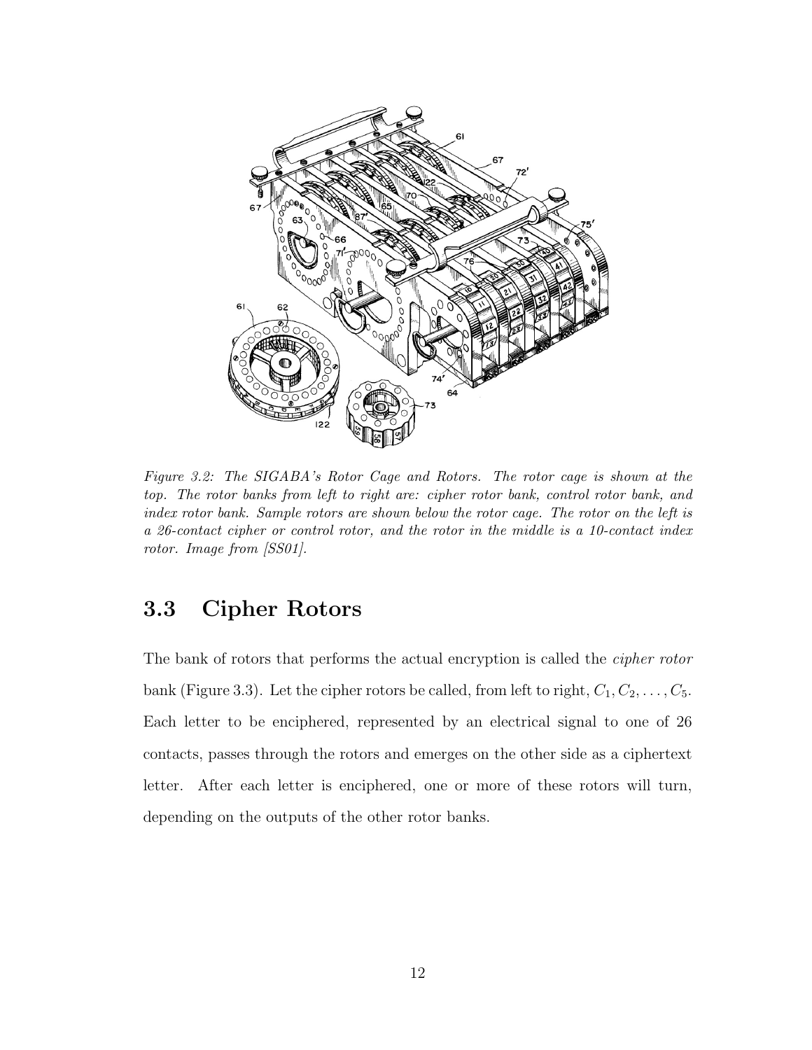*Figure 3.2: The SIGABA's Rotor Cage and Rotors. The rotor cage is shown at the top. The rotor banks from left to right are: cipher rotor bank, control rotor bank, and index rotor bank. Sample rotors are shown below the rotor cage. The rotor on the left is a 26-contact cipher or control rotor, and the rotor in the middle is a 10-contact index rotor. Image from [SS01].*

## 3.3 Cipher Rotors

The bank of rotors that performs the actual encryption is called the *cipher rotor* bank (Figure 3.3). Let the cipher rotors be called, from left to right, $C_1, C_2, \ldots, C_5$. Each letter to be enciphered, represented by an electrical signal to one of 26 contacts, passes through the rotors and emerges on the other side as a ciphertext letter. After each letter is enciphered, one or more of these rotors will turn, depending on the outputs of the other rotor banks.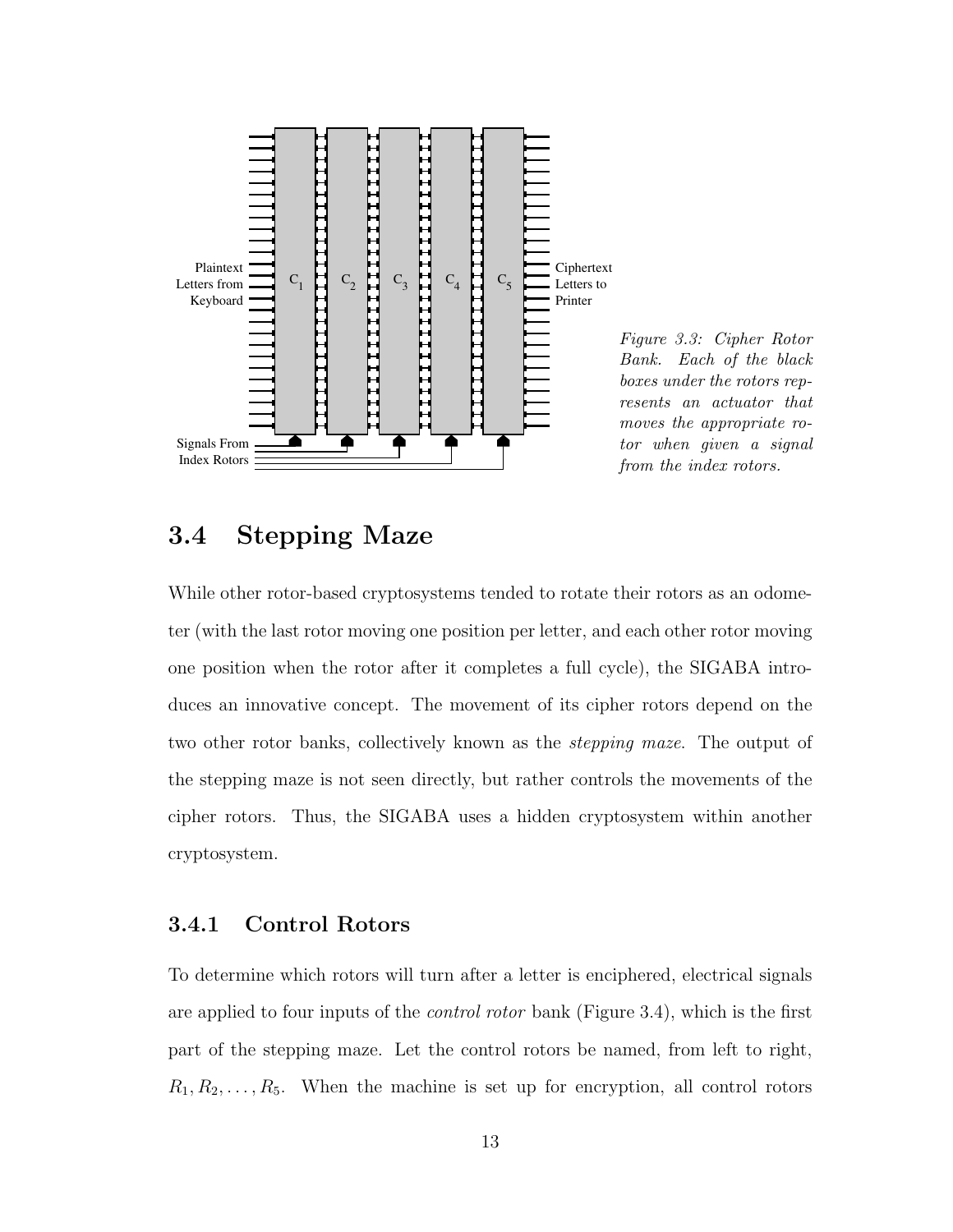*Figure 3.3: Cipher Rotor Bank. Each of the black boxes under the rotors represents an actuator that moves the appropriate rotor when given a signal from the index rotors.*

## 3.4 Stepping Maze

While other rotor-based cryptosystems tended to rotate their rotors as an odometer (with the last rotor moving one position per letter, and each other rotor moving one position when the rotor after it completes a full cycle), the SIGABA introduces an innovative concept. The movement of its cipher rotors depend on the two other rotor banks, collectively known as the *stepping maze*. The output of the stepping maze is not seen directly, but rather controls the movements of the cipher rotors. Thus, the SIGABA uses a hidden cryptosystem within another cryptosystem.

### 3.4.1 Control Rotors

To determine which rotors will turn after a letter is enciphered, electrical signals are applied to four inputs of the *control rotor* bank (Figure 3.4), which is the first part of the stepping maze. Let the control rotors be named, from left to right, $R_1, R_2, \ldots, R_5$. When the machine is set up for encryption, all control rotors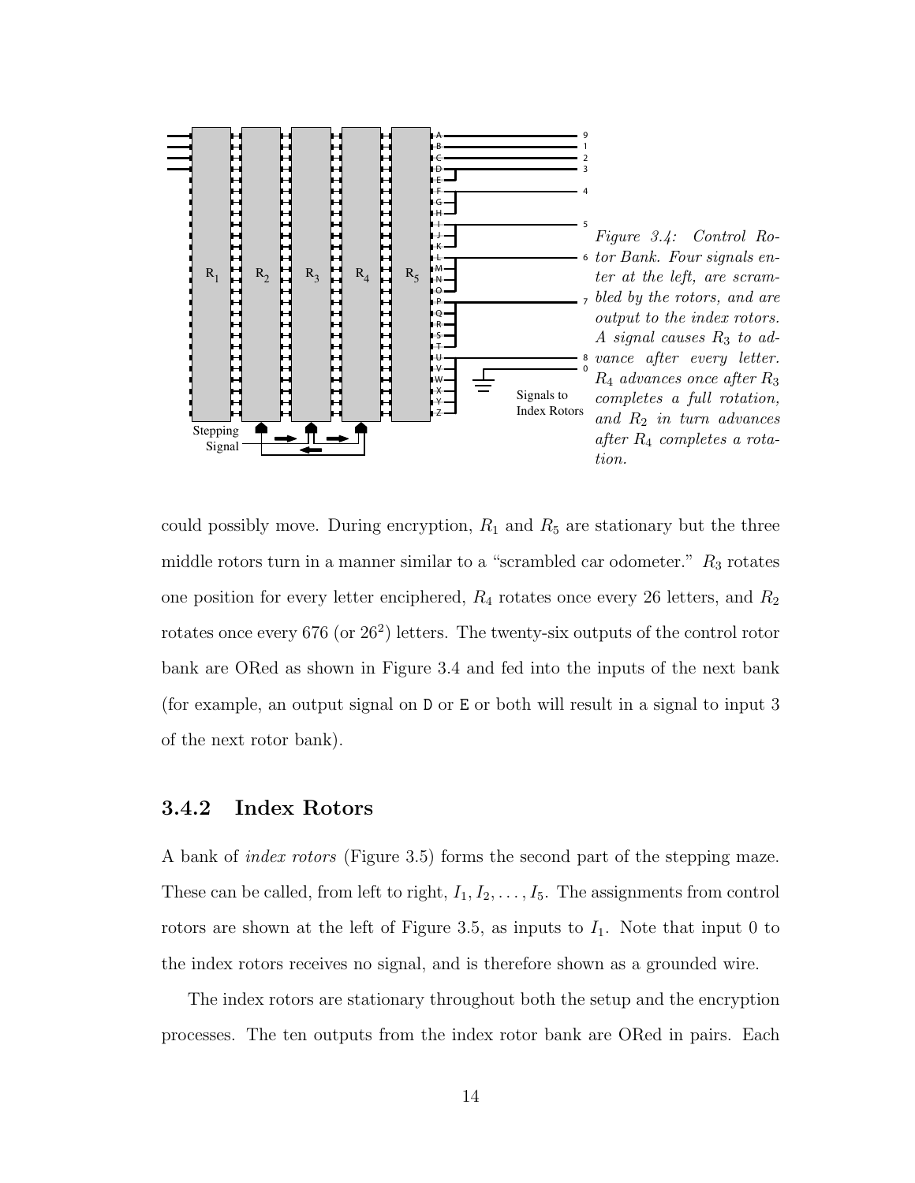*Figure 3.4: Control Rotor Bank. Four signals enter at the left, are scrambled by the rotors, and are output to the index rotors. A signal causes $R_3$ to advance after every letter. $R_4$ advances once after $R_3$ completes a full rotation, and $R_2$ in turn advances after $R_4$ completes a rotation.*

could possibly move. During encryption, $R_1$ and $R_5$ are stationary but the three middle rotors turn in a manner similar to a "scrambled car odometer." $R_3$ rotates one position for every letter enciphered, $R_4$ rotates once every 26 letters, and $R_2$ rotates once every 676 (or $26^2$) letters. The twenty-six outputs of the control rotor bank are ORed as shown in Figure 3.4 and fed into the inputs of the next bank (for example, an output signal on `D` or `E` or both will result in a signal to input 3 of the next rotor bank).

### 3.4.2 Index Rotors

A bank of *index rotors* (Figure 3.5) forms the second part of the stepping maze. These can be called, from left to right, $I_1, I_2, \ldots, I_5$. The assignments from control rotors are shown at the left of Figure 3.5, as inputs to $I_1$. Note that input 0 to the index rotors receives no signal, and is therefore shown as a grounded wire.

The index rotors are stationary throughout both the setup and the encryption processes. The ten outputs from the index rotor bank are ORed in pairs. Each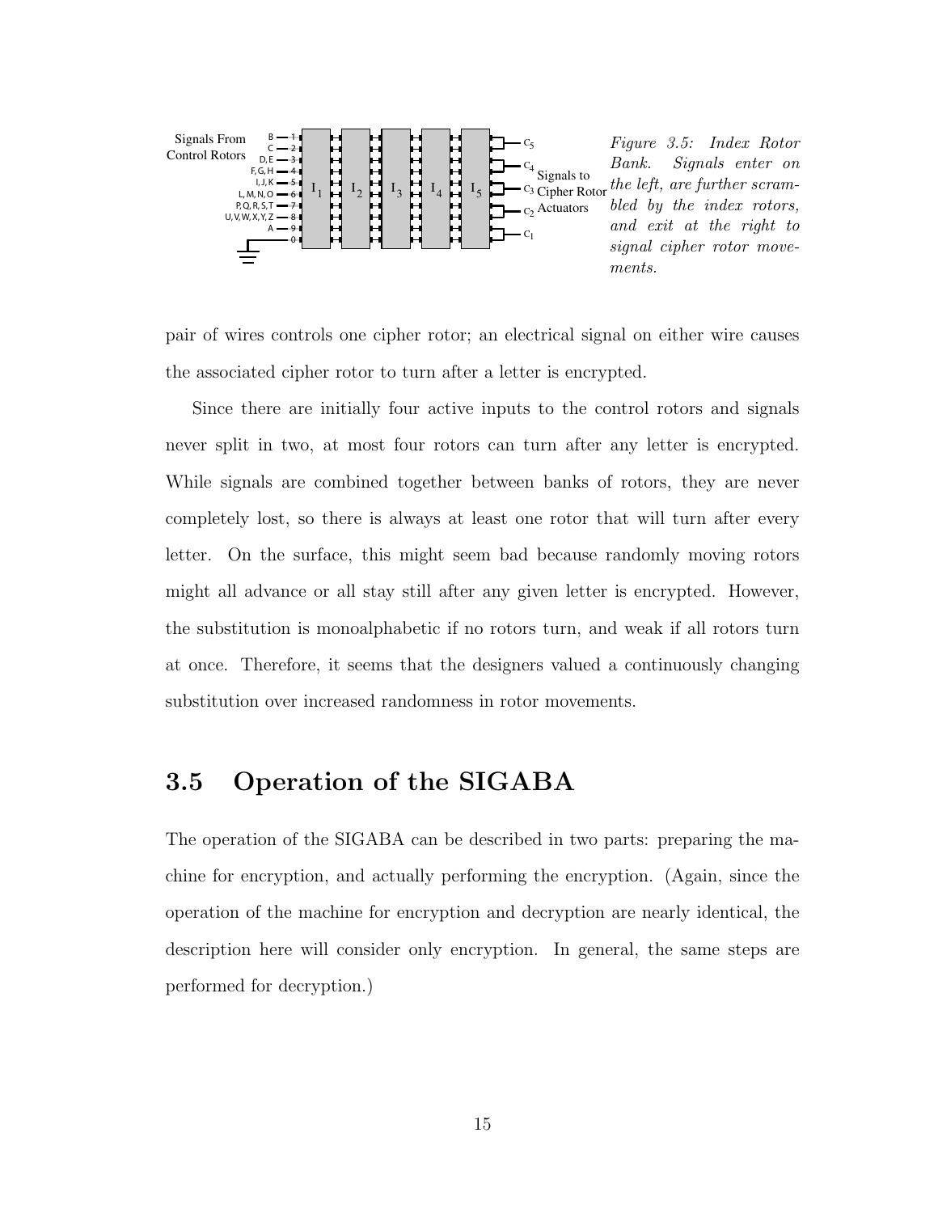Figure 3.5: Index Rotor Bank. Signals enter on the left, are further scrambled by the index rotors, and exit at the right to signal cipher rotor movements.

pair of wires controls one cipher rotor; an electrical signal on either wire causes the associated cipher rotor to turn after a letter is encrypted.

Since there are initially four active inputs to the control rotors and signals never split in two, at most four rotors can turn after any letter is encrypted. While signals are combined together between banks of rotors, they are never completely lost, so there is always at least one rotor that will turn after every letter. On the surface, this might seem bad because randomly moving rotors might all advance or all stay still after any given letter is encrypted. However, the substitution is monoalphabetic if no rotors turn, and weak if all rotors turn at once. Therefore, it seems that the designers valued a continuously changing substitution over increased randomness in rotor movements.

## 3.5 Operation of the SIGABA

The operation of the SIGABA can be described in two parts: preparing the machine for encryption, and actually performing the encryption. (Again, since the operation of the machine for encryption and decryption are nearly identical, the description here will consider only encryption. In general, the same steps are performed for decryption.)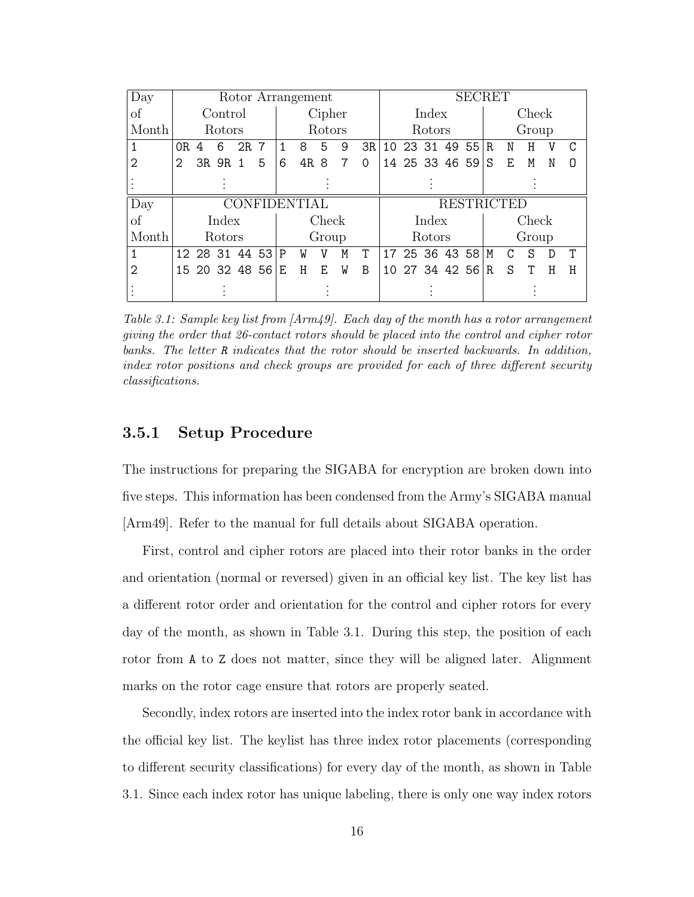| Day of Month | Rotor Arrangement | | | | | | | | | | SECRET | | | | | | | | | |
|---|---|---|---|---|---|---|---|---|---|---|---|---|---|---|---|---|---|---|---|---|
| | Control Rotors | | | | | Cipher Rotors | | | | | Index Rotors | | | | | Check Group | | | | |
| 1 | 0R | 4 | 6 | 2R | 7 | 1 | 8 | 5 | 9 | 3R | 10 | 23 | 31 | 49 | 55 | R | N | H | V | C |
| 2 | 2 | 3R | 9R | 1 | 5 | 6 | 4R | 8 | 7 | 0 | 14 | 25 | 33 | 46 | 59 | S | E | M | N | O |
| ⋮ | ⋮ | | | | | ⋮ | | | | | ⋮ | | | | | ⋮ | | | | |

| Day of Month | CONFIDENTIAL | | | | | | | | | | RESTRICTED | | | | | | | | | |
|---|---|---|---|---|---|---|---|---|---|---|---|---|---|---|---|---|---|---|---|---|
| | Index Rotors | | | | | Check Group | | | | | Index Rotors | | | | | Check Group | | | | |
| 1 | 12 | 28 | 31 | 44 | 53 | P | W | V | M | T | 17 | 25 | 36 | 43 | 58 | M | C | S | D | T |
| 2 | 15 | 20 | 32 | 48 | 56 | E | H | E | W | B | 10 | 27 | 34 | 42 | 56 | R | S | T | H | H |
| ⋮ | ⋮ | | | | | ⋮ | | | | | ⋮ | | | | | ⋮ | | | | |

*Table 3.1: Sample key list from [Arm49]. Each day of the month has a rotor arrangement giving the order that 26-contact rotors should be placed into the control and cipher rotor banks. The letter R indicates that the rotor should be inserted backwards. In addition, index rotor positions and check groups are provided for each of three different security classifications.*

### 3.5.1 Setup Procedure

The instructions for preparing the SIGABA for encryption are broken down into five steps. This information has been condensed from the Army's SIGABA manual [Arm49]. Refer to the manual for full details about SIGABA operation.

First, control and cipher rotors are placed into their rotor banks in the order and orientation (normal or reversed) given in an official key list. The key list has a different rotor order and orientation for the control and cipher rotors for every day of the month, as shown in Table 3.1. During this step, the position of each rotor from A to Z does not matter, since they will be aligned later. Alignment marks on the rotor cage ensure that rotors are properly seated.

Secondly, index rotors are inserted into the index rotor bank in accordance with the official key list. The keylist has three index rotor placements (corresponding to different security classifications) for every day of the month, as shown in Table 3.1. Since each index rotor has unique labeling, there is only one way index rotors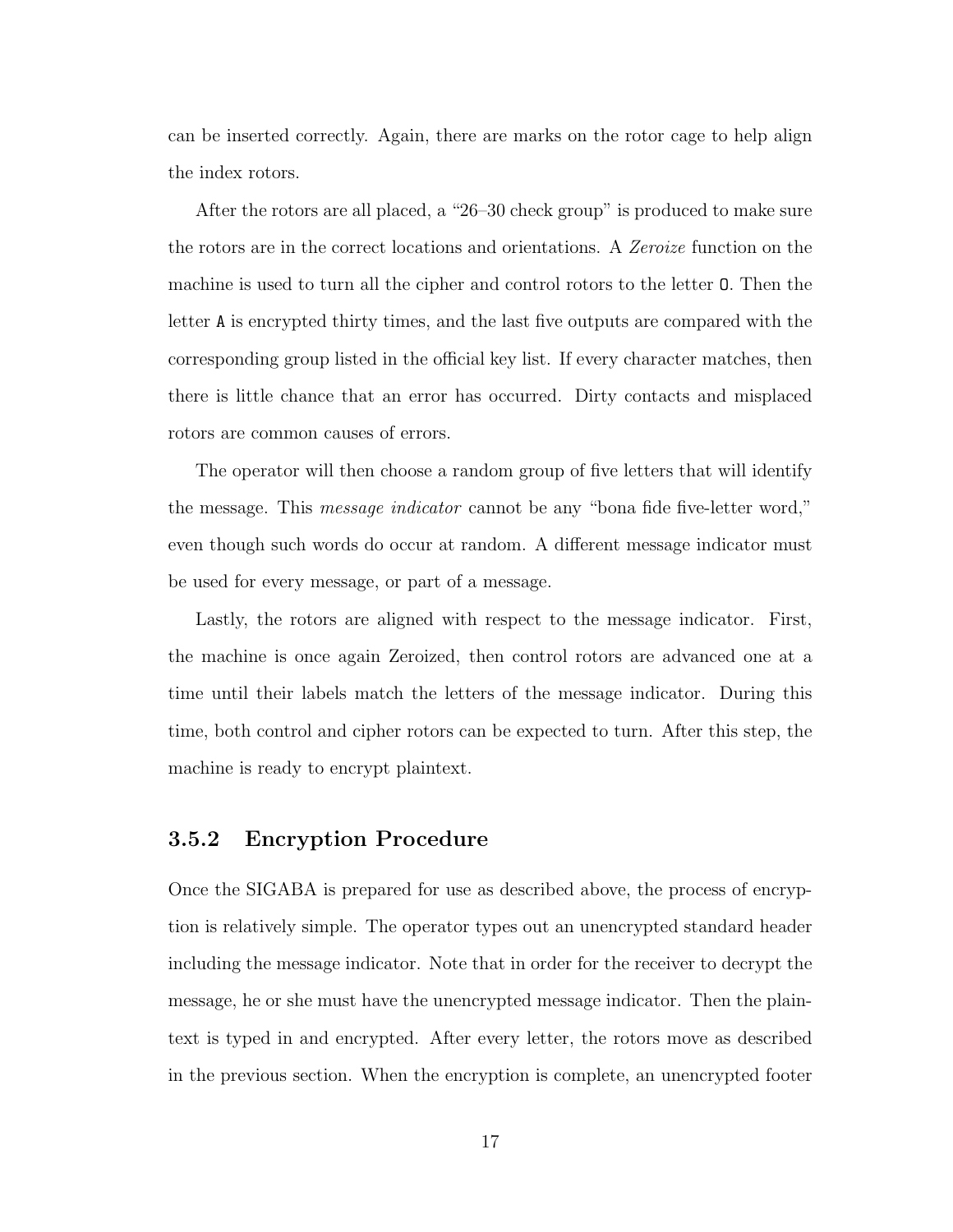can be inserted correctly. Again, there are marks on the rotor cage to help align the index rotors.

After the rotors are all placed, a “26–30 check group” is produced to make sure the rotors are in the correct locations and orientations. A *Zeroize* function on the machine is used to turn all the cipher and control rotors to the letter `O`. Then the letter `A` is encrypted thirty times, and the last five outputs are compared with the corresponding group listed in the official key list. If every character matches, then there is little chance that an error has occurred. Dirty contacts and misplaced rotors are common causes of errors.

The operator will then choose a random group of five letters that will identify the message. This *message indicator* cannot be any “bona fide five-letter word,” even though such words do occur at random. A different message indicator must be used for every message, or part of a message.

Lastly, the rotors are aligned with respect to the message indicator. First, the machine is once again Zeroized, then control rotors are advanced one at a time until their labels match the letters of the message indicator. During this time, both control and cipher rotors can be expected to turn. After this step, the machine is ready to encrypt plaintext.

### 3.5.2 Encryption Procedure

Once the SIGABA is prepared for use as described above, the process of encryption is relatively simple. The operator types out an unencrypted standard header including the message indicator. Note that in order for the receiver to decrypt the message, he or she must have the unencrypted message indicator. Then the plaintext is typed in and encrypted. After every letter, the rotors move as described in the previous section. When the encryption is complete, an unencrypted footer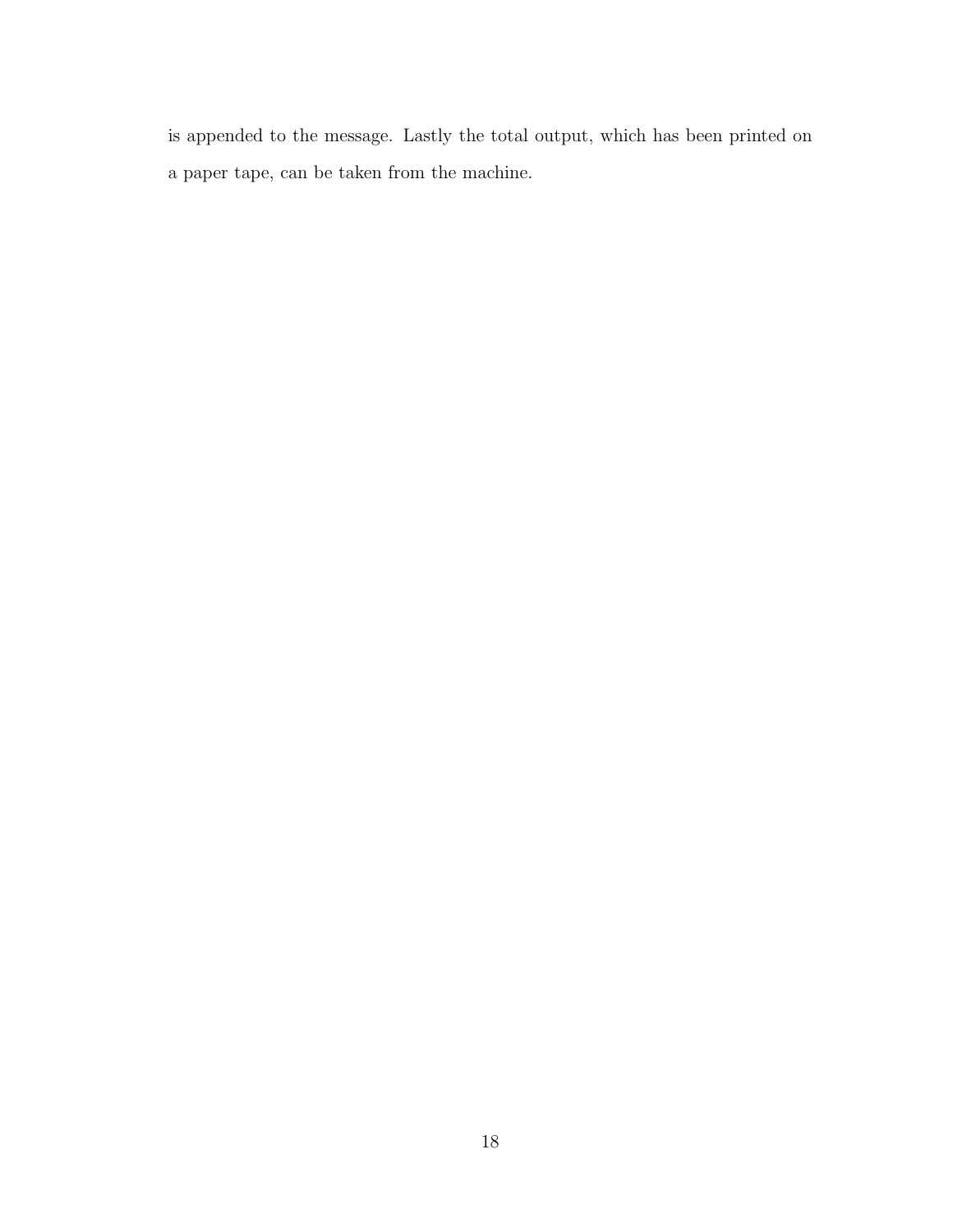is appended to the message. Lastly the total output, which has been printed on a paper tape, can be taken from the machine.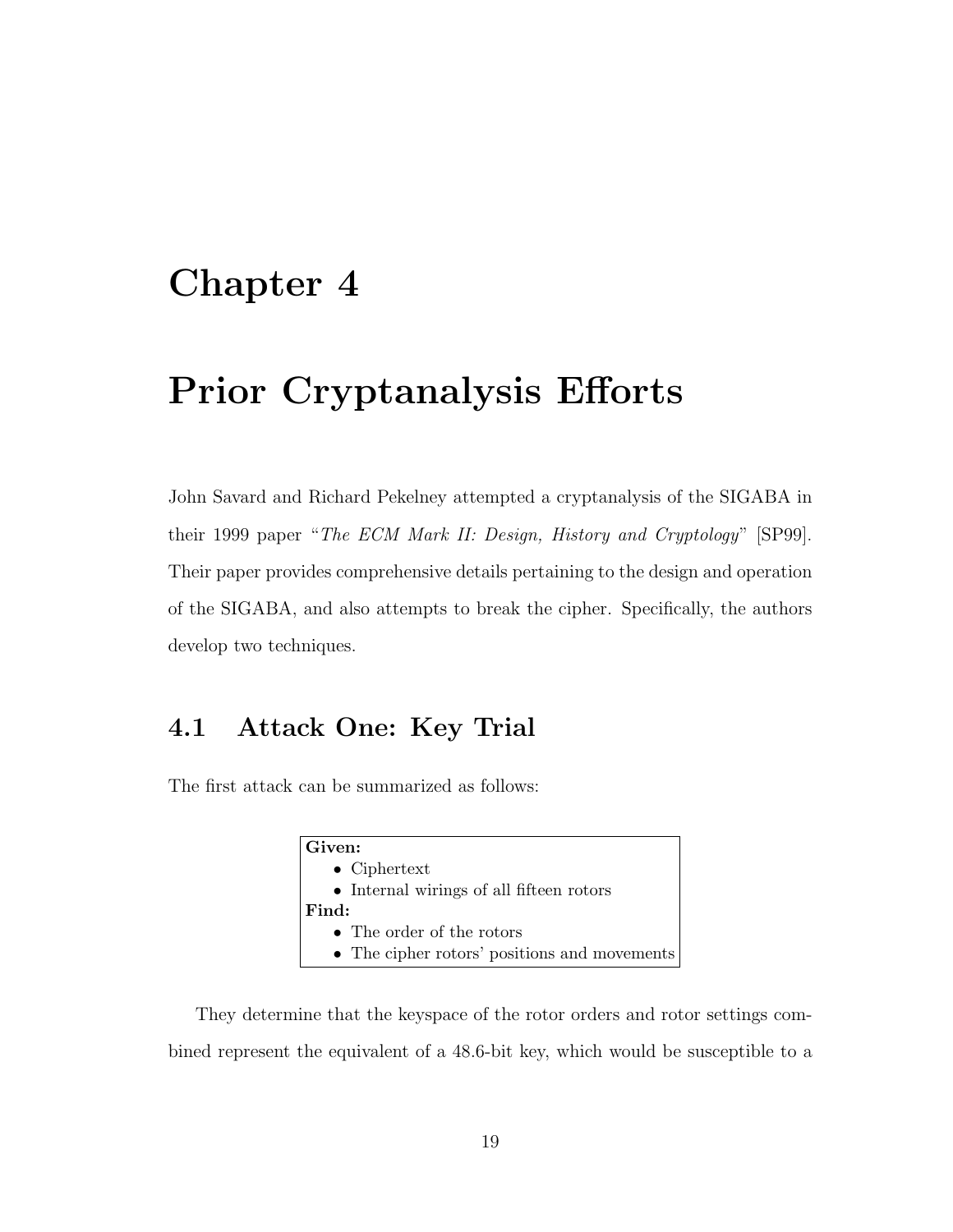# Chapter 4

# Prior Cryptanalysis Efforts

John Savard and Richard Pekelney attempted a cryptanalysis of the SIGABA in their 1999 paper "*The ECM Mark II: Design, History and Cryptology*" [SP99]. Their paper provides comprehensive details pertaining to the design and operation of the SIGABA, and also attempts to break the cipher. Specifically, the authors develop two techniques.

## 4.1 Attack One: Key Trial

The first attack can be summarized as follows:

**Given:**
- Ciphertext
- Internal wirings of all fifteen rotors

**Find:**
- The order of the rotors
- The cipher rotors' positions and movements

They determine that the keyspace of the rotor orders and rotor settings combined represent the equivalent of a 48.6-bit key, which would be susceptible to a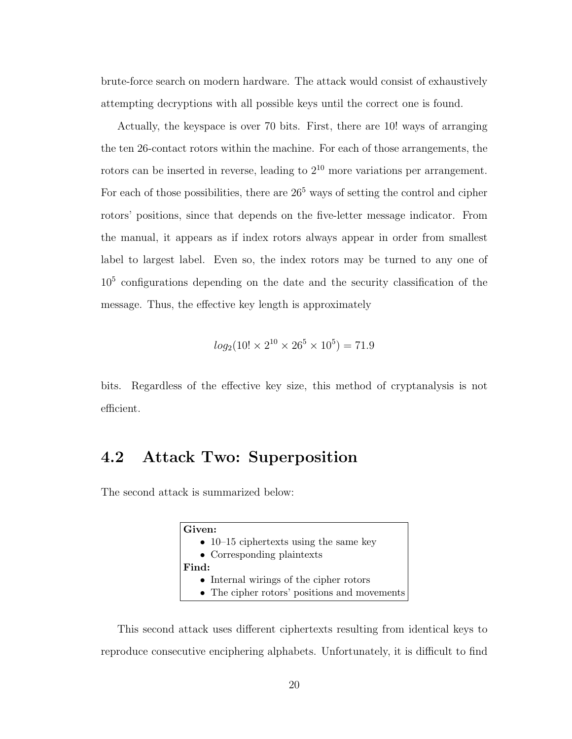brute-force search on modern hardware. The attack would consist of exhaustively attempting decryptions with all possible keys until the correct one is found.

Actually, the keyspace is over 70 bits. First, there are 10! ways of arranging the ten 26-contact rotors within the machine. For each of those arrangements, the rotors can be inserted in reverse, leading to $2^{10}$ more variations per arrangement. For each of those possibilities, there are $26^5$ ways of setting the control and cipher rotors' positions, since that depends on the five-letter message indicator. From the manual, it appears as if index rotors always appear in order from smallest label to largest label. Even so, the index rotors may be turned to any one of $10^5$ configurations depending on the date and the security classification of the message. Thus, the effective key length is approximately

$$log_2(10! \times 2^{10} \times 26^5 \times 10^5) = 71.9$$

bits. Regardless of the effective key size, this method of cryptanalysis is not efficient.

## 4.2 Attack Two: Superposition

The second attack is summarized below:

**Given:**

- 10–15 ciphertexts using the same key
- Corresponding plaintexts

**Find:**

- Internal wirings of the cipher rotors
- The cipher rotors' positions and movements

This second attack uses different ciphertexts resulting from identical keys to reproduce consecutive enciphering alphabets. Unfortunately, it is difficult to find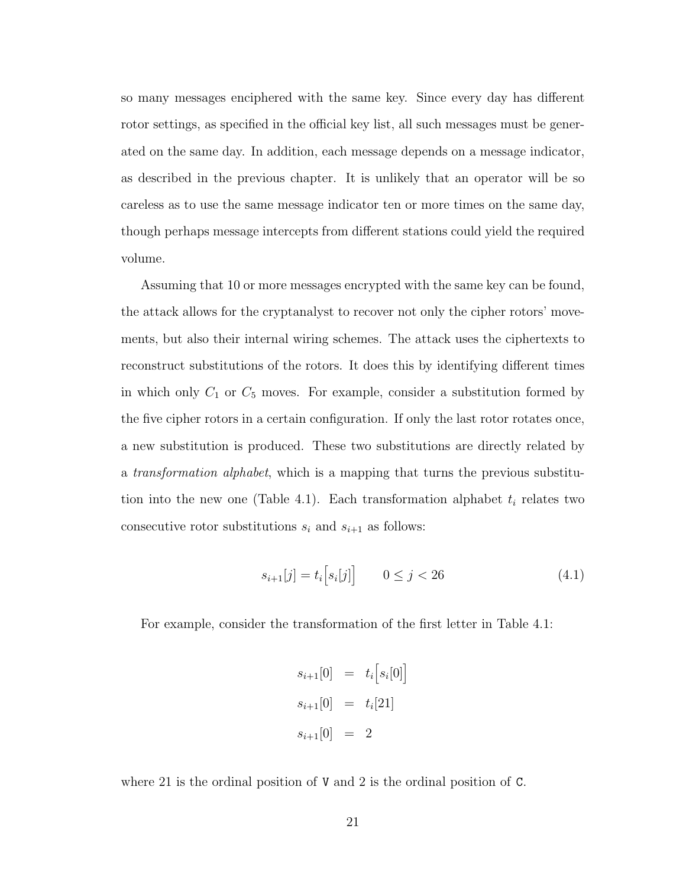so many messages enciphered with the same key. Since every day has different rotor settings, as specified in the official key list, all such messages must be generated on the same day. In addition, each message depends on a message indicator, as described in the previous chapter. It is unlikely that an operator will be so careless as to use the same message indicator ten or more times on the same day, though perhaps message intercepts from different stations could yield the required volume.

Assuming that 10 or more messages encrypted with the same key can be found, the attack allows for the cryptanalyst to recover not only the cipher rotors' movements, but also their internal wiring schemes. The attack uses the ciphertexts to reconstruct substitutions of the rotors. It does this by identifying different times in which only $C_1$ or $C_5$ moves. For example, consider a substitution formed by the five cipher rotors in a certain configuration. If only the last rotor rotates once, a new substitution is produced. These two substitutions are directly related by a *transformation alphabet*, which is a mapping that turns the previous substitution into the new one (Table 4.1). Each transformation alphabet $t_i$ relates two consecutive rotor substitutions $s_i$ and $s_{i+1}$ as follows:

$$s_{i+1}[j] = t_i\Big[s_i[j]\Big] \qquad 0 \leq j < 26 \tag{4.1}$$

For example, consider the transformation of the first letter in Table 4.1:

$$\begin{aligned}
s_{i+1}[0] &= t_i\Big[s_i[0]\Big] \\
s_{i+1}[0] &= t_i[21] \\
s_{i+1}[0] &= 2
\end{aligned}$$

where 21 is the ordinal position of `V` and 2 is the ordinal position of `C`.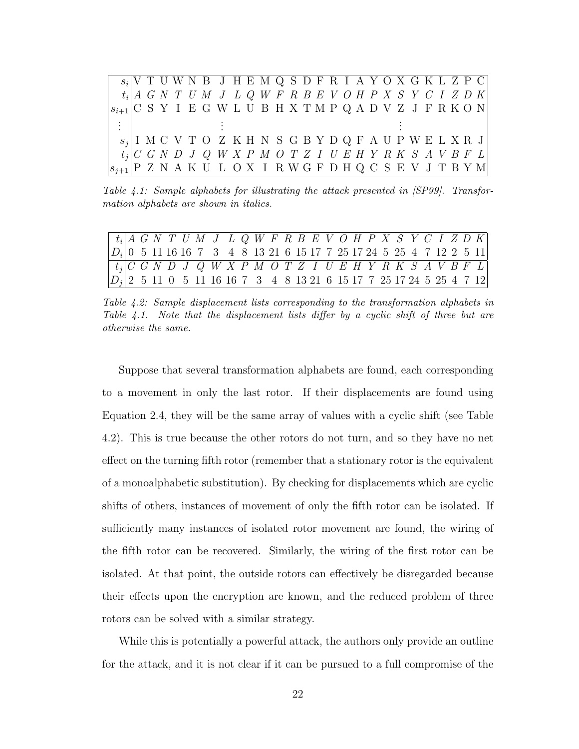| $s_i$ | V | T | U | W | N | B | J | H | E | M | Q | S | D | F | R | I | A | Y | O | X | G | K | L | Z | P | C |
|---|---|---|---|---|---|---|---|---|---|---|---|---|---|---|---|---|---|---|---|---|---|---|---|---|---|---|
| $t_i$ | *A* | *G* | *N* | *T* | *U* | *M* | *J* | *L* | *Q* | *W* | *F* | *R* | *B* | *E* | *V* | *O* | *H* | *P* | *X* | *S* | *Y* | *C* | *I* | *Z* | *D* | *K* |
| $s_{i+1}$ | C | S | Y | I | E | G | W | L | U | B | H | X | T | M | P | Q | A | D | V | Z | J | F | R | K | O | N |
| ⋮ | | | | | | | ⋮ | | | | | | | | | | | | ⋮ | | | | | | | |
| $s_j$ | I | M | C | V | T | O | Z | K | H | N | S | G | B | Y | D | Q | F | A | U | P | W | E | L | X | R | J |
| $t_j$ | *C* | *G* | *N* | *D* | *J* | *Q* | *W* | *X* | *P* | *M* | *O* | *T* | *Z* | *I* | *U* | *E* | *H* | *Y* | *R* | *K* | *S* | *A* | *V* | *B* | *F* | *L* |
| $s_{j+1}$ | P | Z | N | A | K | U | L | O | X | I | R | W | G | F | D | H | Q | C | S | E | V | J | T | B | Y | M |

*Table 4.1: Sample alphabets for illustrating the attack presented in [SP99]. Transformation alphabets are shown in italics.*

| $t_i$ | *A* | *G* | *N* | *T* | *U* | *M* | *J* | *L* | *Q* | *W* | *F* | *R* | *B* | *E* | *V* | *O* | *H* | *P* | *X* | *S* | *Y* | *C* | *I* | *Z* | *D* | *K* |
|---|---|---|---|---|---|---|---|---|---|---|---|---|---|---|---|---|---|---|---|---|---|---|---|---|---|---|
| $D_i$ | 0 | 5 | 11 | 16 | 16 | 7 | 3 | 4 | 8 | 13 | 21 | 6 | 15 | 17 | 7 | 25 | 17 | 24 | 5 | 25 | 4 | 7 | 12 | 2 | 5 | 11 |
| $t_j$ | *C* | *G* | *N* | *D* | *J* | *Q* | *W* | *X* | *P* | *M* | *O* | *T* | *Z* | *I* | *U* | *E* | *H* | *Y* | *R* | *K* | *S* | *A* | *V* | *B* | *F* | *L* |
| $D_j$ | 2 | 5 | 11 | 0 | 5 | 11 | 16 | 16 | 7 | 3 | 4 | 8 | 13 | 21 | 6 | 15 | 17 | 7 | 25 | 17 | 24 | 5 | 25 | 4 | 7 | 12 |

*Table 4.2: Sample displacement lists corresponding to the transformation alphabets in Table 4.1. Note that the displacement lists differ by a cyclic shift of three but are otherwise the same.*

Suppose that several transformation alphabets are found, each corresponding to a movement in only the last rotor. If their displacements are found using Equation 2.4, they will be the same array of values with a cyclic shift (see Table 4.2). This is true because the other rotors do not turn, and so they have no net effect on the turning fifth rotor (remember that a stationary rotor is the equivalent of a monoalphabetic substitution). By checking for displacements which are cyclic shifts of others, instances of movement of only the fifth rotor can be isolated. If sufficiently many instances of isolated rotor movement are found, the wiring of the fifth rotor can be recovered. Similarly, the wiring of the first rotor can be isolated. At that point, the outside rotors can effectively be disregarded because their effects upon the encryption are known, and the reduced problem of three rotors can be solved with a similar strategy.

While this is potentially a powerful attack, the authors only provide an outline for the attack, and it is not clear if it can be pursued to a full compromise of the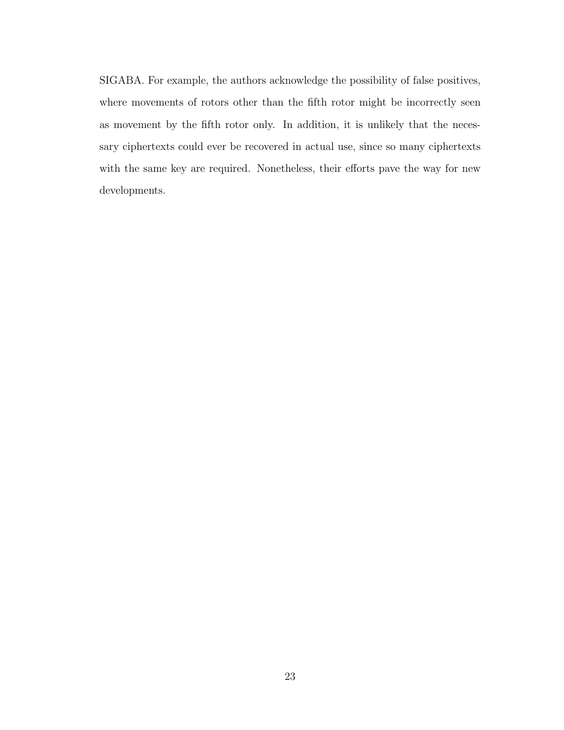SIGABA. For example, the authors acknowledge the possibility of false positives, where movements of rotors other than the fifth rotor might be incorrectly seen as movement by the fifth rotor only. In addition, it is unlikely that the necessary ciphertexts could ever be recovered in actual use, since so many ciphertexts with the same key are required. Nonetheless, their efforts pave the way for new developments.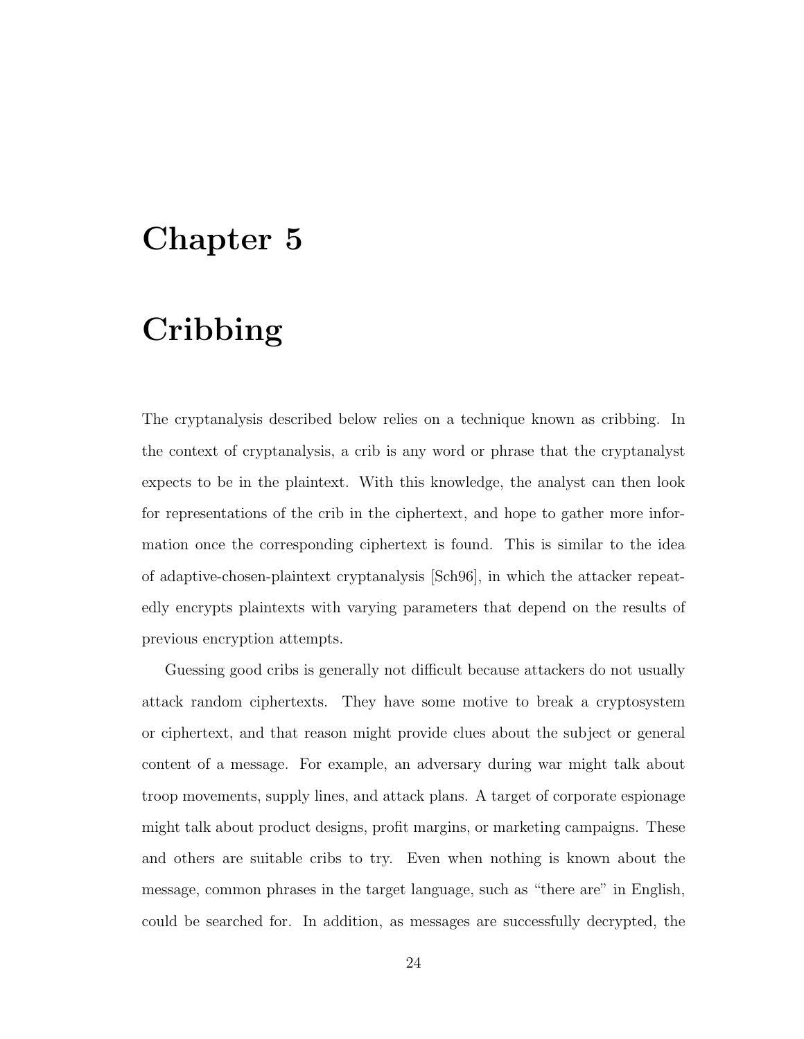# Chapter 5

# Cribbing

The cryptanalysis described below relies on a technique known as cribbing. In the context of cryptanalysis, a crib is any word or phrase that the cryptanalyst expects to be in the plaintext. With this knowledge, the analyst can then look for representations of the crib in the ciphertext, and hope to gather more information once the corresponding ciphertext is found. This is similar to the idea of adaptive-chosen-plaintext cryptanalysis [Sch96], in which the attacker repeatedly encrypts plaintexts with varying parameters that depend on the results of previous encryption attempts.

Guessing good cribs is generally not difficult because attackers do not usually attack random ciphertexts. They have some motive to break a cryptosystem or ciphertext, and that reason might provide clues about the subject or general content of a message. For example, an adversary during war might talk about troop movements, supply lines, and attack plans. A target of corporate espionage might talk about product designs, profit margins, or marketing campaigns. These and others are suitable cribs to try. Even when nothing is known about the message, common phrases in the target language, such as "there are" in English, could be searched for. In addition, as messages are successfully decrypted, the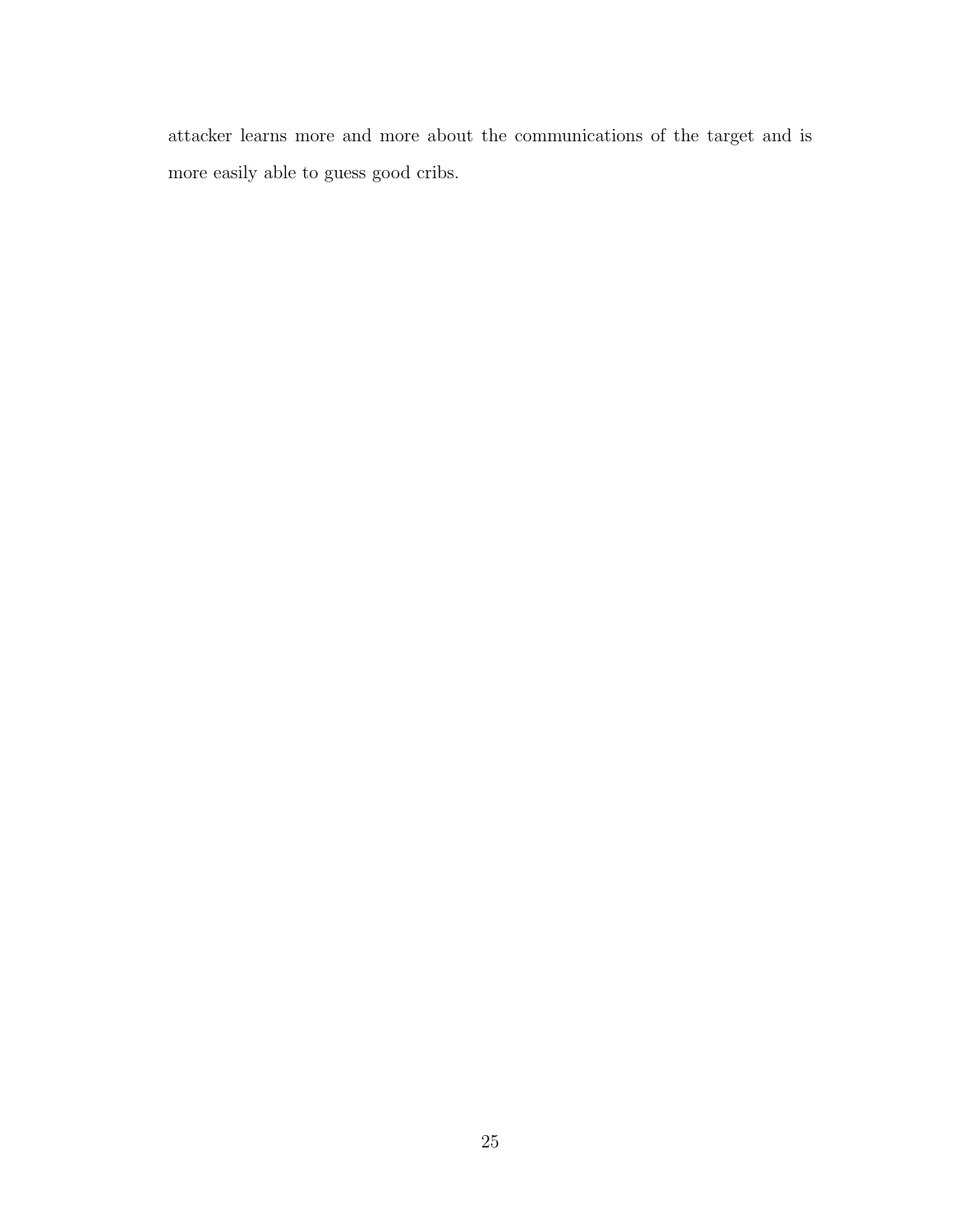attacker learns more and more about the communications of the target and is more easily able to guess good cribs.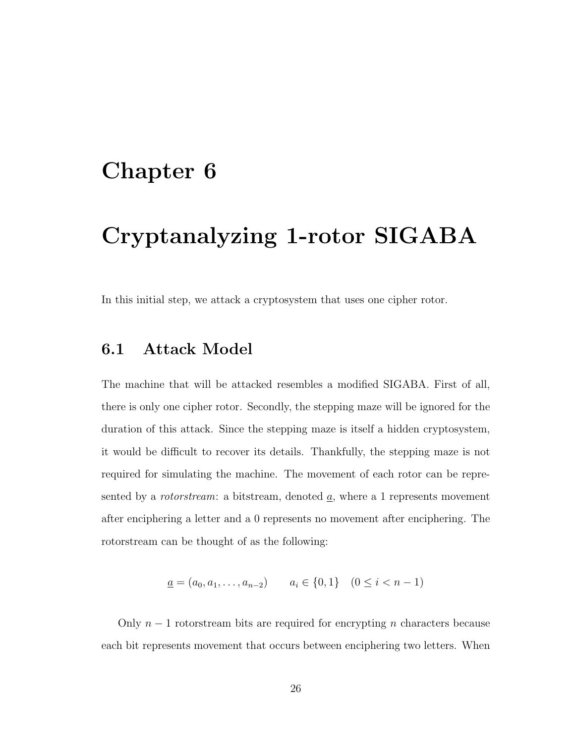# Chapter 6

# Cryptanalyzing 1-rotor SIGABA

In this initial step, we attack a cryptosystem that uses one cipher rotor.

## 6.1 Attack Model

The machine that will be attacked resembles a modified SIGABA. First of all, there is only one cipher rotor. Secondly, the stepping maze will be ignored for the duration of this attack. Since the stepping maze is itself a hidden cryptosystem, it would be difficult to recover its details. Thankfully, the stepping maze is not required for simulating the machine. The movement of each rotor can be represented by a *rotorstream*: a bitstream, denoted $\underline{a}$, where a 1 represents movement after enciphering a letter and a 0 represents no movement after enciphering. The rotorstream can be thought of as the following:

$$\underline{a} = (a_0, a_1, \ldots, a_{n-2}) \qquad a_i \in \{0, 1\} \quad (0 \leq i < n-1)$$

Only $n-1$ rotorstream bits are required for encrypting $n$ characters because each bit represents movement that occurs between enciphering two letters. When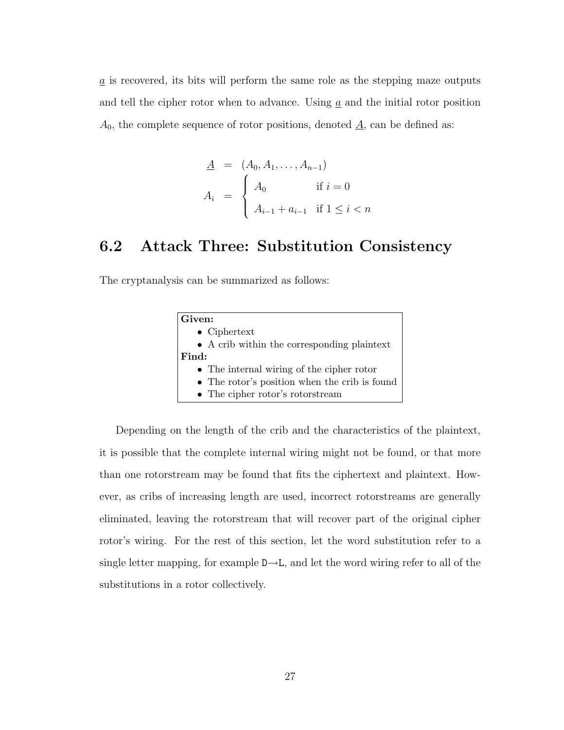$\underline{a}$ is recovered, its bits will perform the same role as the stepping maze outputs and tell the cipher rotor when to advance. Using $\underline{a}$ and the initial rotor position $A_0$, the complete sequence of rotor positions, denoted $\underline{A}$, can be defined as:

$$
\begin{aligned}
\underline{A} &= (A_0, A_1, \ldots, A_{n-1}) \\
A_i &= \begin{cases} A_0 & \text{if } i = 0 \\ A_{i-1} + a_{i-1} & \text{if } 1 \leq i < n \end{cases}
\end{aligned}
$$

## 6.2 Attack Three: Substitution Consistency

The cryptanalysis can be summarized as follows:

**Given:**
- Ciphertext
- A crib within the corresponding plaintext

**Find:**
- The internal wiring of the cipher rotor
- The rotor's position when the crib is found
- The cipher rotor's rotorstream

Depending on the length of the crib and the characteristics of the plaintext, it is possible that the complete internal wiring might not be found, or that more than one rotorstream may be found that fits the ciphertext and plaintext. However, as cribs of increasing length are used, incorrect rotorstreams are generally eliminated, leaving the rotorstream that will recover part of the original cipher rotor's wiring. For the rest of this section, let the word substitution refer to a single letter mapping, for example `D`→`L`, and let the word wiring refer to all of the substitutions in a rotor collectively.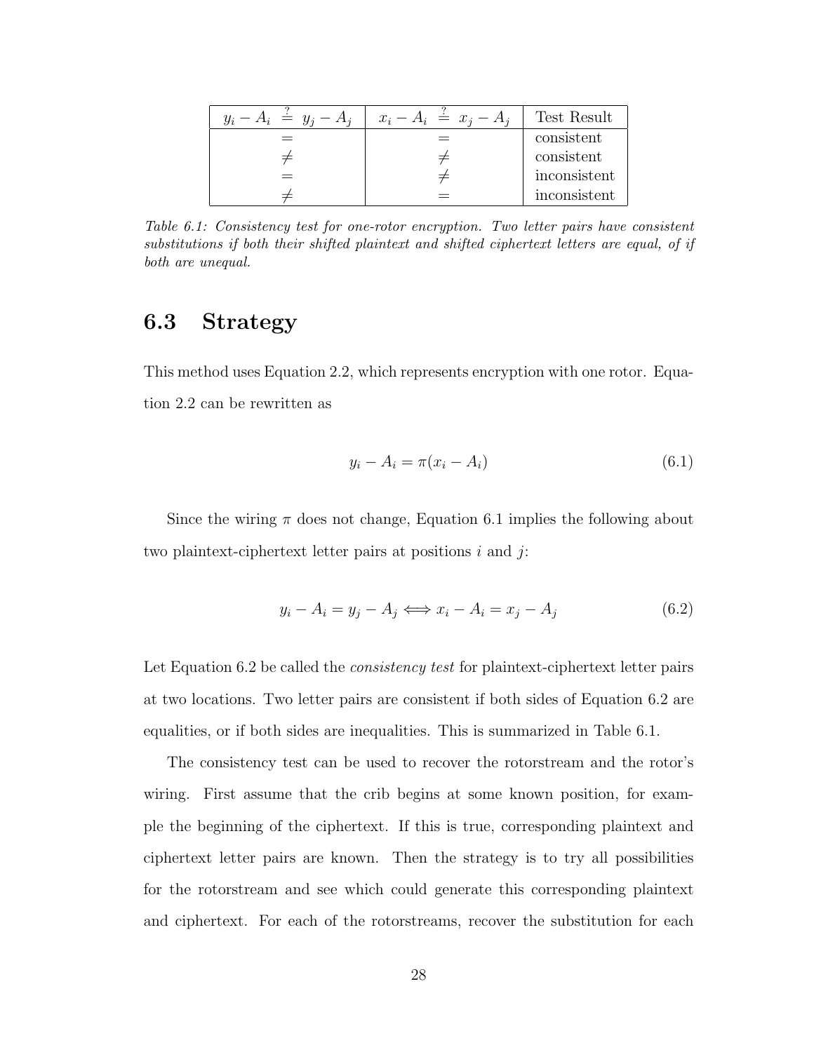| $y_i - A_i \stackrel{?}{=} y_j - A_j$ | $x_i - A_i \stackrel{?}{=} x_j - A_j$ | Test Result |
|---|---|---|
| $=$ | $=$ | consistent |
| $\neq$ | $\neq$ | consistent |
| $=$ | $\neq$ | inconsistent |
| $\neq$ | $=$ | inconsistent |

*Table 6.1: Consistency test for one-rotor encryption. Two letter pairs have consistent substitutions if both their shifted plaintext and shifted ciphertext letters are equal, of if both are unequal.*

## 6.3 Strategy

This method uses Equation 2.2, which represents encryption with one rotor. Equation 2.2 can be rewritten as

$$y_i - A_i = \pi(x_i - A_i) \tag{6.1}$$

Since the wiring $\pi$ does not change, Equation 6.1 implies the following about two plaintext-ciphertext letter pairs at positions $i$ and $j$:

$$y_i - A_i = y_j - A_j \Longleftrightarrow x_i - A_i = x_j - A_j \tag{6.2}$$

Let Equation 6.2 be called the *consistency test* for plaintext-ciphertext letter pairs at two locations. Two letter pairs are consistent if both sides of Equation 6.2 are equalities, or if both sides are inequalities. This is summarized in Table 6.1.

The consistency test can be used to recover the rotorstream and the rotor's wiring. First assume that the crib begins at some known position, for example the beginning of the ciphertext. If this is true, corresponding plaintext and ciphertext letter pairs are known. Then the strategy is to try all possibilities for the rotorstream and see which could generate this corresponding plaintext and ciphertext. For each of the rotorstreams, recover the substitution for each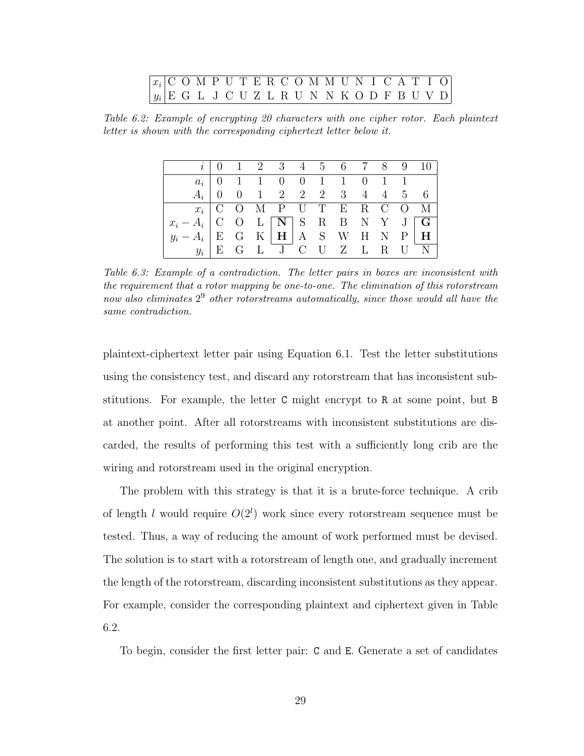| $x_i$ | C | O | M | P | U | T | E | R | C | O | M | M | U | N | I | C | A | T | I | O |
|---|---|---|---|---|---|---|---|---|---|---|---|---|---|---|---|---|---|---|---|---|
| $y_i$ | E | G | L | J | C | U | Z | L | R | U | N | N | K | O | D | F | B | U | V | D |

*Table 6.2: Example of encrypting 20 characters with one cipher rotor. Each plaintext letter is shown with the corresponding ciphertext letter below it.*

| $i$ | 0 | 1 | 2 | 3 | 4 | 5 | 6 | 7 | 8 | 9 | 10 |
|---|---|---|---|---|---|---|---|---|---|---|---|
| $a_i$ | 0 | 1 | 1 | 0 | 0 | 1 | 1 | 0 | 1 | 1 | |
| $A_i$ | 0 | 0 | 1 | 2 | 2 | 2 | 3 | 4 | 4 | 5 | 6 |
| $x_i$ | C | O | M | P | U | T | E | R | C | O | M |
| $x_i - A_i$ | C | O | L | **N** | S | R | B | N | Y | J | **G** |
| $y_i - A_i$ | E | G | K | **H** | A | S | W | H | N | P | **H** |
| $y_i$ | E | G | L | J | C | U | Z | L | R | U | N |

*Table 6.3: Example of a contradiction. The letter pairs in boxes are inconsistent with the requirement that a rotor mapping be one-to-one. The elimination of this rotorstream now also eliminates $2^9$ other rotorstreams automatically, since those would all have the same contradiction.*

plaintext-ciphertext letter pair using Equation 6.1. Test the letter substitutions using the consistency test, and discard any rotorstream that has inconsistent substitutions. For example, the letter C might encrypt to R at some point, but B at another point. After all rotorstreams with inconsistent substitutions are discarded, the results of performing this test with a sufficiently long crib are the wiring and rotorstream used in the original encryption.

The problem with this strategy is that it is a brute-force technique. A crib of length $l$ would require $O(2^l)$ work since every rotorstream sequence must be tested. Thus, a way of reducing the amount of work performed must be devised. The solution is to start with a rotorstream of length one, and gradually increment the length of the rotorstream, discarding inconsistent substitutions as they appear. For example, consider the corresponding plaintext and ciphertext given in Table 6.2.

To begin, consider the first letter pair: C and E. Generate a set of candidates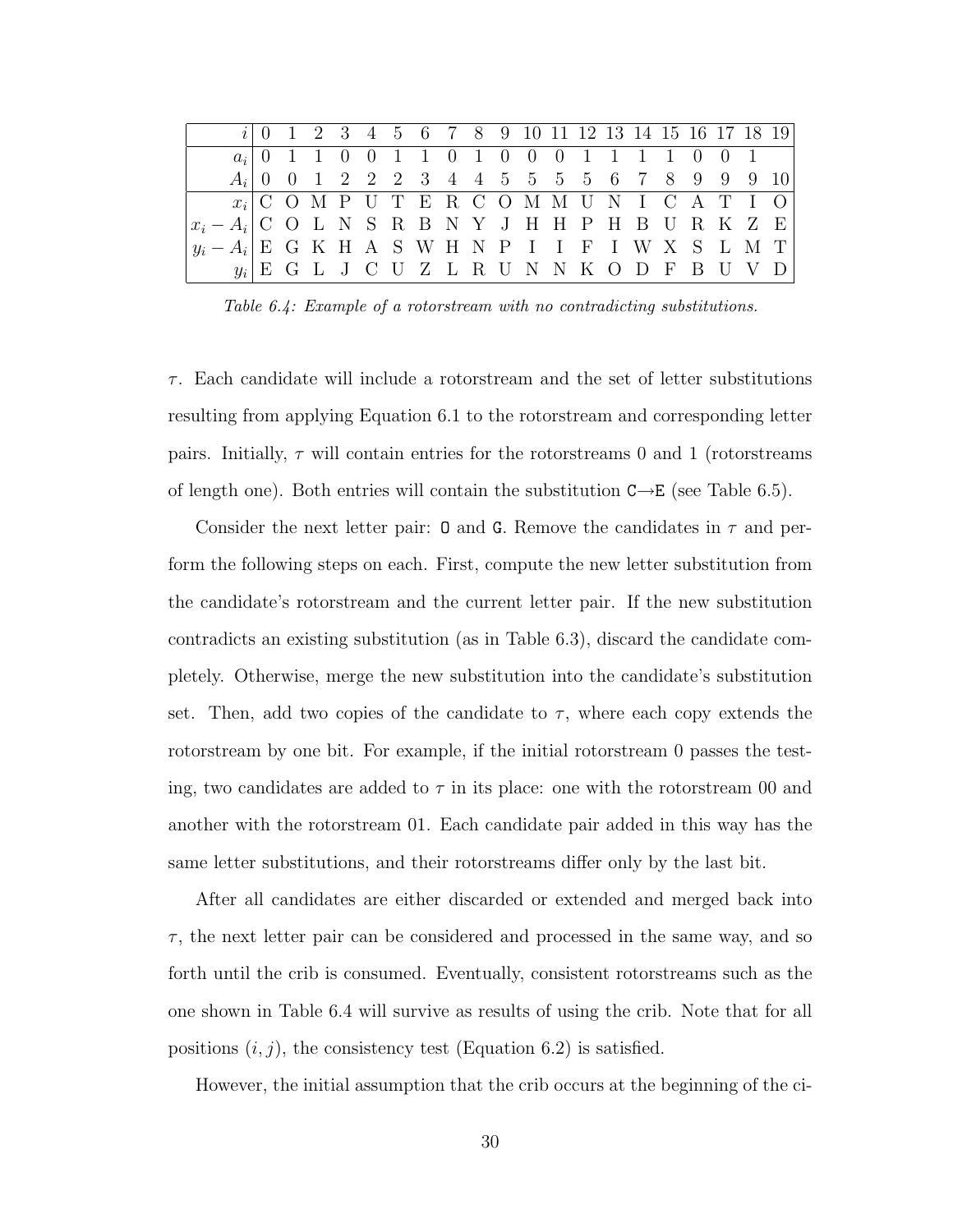| $i$ | 0 | 1 | 2 | 3 | 4 | 5 | 6 | 7 | 8 | 9 | 10 | 11 | 12 | 13 | 14 | 15 | 16 | 17 | 18 | 19 |
|---|---|---|---|---|---|---|---|---|---|---|---|---|---|---|---|---|---|---|---|---|
| $a_i$ | 0 | 1 | 1 | 0 | 0 | 1 | 1 | 0 | 1 | 0 | 0 | 0 | 1 | 1 | 1 | 1 | 0 | 0 | 1 | |
| $A_i$ | 0 | 0 | 1 | 2 | 2 | 2 | 3 | 4 | 4 | 5 | 5 | 5 | 5 | 6 | 7 | 8 | 9 | 9 | 9 | 10 |
| $x_i$ | C | O | M | P | U | T | E | R | C | O | M | M | U | N | I | C | A | T | I | O |
| $x_i - A_i$ | C | O | L | N | S | R | B | N | Y | J | H | H | P | H | B | U | R | K | Z | E |
| $y_i - A_i$ | E | G | K | H | A | S | W | H | N | P | I | I | F | I | W | X | S | L | M | T |
| $y_i$ | E | G | L | J | C | U | Z | L | R | U | N | N | K | O | D | F | B | U | V | D |

*Table 6.4: Example of a rotorstream with no contradicting substitutions.*

$\tau$. Each candidate will include a rotorstream and the set of letter substitutions resulting from applying Equation 6.1 to the rotorstream and corresponding letter pairs. Initially, $\tau$ will contain entries for the rotorstreams 0 and 1 (rotorstreams of length one). Both entries will contain the substitution C→E (see Table 6.5).

Consider the next letter pair: O and G. Remove the candidates in $\tau$ and perform the following steps on each. First, compute the new letter substitution from the candidate's rotorstream and the current letter pair. If the new substitution contradicts an existing substitution (as in Table 6.3), discard the candidate completely. Otherwise, merge the new substitution into the candidate's substitution set. Then, add two copies of the candidate to $\tau$, where each copy extends the rotorstream by one bit. For example, if the initial rotorstream 0 passes the testing, two candidates are added to $\tau$ in its place: one with the rotorstream 00 and another with the rotorstream 01. Each candidate pair added in this way has the same letter substitutions, and their rotorstreams differ only by the last bit.

After all candidates are either discarded or extended and merged back into $\tau$, the next letter pair can be considered and processed in the same way, and so forth until the crib is consumed. Eventually, consistent rotorstreams such as the one shown in Table 6.4 will survive as results of using the crib. Note that for all positions $(i, j)$, the consistency test (Equation 6.2) is satisfied.

However, the initial assumption that the crib occurs at the beginning of the ci-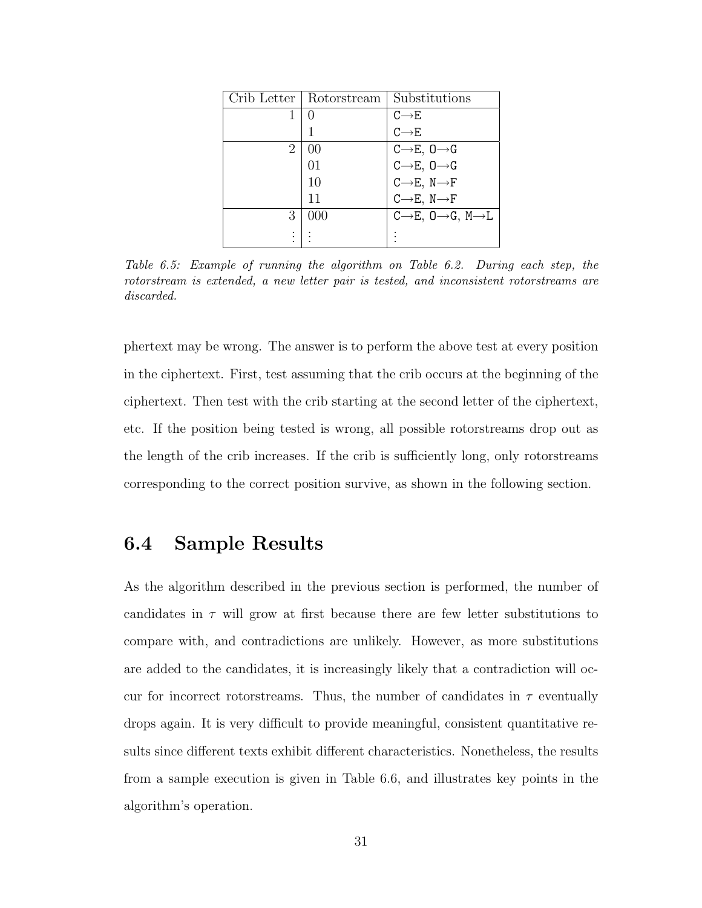| Crib Letter | Rotorstream | Substitutions |
|---|---|---|
| 1 | 0 | C→E |
| | 1 | C→E |
| 2 | 00 | C→E, O→G |
| | 01 | C→E, O→G |
| | 10 | C→E, N→F |
| | 11 | C→E, N→F |
| 3 | 000 | C→E, O→G, M→L |
| ⋮ | ⋮ | ⋮ |

*Table 6.5: Example of running the algorithm on Table 6.2. During each step, the rotorstream is extended, a new letter pair is tested, and inconsistent rotorstreams are discarded.*

phertext may be wrong. The answer is to perform the above test at every position in the ciphertext. First, test assuming that the crib occurs at the beginning of the ciphertext. Then test with the crib starting at the second letter of the ciphertext, etc. If the position being tested is wrong, all possible rotorstreams drop out as the length of the crib increases. If the crib is sufficiently long, only rotorstreams corresponding to the correct position survive, as shown in the following section.

## 6.4 Sample Results

As the algorithm described in the previous section is performed, the number of candidates in $\tau$ will grow at first because there are few letter substitutions to compare with, and contradictions are unlikely. However, as more substitutions are added to the candidates, it is increasingly likely that a contradiction will occur for incorrect rotorstreams. Thus, the number of candidates in $\tau$ eventually drops again. It is very difficult to provide meaningful, consistent quantitative results since different texts exhibit different characteristics. Nonetheless, the results from a sample execution is given in Table 6.6, and illustrates key points in the algorithm's operation.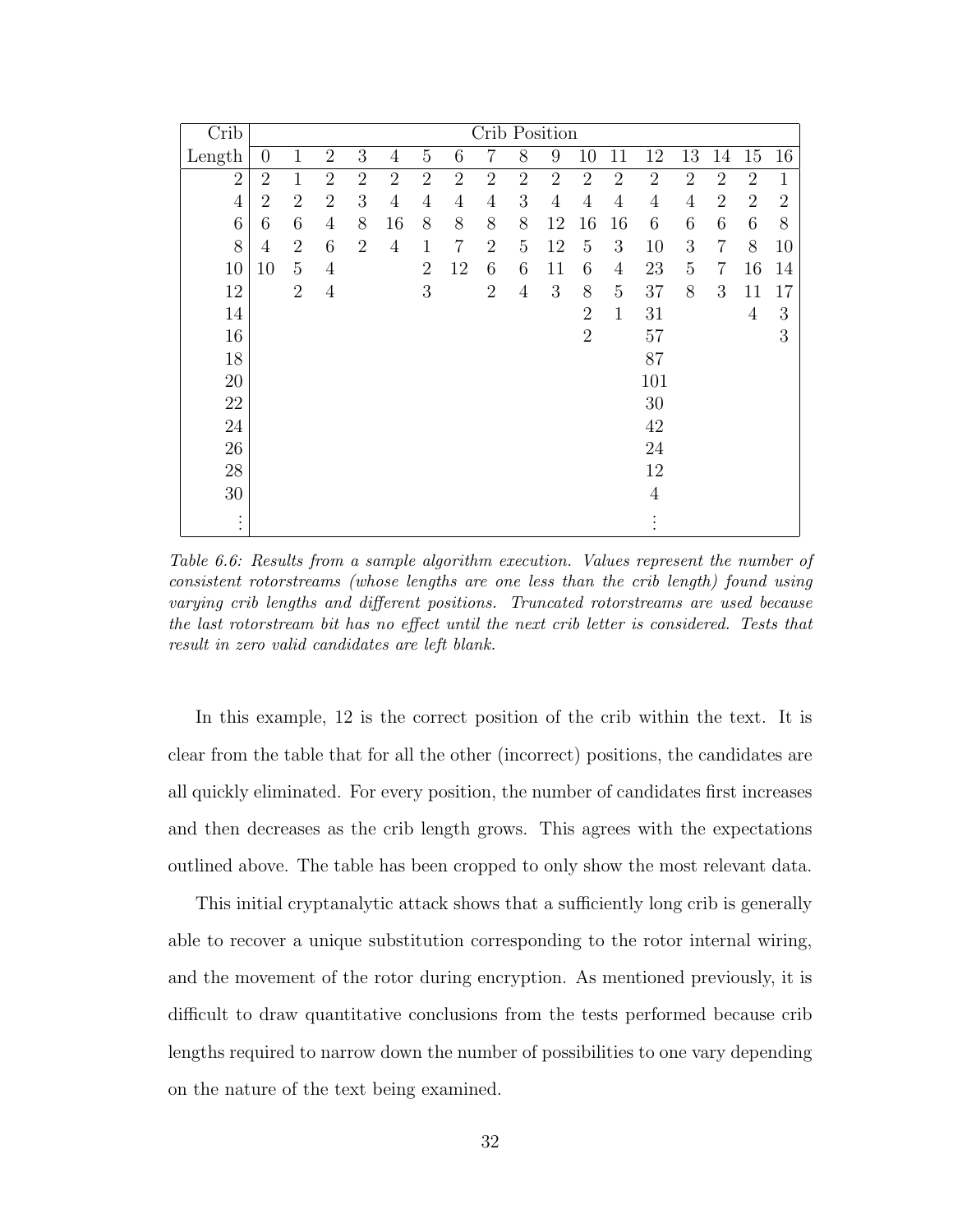| Crib | Crib Position | | | | | | | | | | | | | | | | |
|---|---|---|---|---|---|---|---|---|---|---|---|---|---|---|---|---|---|
| Length | 0 | 1 | 2 | 3 | 4 | 5 | 6 | 7 | 8 | 9 | 10 | 11 | 12 | 13 | 14 | 15 | 16 |
| 2 | 2 | 1 | 2 | 2 | 2 | 2 | 2 | 2 | 2 | 2 | 2 | 2 | 2 | 2 | 2 | 2 | 1 |
| 4 | 2 | 2 | 2 | 3 | 4 | 4 | 4 | 4 | 3 | 4 | 4 | 4 | 4 | 4 | 2 | 2 | 2 |
| 6 | 6 | 6 | 4 | 8 | 16 | 8 | 8 | 8 | 8 | 12 | 16 | 16 | 6 | 6 | 6 | 6 | 8 |
| 8 | 4 | 2 | 6 | 2 | 4 | 1 | 7 | 2 | 5 | 12 | 5 | 3 | 10 | 3 | 7 | 8 | 10 |
| 10 | 10 | 5 | 4 | | | 2 | 12 | 6 | 6 | 11 | 6 | 4 | 23 | 5 | 7 | 16 | 14 |
| 12 | | 2 | 4 | | | 3 | | 2 | 4 | 3 | 8 | 5 | 37 | 8 | 3 | 11 | 17 |
| 14 | | | | | | | | | | | 2 | 1 | 31 | | | 4 | 3 |
| 16 | | | | | | | | | | | 2 | | 57 | | | | 3 |
| 18 | | | | | | | | | | | | | 87 | | | | |
| 20 | | | | | | | | | | | | | 101 | | | | |
| 22 | | | | | | | | | | | | | 30 | | | | |
| 24 | | | | | | | | | | | | | 42 | | | | |
| 26 | | | | | | | | | | | | | 24 | | | | |
| 28 | | | | | | | | | | | | | 12 | | | | |
| 30 | | | | | | | | | | | | | 4 | | | | |
| ⋮ | | | | | | | | | | | | | ⋮ | | | | |

*Table 6.6: Results from a sample algorithm execution. Values represent the number of consistent rotorstreams (whose lengths are one less than the crib length) found using varying crib lengths and different positions. Truncated rotorstreams are used because the last rotorstream bit has no effect until the next crib letter is considered. Tests that result in zero valid candidates are left blank.*

In this example, 12 is the correct position of the crib within the text. It is clear from the table that for all the other (incorrect) positions, the candidates are all quickly eliminated. For every position, the number of candidates first increases and then decreases as the crib length grows. This agrees with the expectations outlined above. The table has been cropped to only show the most relevant data.

This initial cryptanalytic attack shows that a sufficiently long crib is generally able to recover a unique substitution corresponding to the rotor internal wiring, and the movement of the rotor during encryption. As mentioned previously, it is difficult to draw quantitative conclusions from the tests performed because crib lengths required to narrow down the number of possibilities to one vary depending on the nature of the text being examined.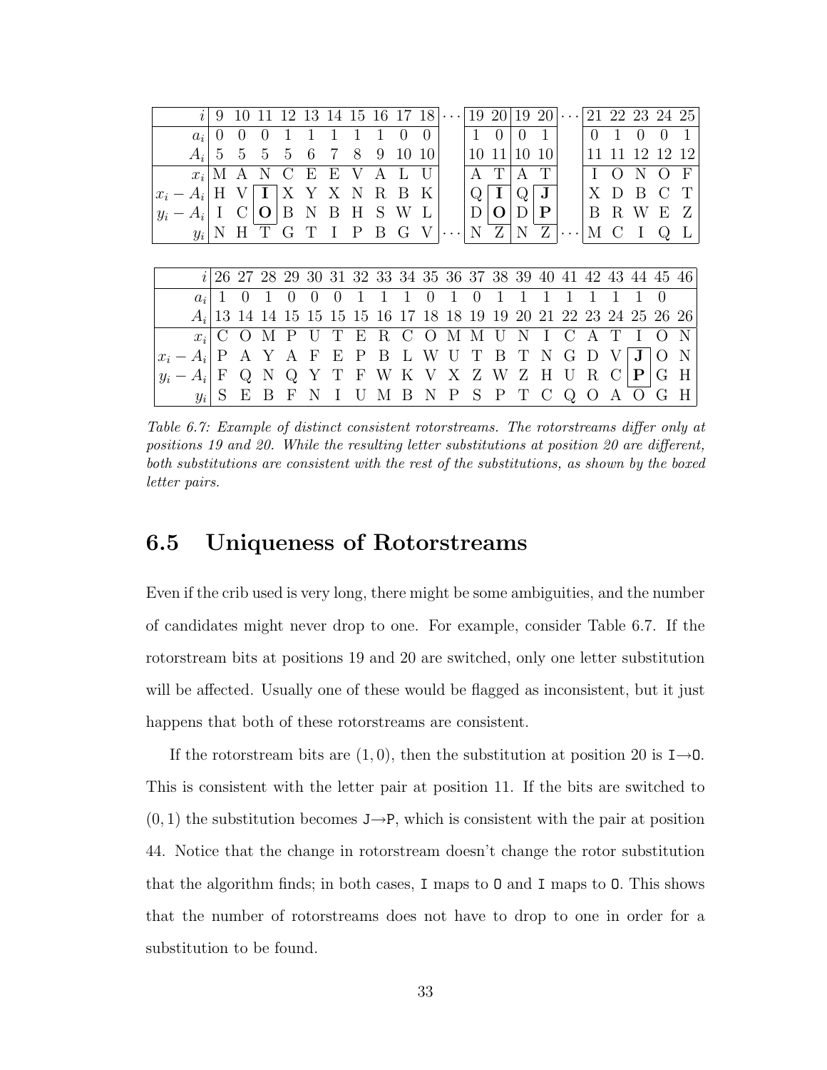| $i$ | 9 | 10 | 11 | 12 | 13 | 14 | 15 | 16 | 17 | 18 | ⋯ | 19 | 20 | 19 | 20 | ⋯ | 21 | 22 | 23 | 24 | 25 |
|---|---|---|---|---|---|---|---|---|---|---|---|---|---|---|---|---|---|---|---|---|---|
| $a_i$ | 0 | 0 | 0 | 1 | 1 | 1 | 1 | 1 | 0 | 0 | | 1 | 0 | 0 | 1 | | 0 | 1 | 0 | 0 | 1 |
| $A_i$ | 5 | 5 | 5 | 5 | 6 | 7 | 8 | 9 | 10 | 10 | | 10 | 11 | 10 | 10 | | 11 | 11 | 12 | 12 | 12 |
| $x_i$ | M | A | N | C | E | E | V | A | L | U | | A | T | A | T | | I | O | N | O | F |
| $x_i - A_i$ | H | V | **I** | X | Y | X | N | R | B | K | | Q | **I** | Q | **J** | | X | D | B | C | T |
| $y_i - A_i$ | I | C | **O** | B | N | B | H | S | W | L | | D | **O** | D | **P** | | B | R | W | E | Z |
| $y_i$ | N | H | T | G | T | I | P | B | G | V | ⋯ | N | Z | N | Z | ⋯ | M | C | I | Q | L |

| $i$ | 26 | 27 | 28 | 29 | 30 | 31 | 32 | 33 | 34 | 35 | 36 | 37 | 38 | 39 | 40 | 41 | 42 | 43 | 44 | 45 | 46 |
|---|---|---|---|---|---|---|---|---|---|---|---|---|---|---|---|---|---|---|---|---|---|
| $a_i$ | 1 | 0 | 1 | 0 | 0 | 0 | 1 | 1 | 1 | 0 | 1 | 0 | 1 | 1 | 1 | 1 | 1 | 1 | 1 | 0 | |
| $A_i$ | 13 | 14 | 14 | 15 | 15 | 15 | 15 | 16 | 17 | 18 | 18 | 19 | 19 | 20 | 21 | 22 | 23 | 24 | 25 | 26 | 26 |
| $x_i$ | C | O | M | P | U | T | E | R | C | O | M | M | U | N | I | C | A | T | I | O | N |
| $x_i - A_i$ | P | A | Y | A | F | E | P | B | L | W | U | T | B | T | N | G | D | V | **J** | O | N |
| $y_i - A_i$ | F | Q | N | Q | Y | T | F | W | K | V | X | Z | W | Z | H | U | R | C | **P** | G | H |
| $y_i$ | S | E | B | F | N | I | U | M | B | N | P | S | P | T | C | Q | O | A | O | G | H |

*Table 6.7: Example of distinct consistent rotorstreams. The rotorstreams differ only at positions 19 and 20. While the resulting letter substitutions at position 20 are different, both substitutions are consistent with the rest of the substitutions, as shown by the boxed letter pairs.*

## 6.5 Uniqueness of Rotorstreams

Even if the crib used is very long, there might be some ambiguities, and the number of candidates might never drop to one. For example, consider Table 6.7. If the rotorstream bits at positions 19 and 20 are switched, only one letter substitution will be affected. Usually one of these would be flagged as inconsistent, but it just happens that both of these rotorstreams are consistent.

If the rotorstream bits are $(1, 0)$, then the substitution at position 20 is I→O. This is consistent with the letter pair at position 11. If the bits are switched to $(0, 1)$ the substitution becomes J→P, which is consistent with the pair at position 44. Notice that the change in rotorstream doesn't change the rotor substitution that the algorithm finds; in both cases, I maps to O and I maps to O. This shows that the number of rotorstreams does not have to drop to one in order for a substitution to be found.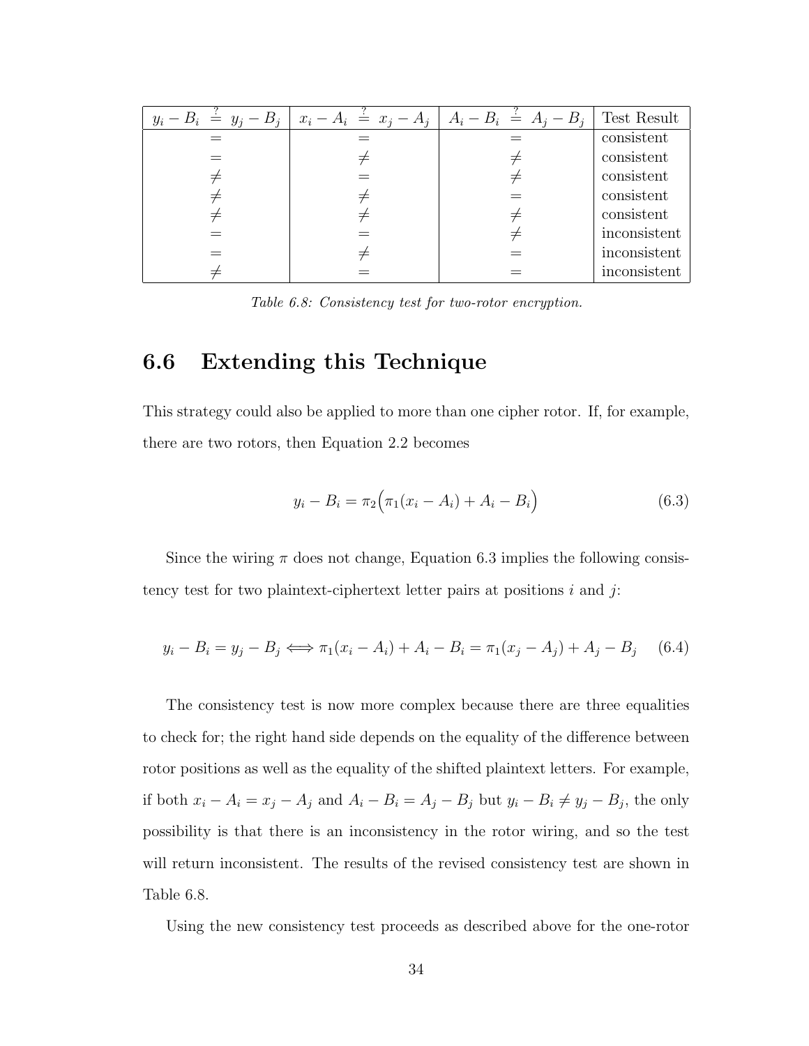| $y_i - B_i \stackrel{?}{=} y_j - B_j$ | $x_i - A_i \stackrel{?}{=} x_j - A_j$ | $A_i - B_i \stackrel{?}{=} A_j - B_j$ | Test Result |
|---|---|---|---|
| $=$ | $=$ | $=$ | consistent |
| $=$ | $\neq$ | $\neq$ | consistent |
| $\neq$ | $=$ | $\neq$ | consistent |
| $\neq$ | $\neq$ | $=$ | consistent |
| $\neq$ | $\neq$ | $\neq$ | consistent |
| $=$ | $=$ | $\neq$ | inconsistent |
| $=$ | $\neq$ | $=$ | inconsistent |
| $\neq$ | $=$ | $=$ | inconsistent |

*Table 6.8: Consistency test for two-rotor encryption.*

## 6.6 Extending this Technique

This strategy could also be applied to more than one cipher rotor. If, for example, there are two rotors, then Equation 2.2 becomes

$$y_i - B_i = \pi_2\Big(\pi_1(x_i - A_i) + A_i - B_i\Big) \tag{6.3}$$

Since the wiring $\pi$ does not change, Equation 6.3 implies the following consistency test for two plaintext-ciphertext letter pairs at positions $i$ and $j$:

$$y_i - B_i = y_j - B_j \Longleftrightarrow \pi_1(x_i - A_i) + A_i - B_i = \pi_1(x_j - A_j) + A_j - B_j \tag{6.4}$$

The consistency test is now more complex because there are three equalities to check for; the right hand side depends on the equality of the difference between rotor positions as well as the equality of the shifted plaintext letters. For example, if both $x_i - A_i = x_j - A_j$ and $A_i - B_i = A_j - B_j$ but $y_i - B_i \neq y_j - B_j$, the only possibility is that there is an inconsistency in the rotor wiring, and so the test will return inconsistent. The results of the revised consistency test are shown in Table 6.8.

Using the new consistency test proceeds as described above for the one-rotor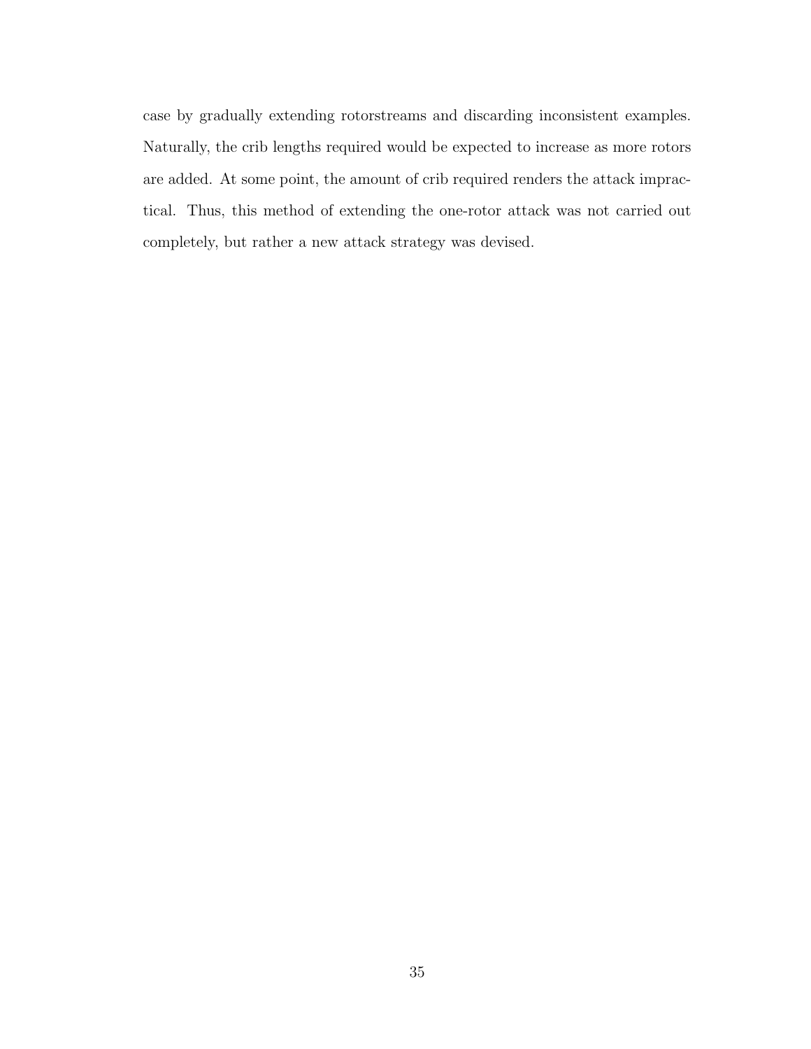case by gradually extending rotorstreams and discarding inconsistent examples. Naturally, the crib lengths required would be expected to increase as more rotors are added. At some point, the amount of crib required renders the attack impractical. Thus, this method of extending the one-rotor attack was not carried out completely, but rather a new attack strategy was devised.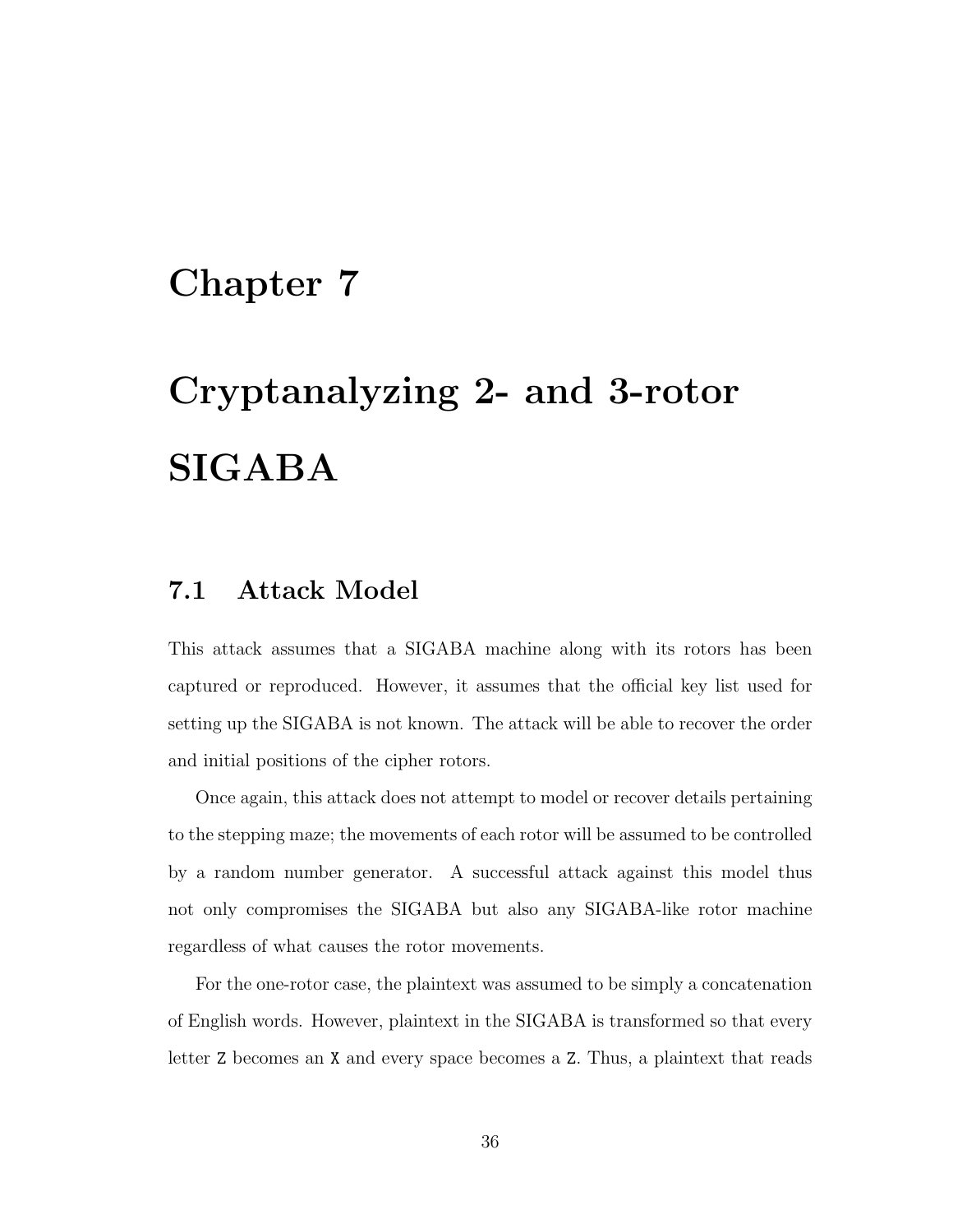# Chapter 7

# Cryptanalyzing 2- and 3-rotor SIGABA

## 7.1 Attack Model

This attack assumes that a SIGABA machine along with its rotors has been captured or reproduced. However, it assumes that the official key list used for setting up the SIGABA is not known. The attack will be able to recover the order and initial positions of the cipher rotors.

Once again, this attack does not attempt to model or recover details pertaining to the stepping maze; the movements of each rotor will be assumed to be controlled by a random number generator. A successful attack against this model thus not only compromises the SIGABA but also any SIGABA-like rotor machine regardless of what causes the rotor movements.

For the one-rotor case, the plaintext was assumed to be simply a concatenation of English words. However, plaintext in the SIGABA is transformed so that every letter `Z` becomes an `X` and every space becomes a `Z`. Thus, a plaintext that reads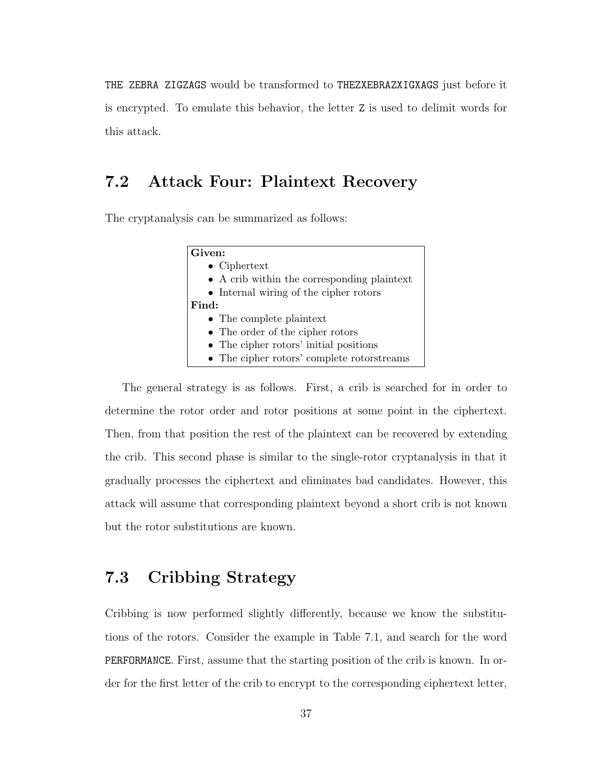`THE ZEBRA ZIGZAGS` would be transformed to `THEZXEBRAZXIGXAGS` just before it is encrypted. To emulate this behavior, the letter `Z` is used to delimit words for this attack.

## 7.2 Attack Four: Plaintext Recovery

The cryptanalysis can be summarized as follows:

**Given:**
- Ciphertext
- A crib within the corresponding plaintext
- Internal wiring of the cipher rotors

**Find:**
- The complete plaintext
- The order of the cipher rotors
- The cipher rotors' initial positions
- The cipher rotors' complete rotorstreams

The general strategy is as follows. First, a crib is searched for in order to determine the rotor order and rotor positions at some point in the ciphertext. Then, from that position the rest of the plaintext can be recovered by extending the crib. This second phase is similar to the single-rotor cryptanalysis in that it gradually processes the ciphertext and eliminates bad candidates. However, this attack will assume that corresponding plaintext beyond a short crib is not known but the rotor substitutions are known.

## 7.3 Cribbing Strategy

Cribbing is now performed slightly differently, because we know the substitutions of the rotors. Consider the example in Table 7.1, and search for the word `PERFORMANCE`. First, assume that the starting position of the crib is known. In order for the first letter of the crib to encrypt to the corresponding ciphertext letter,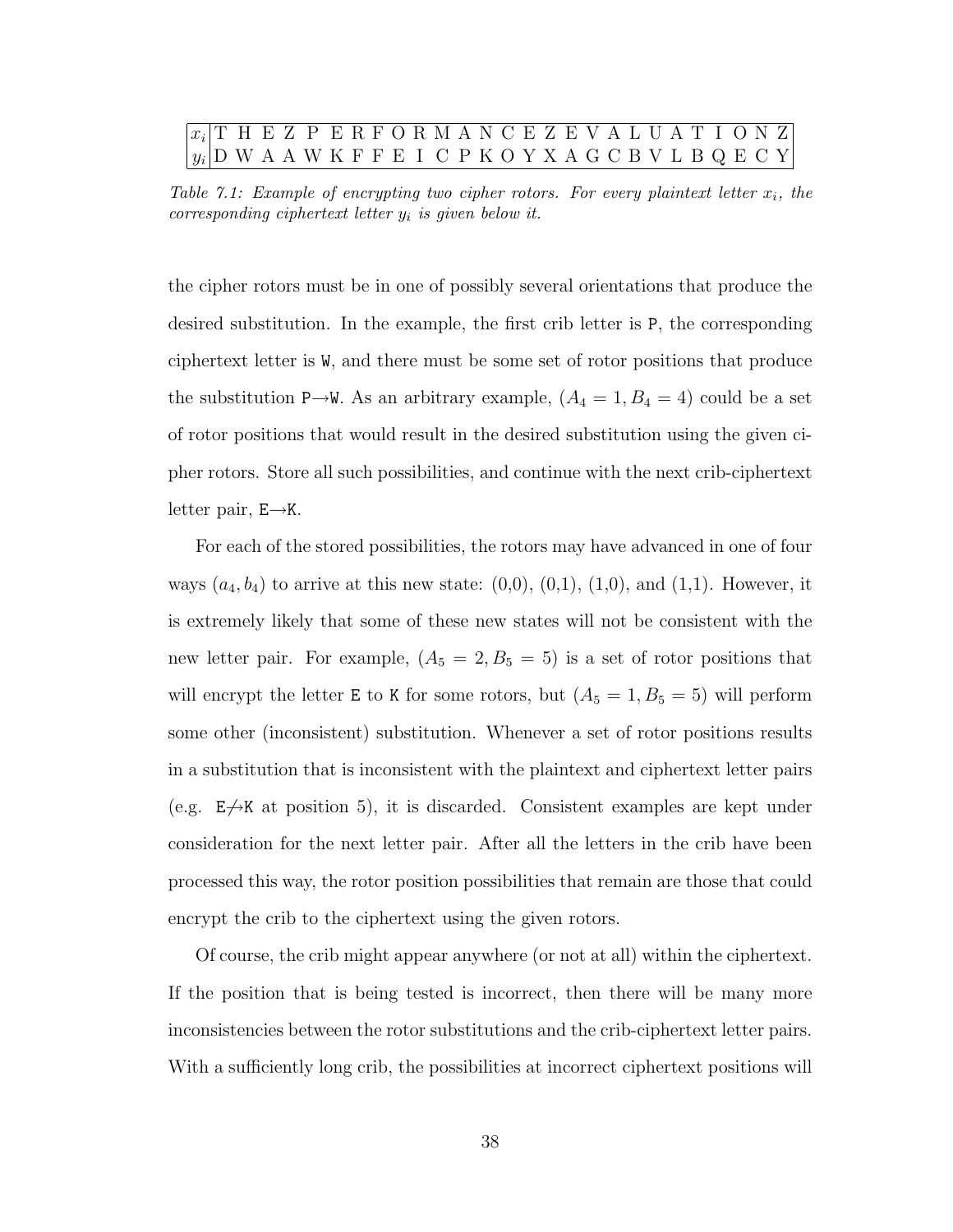| $x_i$ | T | H | E | Z | P | E | R | F | O | R | M | A | N | C | E | Z | E | V | A | L | U | A | T | I | O | N | Z |
|---|---|---|---|---|---|---|---|---|---|---|---|---|---|---|---|---|---|---|---|---|---|---|---|---|---|---|---|
| $y_i$ | D | W | A | A | W | K | F | F | E | I | C | P | K | O | Y | X | A | G | C | B | V | L | B | Q | E | C | Y |

*Table 7.1: Example of encrypting two cipher rotors. For every plaintext letter $x_i$, the corresponding ciphertext letter $y_i$ is given below it.*

the cipher rotors must be in one of possibly several orientations that produce the desired substitution. In the example, the first crib letter is P, the corresponding ciphertext letter is W, and there must be some set of rotor positions that produce the substitution P→W. As an arbitrary example, ($A_4 = 1, B_4 = 4$) could be a set of rotor positions that would result in the desired substitution using the given cipher rotors. Store all such possibilities, and continue with the next crib-ciphertext letter pair, E→K.

For each of the stored possibilities, the rotors may have advanced in one of four ways ($a_4, b_4$) to arrive at this new state: (0,0), (0,1), (1,0), and (1,1). However, it is extremely likely that some of these new states will not be consistent with the new letter pair. For example, ($A_5 = 2, B_5 = 5$) is a set of rotor positions that will encrypt the letter E to K for some rotors, but ($A_5 = 1, B_5 = 5$) will perform some other (inconsistent) substitution. Whenever a set of rotor positions results in a substitution that is inconsistent with the plaintext and ciphertext letter pairs (e.g. E↛K at position 5), it is discarded. Consistent examples are kept under consideration for the next letter pair. After all the letters in the crib have been processed this way, the rotor position possibilities that remain are those that could encrypt the crib to the ciphertext using the given rotors.

Of course, the crib might appear anywhere (or not at all) within the ciphertext. If the position that is being tested is incorrect, then there will be many more inconsistencies between the rotor substitutions and the crib-ciphertext letter pairs. With a sufficiently long crib, the possibilities at incorrect ciphertext positions will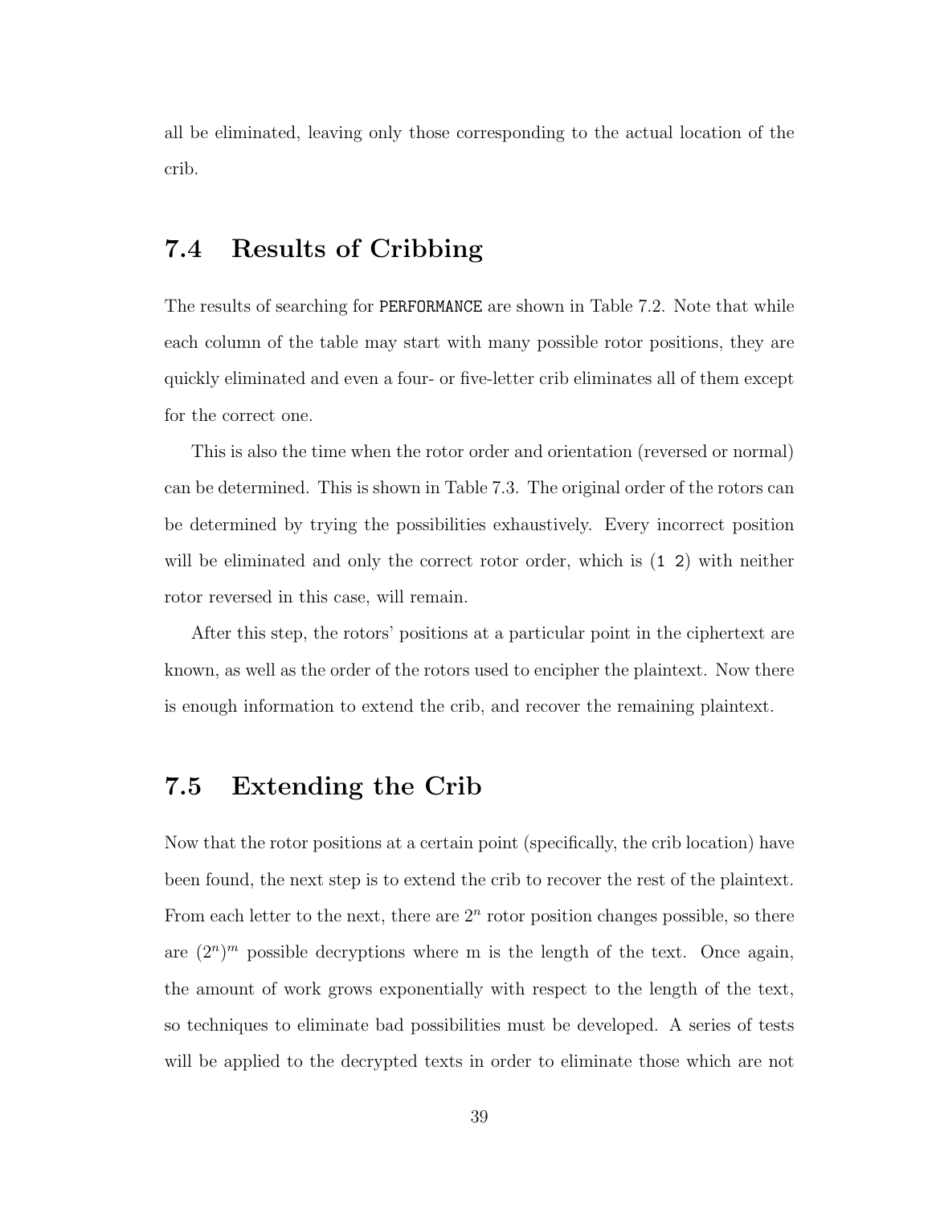all be eliminated, leaving only those corresponding to the actual location of the crib.

## 7.4 Results of Cribbing

The results of searching for `PERFORMANCE` are shown in Table 7.2. Note that while each column of the table may start with many possible rotor positions, they are quickly eliminated and even a four- or five-letter crib eliminates all of them except for the correct one.

This is also the time when the rotor order and orientation (reversed or normal) can be determined. This is shown in Table 7.3. The original order of the rotors can be determined by trying the possibilities exhaustively. Every incorrect position will be eliminated and only the correct rotor order, which is `(1 2)` with neither rotor reversed in this case, will remain.

After this step, the rotors' positions at a particular point in the ciphertext are known, as well as the order of the rotors used to encipher the plaintext. Now there is enough information to extend the crib, and recover the remaining plaintext.

## 7.5 Extending the Crib

Now that the rotor positions at a certain point (specifically, the crib location) have been found, the next step is to extend the crib to recover the rest of the plaintext. From each letter to the next, there are $2^n$ rotor position changes possible, so there are $(2^n)^m$ possible decryptions where m is the length of the text. Once again, the amount of work grows exponentially with respect to the length of the text, so techniques to eliminate bad possibilities must be developed. A series of tests will be applied to the decrypted texts in order to eliminate those which are not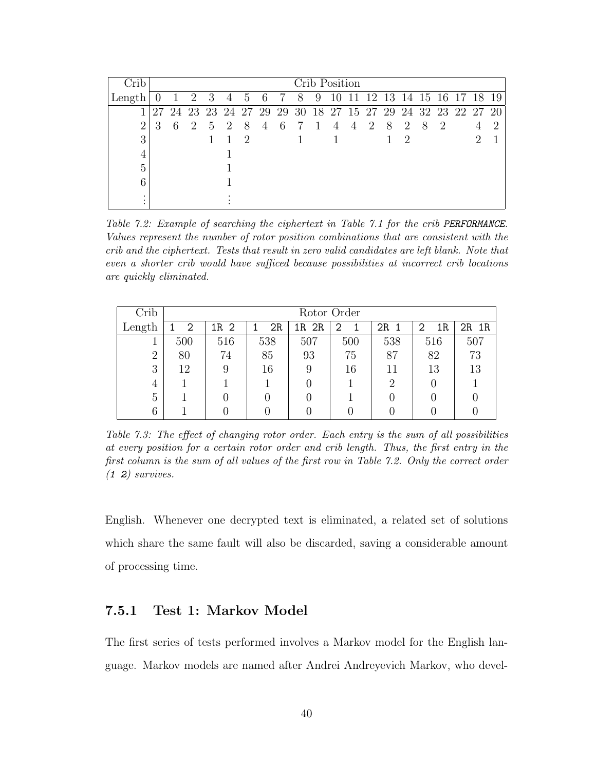| Crib | Crib Position | | | | | | | | | | | | | | | | | | | |
|---|---|---|---|---|---|---|---|---|---|---|---|---|---|---|---|---|---|---|---|---|
| Length | 0 | 1 | 2 | 3 | 4 | 5 | 6 | 7 | 8 | 9 | 10 | 11 | 12 | 13 | 14 | 15 | 16 | 17 | 18 | 19 |
| 1 | 27 | 24 | 23 | 23 | 24 | 27 | 29 | 29 | 30 | 18 | 27 | 15 | 27 | 29 | 24 | 32 | 23 | 22 | 27 | 20 |
| 2 | 3 | 6 | 2 | 5 | 2 | 8 | 4 | 6 | 7 | 1 | 4 | 4 | 2 | 8 | 2 | 8 | 2 | | 4 | 2 |
| 3 | | | | 1 | 1 | 2 | | | 1 | | 1 | | | 1 | 2 | | | | 2 | 1 |
| 4 | | | | | 1 | | | | | | | | | | | | | | | |
| 5 | | | | | 1 | | | | | | | | | | | | | | | |
| 6 | | | | | 1 | | | | | | | | | | | | | | | |
| ⋮ | | | | | ⋮ | | | | | | | | | | | | | | | |

*Table 7.2: Example of searching the ciphertext in Table 7.1 for the crib* `PERFORMANCE`*. Values represent the number of rotor position combinations that are consistent with the crib and the ciphertext. Tests that result in zero valid candidates are left blank. Note that even a shorter crib would have sufficed because possibilities at incorrect crib locations are quickly eliminated.*

| Crib | Rotor Order | | | | | | | |
|---|---|---|---|---|---|---|---|---|
| Length | `1 2` | `1R 2` | `1 2R` | `1R 2R` | `2 1` | `2R 1` | `2 1R` | `2R 1R` |
| 1 | 500 | 516 | 538 | 507 | 500 | 538 | 516 | 507 |
| 2 | 80 | 74 | 85 | 93 | 75 | 87 | 82 | 73 |
| 3 | 12 | 9 | 16 | 9 | 16 | 11 | 13 | 13 |
| 4 | 1 | 1 | 1 | 0 | 1 | 2 | 0 | 1 |
| 5 | 1 | 0 | 0 | 0 | 1 | 0 | 0 | 0 |
| 6 | 1 | 0 | 0 | 0 | 0 | 0 | 0 | 0 |

*Table 7.3: The effect of changing rotor order. Each entry is the sum of all possibilities at every position for a certain rotor order and crib length. Thus, the first entry in the first column is the sum of all values of the first row in Table 7.2. Only the correct order (*`1 2`*) survives.*

English. Whenever one decrypted text is eliminated, a related set of solutions which share the same fault will also be discarded, saving a considerable amount of processing time.

### 7.5.1 Test 1: Markov Model

The first series of tests performed involves a Markov model for the English language. Markov models are named after Andrei Andreyevich Markov, who devel-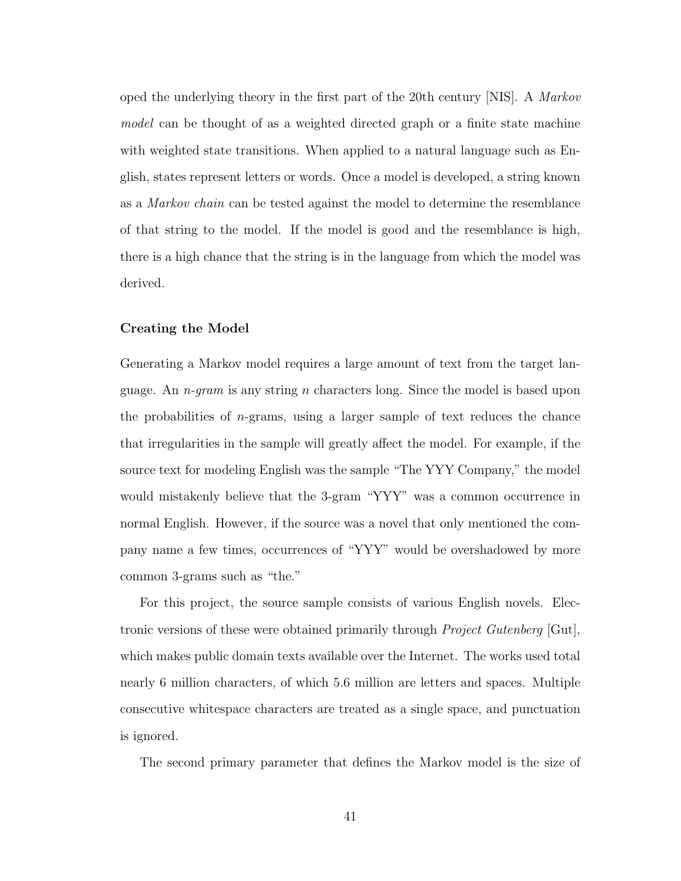oped the underlying theory in the first part of the 20th century [NIS]. A *Markov model* can be thought of as a weighted directed graph or a finite state machine with weighted state transitions. When applied to a natural language such as English, states represent letters or words. Once a model is developed, a string known as a *Markov chain* can be tested against the model to determine the resemblance of that string to the model. If the model is good and the resemblance is high, there is a high chance that the string is in the language from which the model was derived.

**Creating the Model**

Generating a Markov model requires a large amount of text from the target language. An *n-gram* is any string $n$ characters long. Since the model is based upon the probabilities of $n$-grams, using a larger sample of text reduces the chance that irregularities in the sample will greatly affect the model. For example, if the source text for modeling English was the sample "The YYY Company," the model would mistakenly believe that the 3-gram "YYY" was a common occurrence in normal English. However, if the source was a novel that only mentioned the company name a few times, occurrences of "YYY" would be overshadowed by more common 3-grams such as "the."

For this project, the source sample consists of various English novels. Electronic versions of these were obtained primarily through *Project Gutenberg* [Gut], which makes public domain texts available over the Internet. The works used total nearly 6 million characters, of which 5.6 million are letters and spaces. Multiple consecutive whitespace characters are treated as a single space, and punctuation is ignored.

The second primary parameter that defines the Markov model is the size of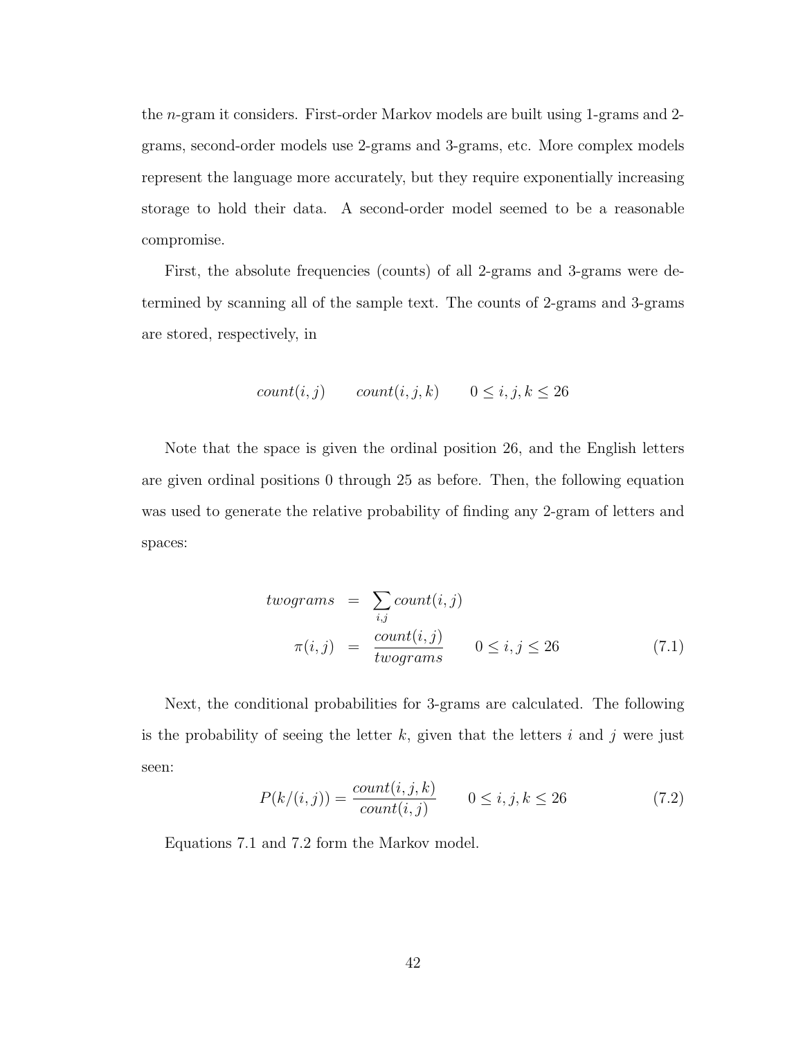the $n$-gram it considers. First-order Markov models are built using 1-grams and 2-grams, second-order models use 2-grams and 3-grams, etc. More complex models represent the language more accurately, but they require exponentially increasing storage to hold their data. A second-order model seemed to be a reasonable compromise.

First, the absolute frequencies (counts) of all 2-grams and 3-grams were determined by scanning all of the sample text. The counts of 2-grams and 3-grams are stored, respectively, in

$$count(i,j) \qquad count(i,j,k) \qquad 0 \leq i,j,k \leq 26$$

Note that the space is given the ordinal position 26, and the English letters are given ordinal positions 0 through 25 as before. Then, the following equation was used to generate the relative probability of finding any 2-gram of letters and spaces:

$$\begin{aligned} twograms &= \sum_{i,j} count(i,j) \\ \pi(i,j) &= \frac{count(i,j)}{twograms} \qquad 0 \leq i,j \leq 26 \end{aligned} \tag{7.1}$$

Next, the conditional probabilities for 3-grams are calculated. The following is the probability of seeing the letter $k$, given that the letters $i$ and $j$ were just seen:

$$P(k/(i,j)) = \frac{count(i,j,k)}{count(i,j)} \qquad 0 \leq i,j,k \leq 26 \tag{7.2}$$

Equations 7.1 and 7.2 form the Markov model.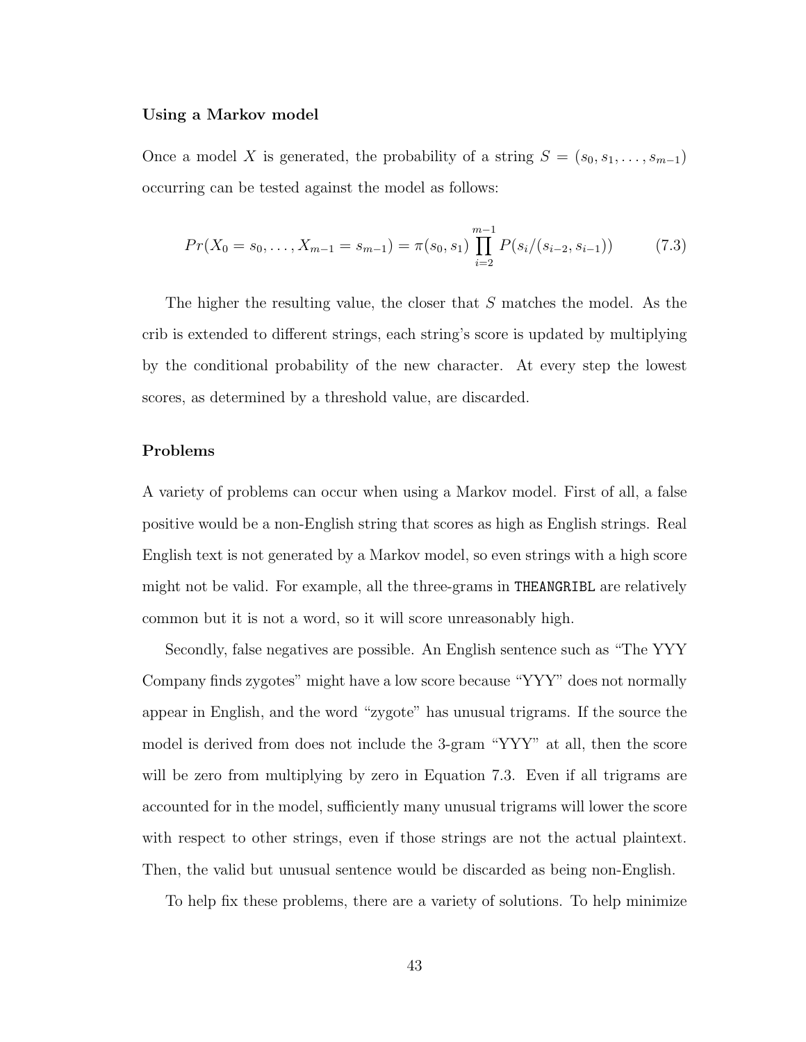### Using a Markov model

Once a model $X$ is generated, the probability of a string $S = (s_0, s_1, \ldots, s_{m-1})$ occurring can be tested against the model as follows:

$$Pr(X_0 = s_0, \ldots, X_{m-1} = s_{m-1}) = \pi(s_0, s_1) \prod_{i=2}^{m-1} P(s_i/(s_{i-2}, s_{i-1})) \tag{7.3}$$

The higher the resulting value, the closer that $S$ matches the model. As the crib is extended to different strings, each string's score is updated by multiplying by the conditional probability of the new character. At every step the lowest scores, as determined by a threshold value, are discarded.

### Problems

A variety of problems can occur when using a Markov model. First of all, a false positive would be a non-English string that scores as high as English strings. Real English text is not generated by a Markov model, so even strings with a high score might not be valid. For example, all the three-grams in `THEANGRIBL` are relatively common but it is not a word, so it will score unreasonably high.

Secondly, false negatives are possible. An English sentence such as "The YYY Company finds zygotes" might have a low score because "YYY" does not normally appear in English, and the word "zygote" has unusual trigrams. If the source the model is derived from does not include the 3-gram "YYY" at all, then the score will be zero from multiplying by zero in Equation 7.3. Even if all trigrams are accounted for in the model, sufficiently many unusual trigrams will lower the score with respect to other strings, even if those strings are not the actual plaintext. Then, the valid but unusual sentence would be discarded as being non-English.

To help fix these problems, there are a variety of solutions. To help minimize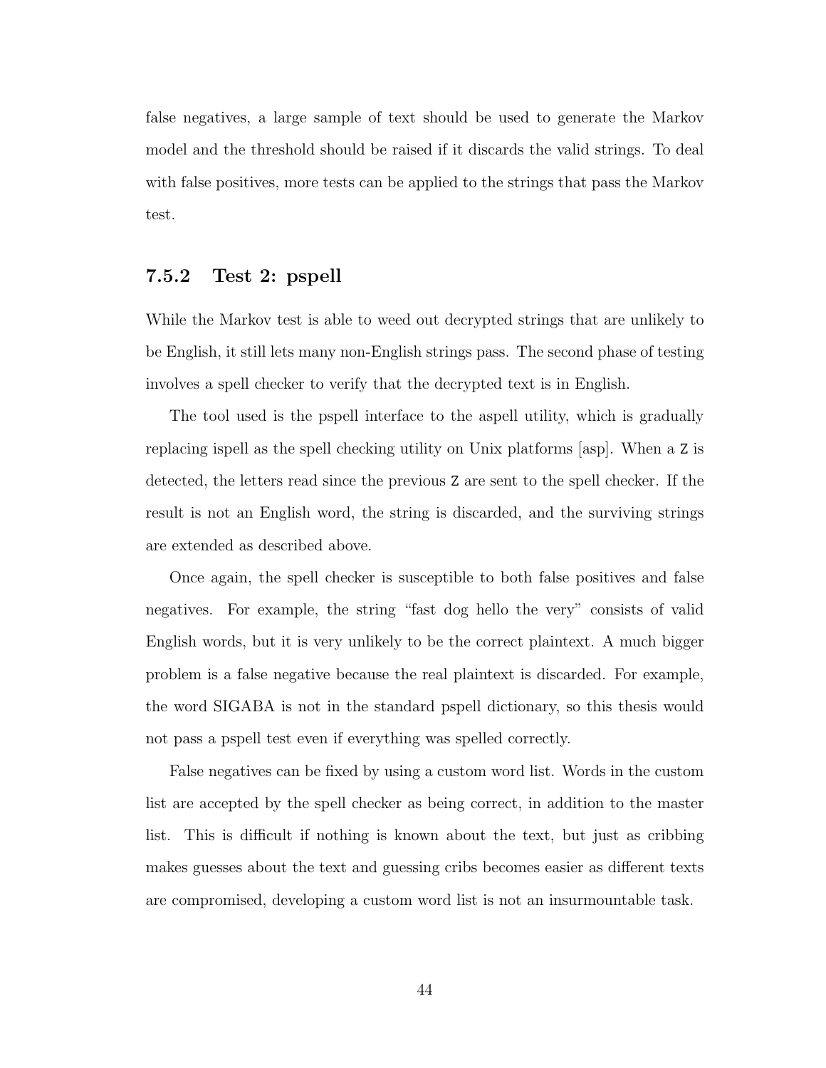false negatives, a large sample of text should be used to generate the Markov model and the threshold should be raised if it discards the valid strings. To deal with false positives, more tests can be applied to the strings that pass the Markov test.

### 7.5.2 Test 2: pspell

While the Markov test is able to weed out decrypted strings that are unlikely to be English, it still lets many non-English strings pass. The second phase of testing involves a spell checker to verify that the decrypted text is in English.

The tool used is the pspell interface to the aspell utility, which is gradually replacing ispell as the spell checking utility on Unix platforms [asp]. When a `Z` is detected, the letters read since the previous `Z` are sent to the spell checker. If the result is not an English word, the string is discarded, and the surviving strings are extended as described above.

Once again, the spell checker is susceptible to both false positives and false negatives. For example, the string "fast dog hello the very" consists of valid English words, but it is very unlikely to be the correct plaintext. A much bigger problem is a false negative because the real plaintext is discarded. For example, the word SIGABA is not in the standard pspell dictionary, so this thesis would not pass a pspell test even if everything was spelled correctly.

False negatives can be fixed by using a custom word list. Words in the custom list are accepted by the spell checker as being correct, in addition to the master list. This is difficult if nothing is known about the text, but just as cribbing makes guesses about the text and guessing cribs becomes easier as different texts are compromised, developing a custom word list is not an insurmountable task.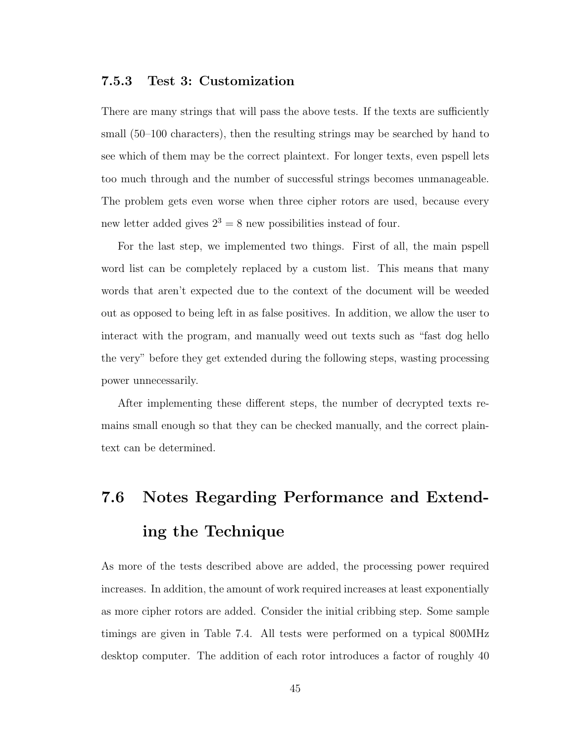### 7.5.3 Test 3: Customization

There are many strings that will pass the above tests. If the texts are sufficiently small (50–100 characters), then the resulting strings may be searched by hand to see which of them may be the correct plaintext. For longer texts, even pspell lets too much through and the number of successful strings becomes unmanageable. The problem gets even worse when three cipher rotors are used, because every new letter added gives $2^3 = 8$ new possibilities instead of four.

For the last step, we implemented two things. First of all, the main pspell word list can be completely replaced by a custom list. This means that many words that aren't expected due to the context of the document will be weeded out as opposed to being left in as false positives. In addition, we allow the user to interact with the program, and manually weed out texts such as "fast dog hello the very" before they get extended during the following steps, wasting processing power unnecessarily.

After implementing these different steps, the number of decrypted texts remains small enough so that they can be checked manually, and the correct plaintext can be determined.

## 7.6 Notes Regarding Performance and Extending the Technique

As more of the tests described above are added, the processing power required increases. In addition, the amount of work required increases at least exponentially as more cipher rotors are added. Consider the initial cribbing step. Some sample timings are given in Table 7.4. All tests were performed on a typical 800MHz desktop computer. The addition of each rotor introduces a factor of roughly 40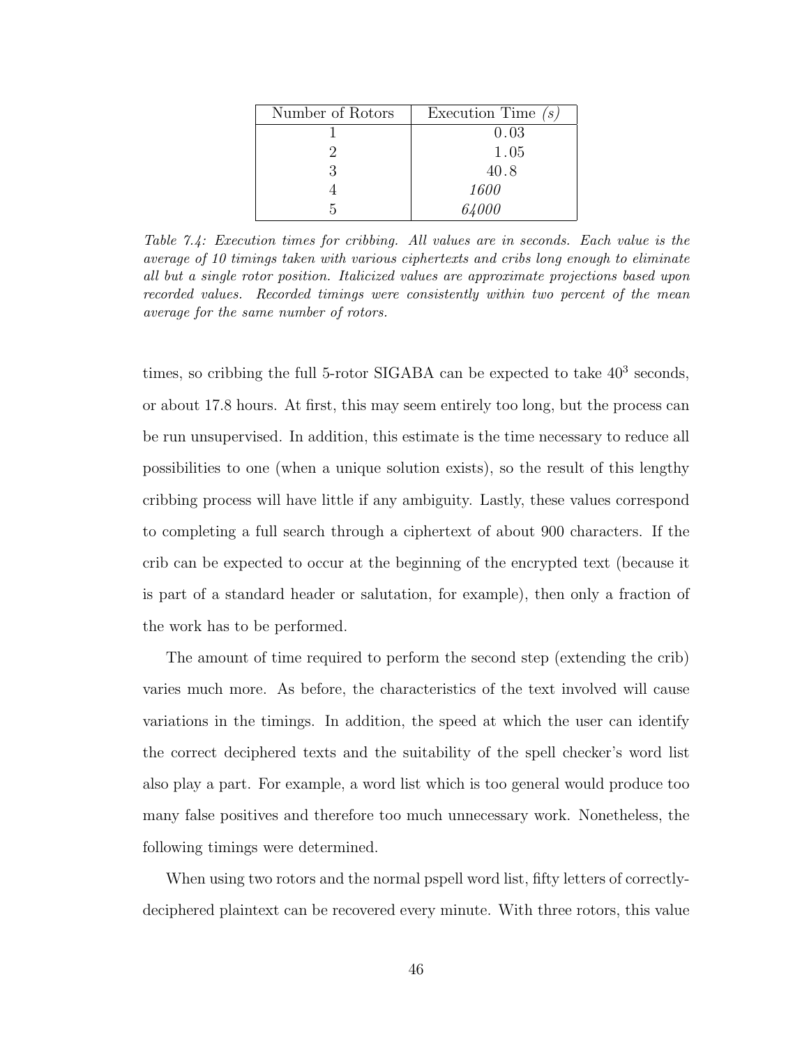| Number of Rotors | Execution Time *(s)* |
|---|---|
| 1 | 0.03 |
| 2 | 1.05 |
| 3 | 40.8 |
| 4 | *1600* |
| 5 | *64000* |

*Table 7.4: Execution times for cribbing. All values are in seconds. Each value is the average of 10 timings taken with various ciphertexts and cribs long enough to eliminate all but a single rotor position. Italicized values are approximate projections based upon recorded values. Recorded timings were consistently within two percent of the mean average for the same number of rotors.*

times, so cribbing the full 5-rotor SIGABA can be expected to take $40^3$ seconds, or about 17.8 hours. At first, this may seem entirely too long, but the process can be run unsupervised. In addition, this estimate is the time necessary to reduce all possibilities to one (when a unique solution exists), so the result of this lengthy cribbing process will have little if any ambiguity. Lastly, these values correspond to completing a full search through a ciphertext of about 900 characters. If the crib can be expected to occur at the beginning of the encrypted text (because it is part of a standard header or salutation, for example), then only a fraction of the work has to be performed.

The amount of time required to perform the second step (extending the crib) varies much more. As before, the characteristics of the text involved will cause variations in the timings. In addition, the speed at which the user can identify the correct deciphered texts and the suitability of the spell checker's word list also play a part. For example, a word list which is too general would produce too many false positives and therefore too much unnecessary work. Nonetheless, the following timings were determined.

When using two rotors and the normal pspell word list, fifty letters of correctly-deciphered plaintext can be recovered every minute. With three rotors, this value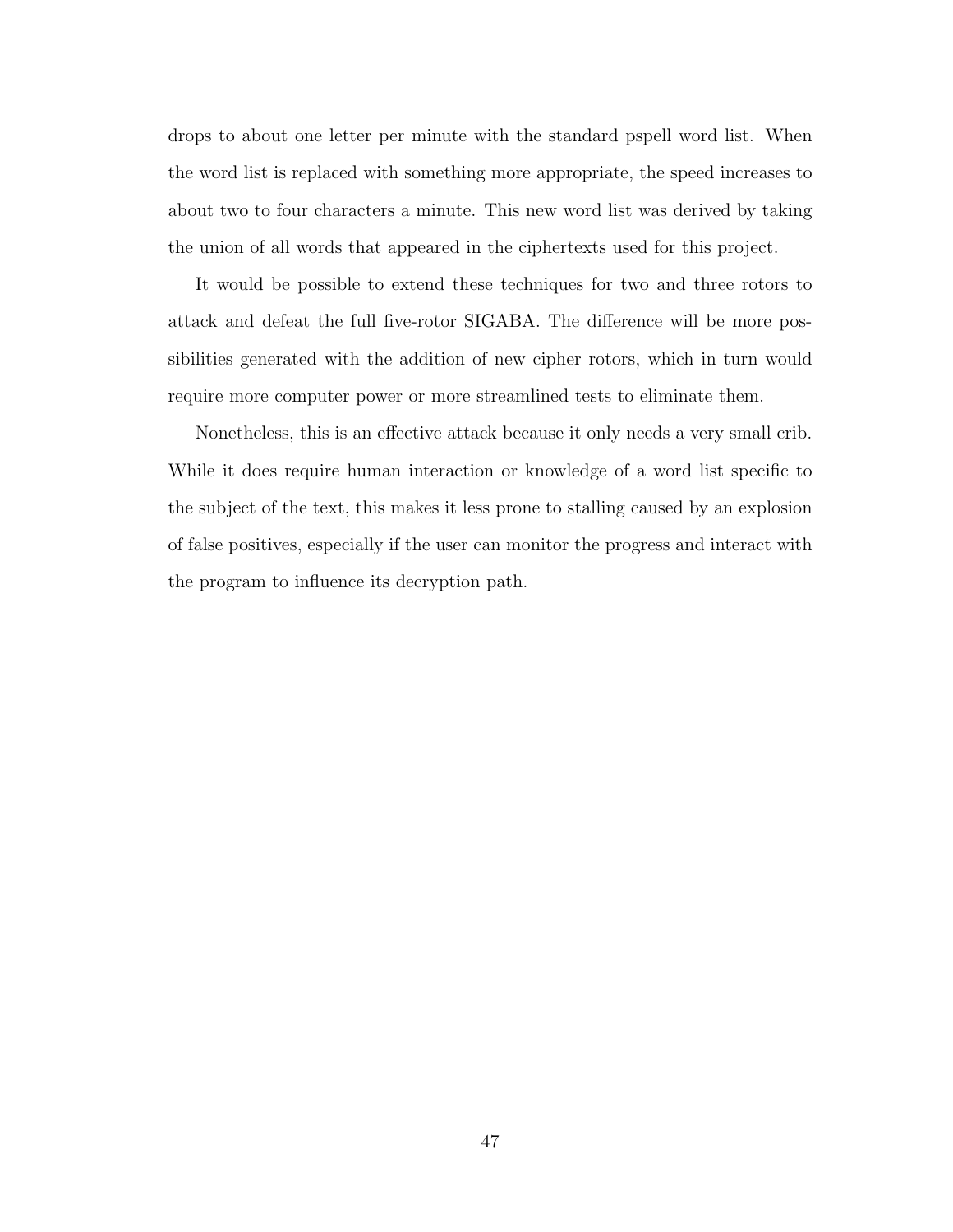drops to about one letter per minute with the standard pspell word list. When the word list is replaced with something more appropriate, the speed increases to about two to four characters a minute. This new word list was derived by taking the union of all words that appeared in the ciphertexts used for this project.

It would be possible to extend these techniques for two and three rotors to attack and defeat the full five-rotor SIGABA. The difference will be more possibilities generated with the addition of new cipher rotors, which in turn would require more computer power or more streamlined tests to eliminate them.

Nonetheless, this is an effective attack because it only needs a very small crib. While it does require human interaction or knowledge of a word list specific to the subject of the text, this makes it less prone to stalling caused by an explosion of false positives, especially if the user can monitor the progress and interact with the program to influence its decryption path.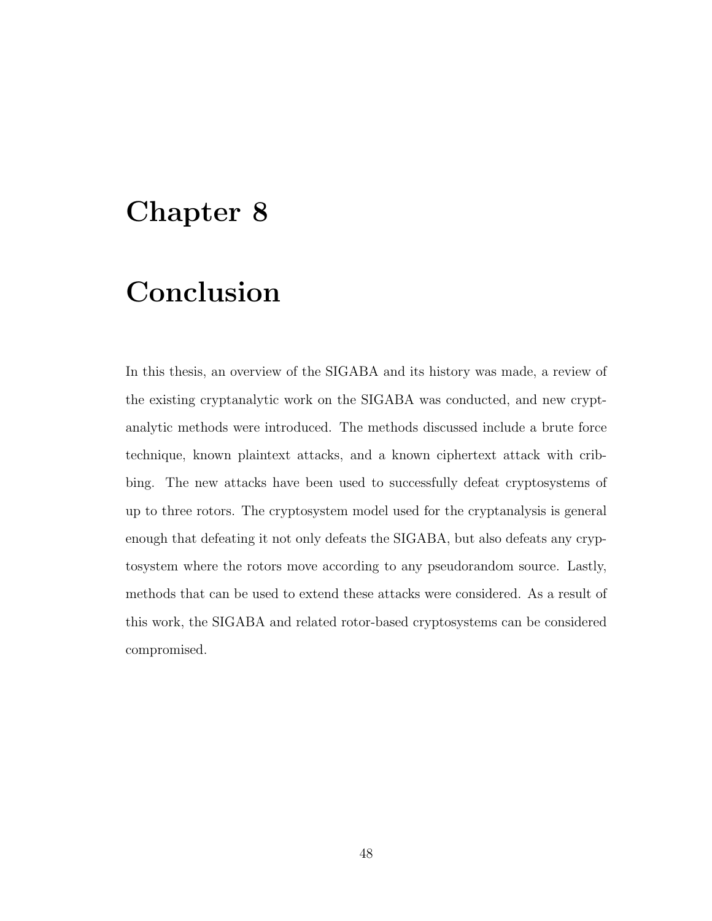# Chapter 8

# Conclusion

In this thesis, an overview of the SIGABA and its history was made, a review of the existing cryptanalytic work on the SIGABA was conducted, and new cryptanalytic methods were introduced. The methods discussed include a brute force technique, known plaintext attacks, and a known ciphertext attack with cribbing. The new attacks have been used to successfully defeat cryptosystems of up to three rotors. The cryptosystem model used for the cryptanalysis is general enough that defeating it not only defeats the SIGABA, but also defeats any cryptosystem where the rotors move according to any pseudorandom source. Lastly, methods that can be used to extend these attacks were considered. As a result of this work, the SIGABA and related rotor-based cryptosystems can be considered compromised.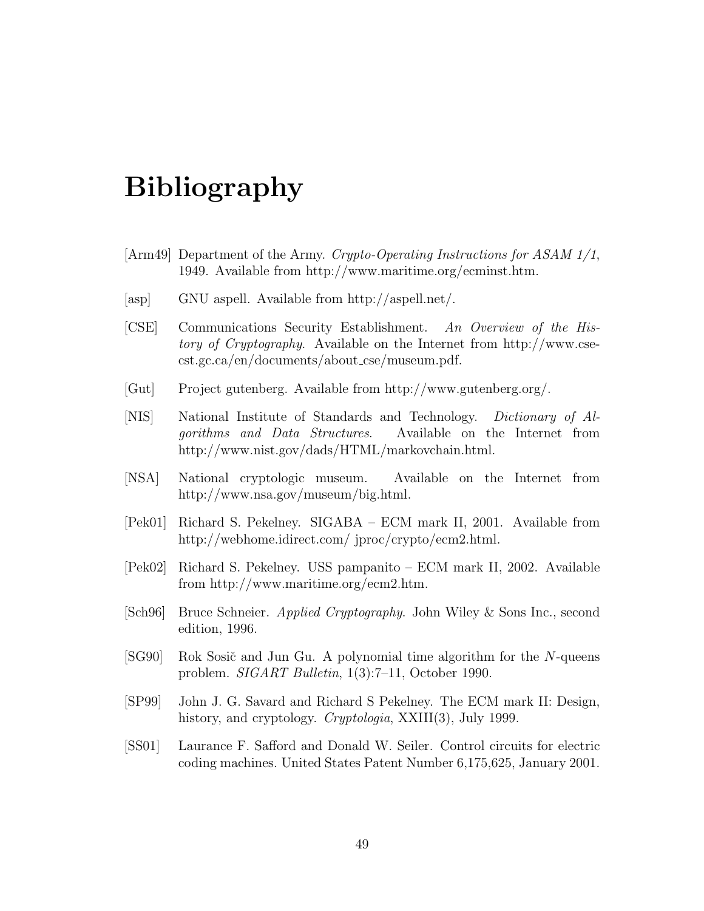# Bibliography

[Arm49] Department of the Army. *Crypto-Operating Instructions for ASAM 1/1*, 1949. Available from http://www.maritime.org/ecminst.htm.

[asp] GNU aspell. Available from http://aspell.net/.

[CSE] Communications Security Establishment. *An Overview of the History of Cryptography*. Available on the Internet from http://www.cse-cst.gc.ca/en/documents/about_cse/museum.pdf.

[Gut] Project gutenberg. Available from http://www.gutenberg.org/.

[NIS] National Institute of Standards and Technology. *Dictionary of Algorithms and Data Structures*. Available on the Internet from http://www.nist.gov/dads/HTML/markovchain.html.

[NSA] National cryptologic museum. Available on the Internet from http://www.nsa.gov/museum/big.html.

[Pek01] Richard S. Pekelney. SIGABA – ECM mark II, 2001. Available from http://webhome.idirect.com/ jproc/crypto/ecm2.html.

[Pek02] Richard S. Pekelney. USS pampanito – ECM mark II, 2002. Available from http://www.maritime.org/ecm2.htm.

[Sch96] Bruce Schneier. *Applied Cryptography*. John Wiley & Sons Inc., second edition, 1996.

[SG90] Rok Sosič and Jun Gu. A polynomial time algorithm for the $N$-queens problem. *SIGART Bulletin*, 1(3):7–11, October 1990.

[SP99] John J. G. Savard and Richard S Pekelney. The ECM mark II: Design, history, and cryptology. *Cryptologia*, XXIII(3), July 1999.

[SS01] Laurance F. Safford and Donald W. Seiler. Control circuits for electric coding machines. United States Patent Number 6,175,625, January 2001.